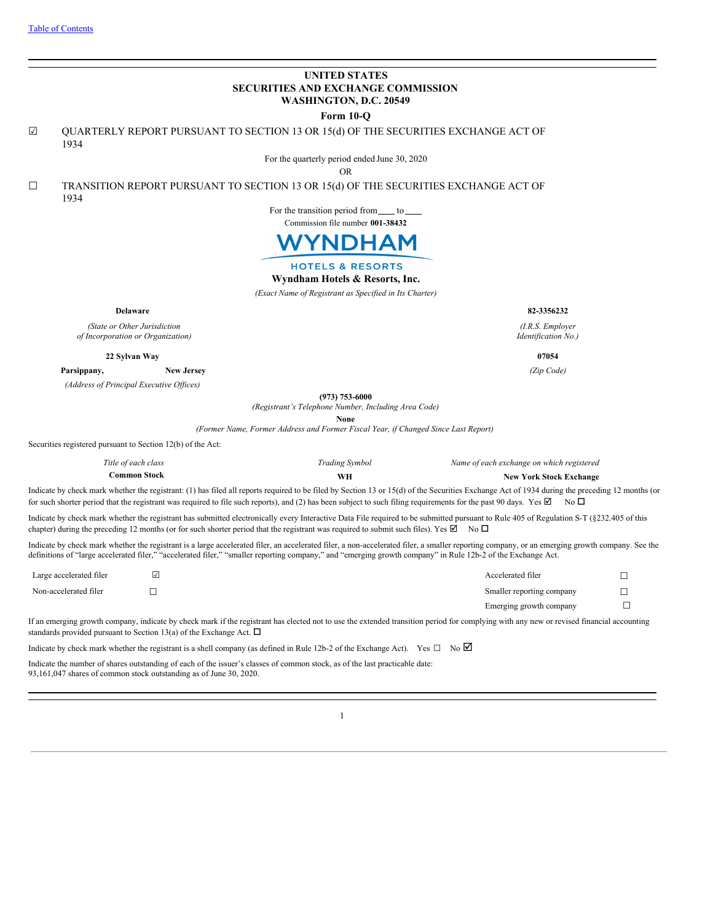Table of Contents

# UNITED STATES
# SECURITIES AND EXCHANGE COMMISSION
# WASHINGTON, D.C. 20549

## Form 10-Q

☑ QUARTERLY REPORT PURSUANT TO SECTION 13 OR 15(d) OF THE SECURITIES EXCHANGE ACT OF 1934

For the quarterly period ended June 30, 2020

OR

☐ TRANSITION REPORT PURSUANT TO SECTION 13 OR 15(d) OF THE SECURITIES EXCHANGE ACT OF 1934

For the transition period from\_\_\_\_ to\_\_\_\_

Commission file number **001-38432**

WYNDHAM

HOTELS & RESORTS

**Wyndham Hotels & Resorts, Inc.**

*(Exact Name of Registrant as Specified in Its Charter)*

| **Delaware** | **82-3356232** |
|---|---|
| *(State or Other Jurisdiction of Incorporation or Organization)* | *(I.R.S. Employer Identification No.)* |
| **22 Sylvan Way** | **07054** |
| **Parsippany, New Jersey** | *(Zip Code)* |
| *(Address of Principal Executive Offices)* | |

**(973) 753-6000**

*(Registrant's Telephone Number, Including Area Code)*

**None**

*(Former Name, Former Address and Former Fiscal Year, if Changed Since Last Report)*

Securities registered pursuant to Section 12(b) of the Act:

| *Title of each class* | *Trading Symbol* | *Name of each exchange on which registered* |
|---|---|---|
| **Common Stock** | **WH** | **New York Stock Exchange** |

Indicate by check mark whether the registrant: (1) has filed all reports required to be filed by Section 13 or 15(d) of the Securities Exchange Act of 1934 during the preceding 12 months (or for such shorter period that the registrant was required to file such reports), and (2) has been subject to such filing requirements for the past 90 days. Yes ☑ No ☐

Indicate by check mark whether the registrant has submitted electronically every Interactive Data File required to be submitted pursuant to Rule 405 of Regulation S-T (§232.405 of this chapter) during the preceding 12 months (or for such shorter period that the registrant was required to submit such files). Yes ☑ No ☐

Indicate by check mark whether the registrant is a large accelerated filer, an accelerated filer, a non-accelerated filer, a smaller reporting company, or an emerging growth company. See the definitions of "large accelerated filer," "accelerated filer," "smaller reporting company," and "emerging growth company" in Rule 12b-2 of the Exchange Act.

| | | | |
|---|---|---|---|
| Large accelerated filer | ☑ | Accelerated filer | ☐ |
| Non-accelerated filer | ☐ | Smaller reporting company | ☐ |
| | | Emerging growth company | ☐ |

If an emerging growth company, indicate by check mark if the registrant has elected not to use the extended transition period for complying with any new or revised financial accounting standards provided pursuant to Section 13(a) of the Exchange Act. ☐

Indicate by check mark whether the registrant is a shell company (as defined in Rule 12b-2 of the Exchange Act). Yes ☐ No ☑

Indicate the number of shares outstanding of each of the issuer's classes of common stock, as of the last practicable date:
93,161,047 shares of common stock outstanding as of June 30, 2020.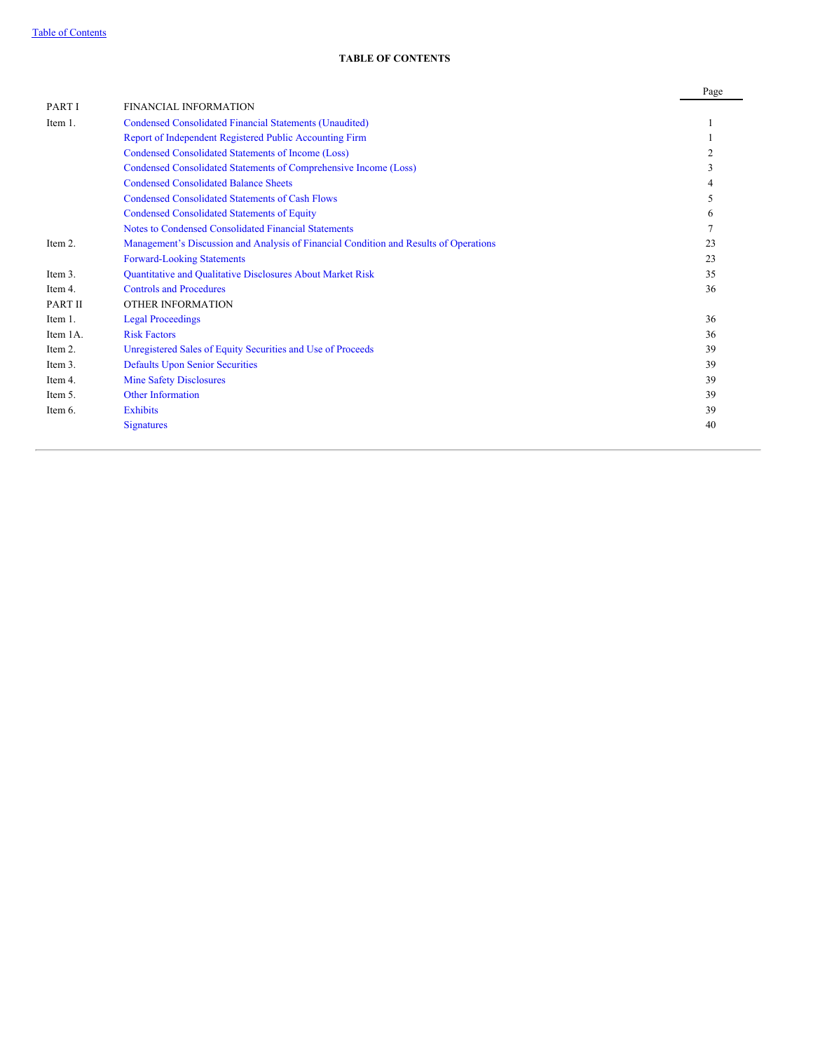# TABLE OF CONTENTS

| | | Page |
|---|---|---|
| PART I | FINANCIAL INFORMATION | |
| Item 1. | Condensed Consolidated Financial Statements (Unaudited) | 1 |
| | Report of Independent Registered Public Accounting Firm | 1 |
| | Condensed Consolidated Statements of Income (Loss) | 2 |
| | Condensed Consolidated Statements of Comprehensive Income (Loss) | 3 |
| | Condensed Consolidated Balance Sheets | 4 |
| | Condensed Consolidated Statements of Cash Flows | 5 |
| | Condensed Consolidated Statements of Equity | 6 |
| | Notes to Condensed Consolidated Financial Statements | 7 |
| Item 2. | Management's Discussion and Analysis of Financial Condition and Results of Operations | 23 |
| | Forward-Looking Statements | 23 |
| Item 3. | Quantitative and Qualitative Disclosures About Market Risk | 35 |
| Item 4. | Controls and Procedures | 36 |
| PART II | OTHER INFORMATION | |
| Item 1. | Legal Proceedings | 36 |
| Item 1A. | Risk Factors | 36 |
| Item 2. | Unregistered Sales of Equity Securities and Use of Proceeds | 39 |
| Item 3. | Defaults Upon Senior Securities | 39 |
| Item 4. | Mine Safety Disclosures | 39 |
| Item 5. | Other Information | 39 |
| Item 6. | Exhibits | 39 |
| | Signatures | 40 |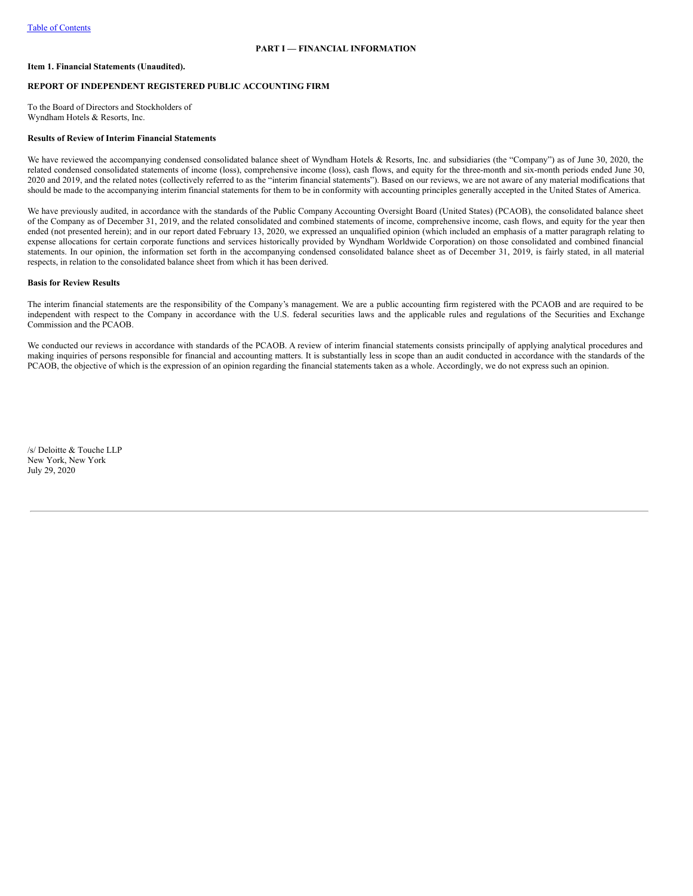## PART I — FINANCIAL INFORMATION

**Item 1. Financial Statements (Unaudited).**

**REPORT OF INDEPENDENT REGISTERED PUBLIC ACCOUNTING FIRM**

To the Board of Directors and Stockholders of
Wyndham Hotels & Resorts, Inc.

**Results of Review of Interim Financial Statements**

We have reviewed the accompanying condensed consolidated balance sheet of Wyndham Hotels & Resorts, Inc. and subsidiaries (the "Company") as of June 30, 2020, the related condensed consolidated statements of income (loss), comprehensive income (loss), cash flows, and equity for the three-month and six-month periods ended June 30, 2020 and 2019, and the related notes (collectively referred to as the "interim financial statements"). Based on our reviews, we are not aware of any material modifications that should be made to the accompanying interim financial statements for them to be in conformity with accounting principles generally accepted in the United States of America.

We have previously audited, in accordance with the standards of the Public Company Accounting Oversight Board (United States) (PCAOB), the consolidated balance sheet of the Company as of December 31, 2019, and the related consolidated and combined statements of income, comprehensive income, cash flows, and equity for the year then ended (not presented herein); and in our report dated February 13, 2020, we expressed an unqualified opinion (which included an emphasis of a matter paragraph relating to expense allocations for certain corporate functions and services historically provided by Wyndham Worldwide Corporation) on those consolidated and combined financial statements. In our opinion, the information set forth in the accompanying condensed consolidated balance sheet as of December 31, 2019, is fairly stated, in all material respects, in relation to the consolidated balance sheet from which it has been derived.

**Basis for Review Results**

The interim financial statements are the responsibility of the Company's management. We are a public accounting firm registered with the PCAOB and are required to be independent with respect to the Company in accordance with the U.S. federal securities laws and the applicable rules and regulations of the Securities and Exchange Commission and the PCAOB.

We conducted our reviews in accordance with standards of the PCAOB. A review of interim financial statements consists principally of applying analytical procedures and making inquiries of persons responsible for financial and accounting matters. It is substantially less in scope than an audit conducted in accordance with the standards of the PCAOB, the objective of which is the expression of an opinion regarding the financial statements taken as a whole. Accordingly, we do not express such an opinion.

/s/ Deloitte & Touche LLP
New York, New York
July 29, 2020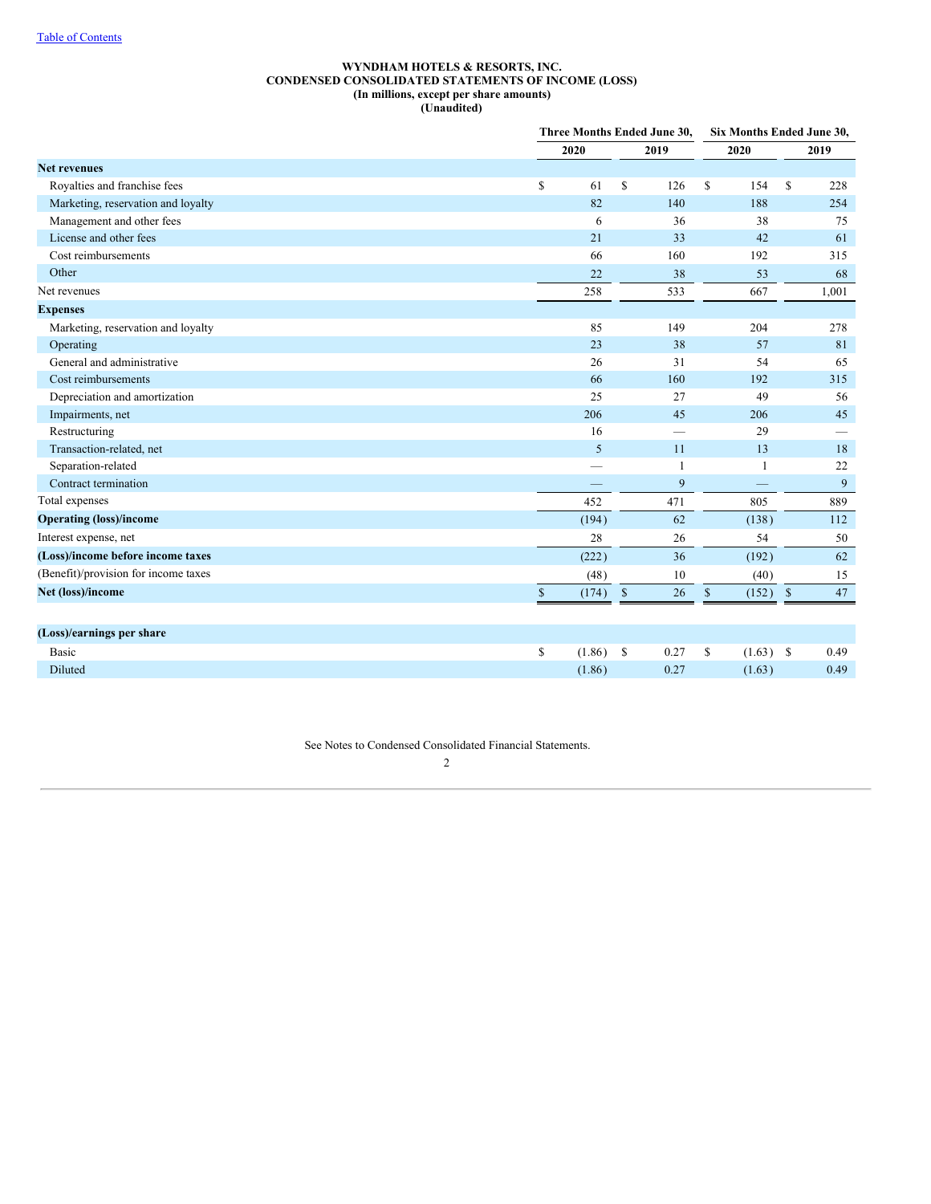Table of Contents

**WYNDHAM HOTELS & RESORTS, INC.**
**CONDENSED CONSOLIDATED STATEMENTS OF INCOME (LOSS)**
**(In millions, except per share amounts)**
**(Unaudited)**

| | Three Months Ended June 30, | | Six Months Ended June 30, | |
|---|---|---|---|---|
| | 2020 | 2019 | 2020 | 2019 |
| **Net revenues** | | | | |
| Royalties and franchise fees | $ 61 | $ 126 | $ 154 | $ 228 |
| Marketing, reservation and loyalty | 82 | 140 | 188 | 254 |
| Management and other fees | 6 | 36 | 38 | 75 |
| License and other fees | 21 | 33 | 42 | 61 |
| Cost reimbursements | 66 | 160 | 192 | 315 |
| Other | 22 | 38 | 53 | 68 |
| Net revenues | 258 | 533 | 667 | 1,001 |
| **Expenses** | | | | |
| Marketing, reservation and loyalty | 85 | 149 | 204 | 278 |
| Operating | 23 | 38 | 57 | 81 |
| General and administrative | 26 | 31 | 54 | 65 |
| Cost reimbursements | 66 | 160 | 192 | 315 |
| Depreciation and amortization | 25 | 27 | 49 | 56 |
| Impairments, net | 206 | 45 | 206 | 45 |
| Restructuring | 16 | — | 29 | — |
| Transaction-related, net | 5 | 11 | 13 | 18 |
| Separation-related | — | 1 | 1 | 22 |
| Contract termination | — | 9 | — | 9 |
| Total expenses | 452 | 471 | 805 | 889 |
| **Operating (loss)/income** | (194) | 62 | (138) | 112 |
| Interest expense, net | 28 | 26 | 54 | 50 |
| **(Loss)/income before income taxes** | (222) | 36 | (192) | 62 |
| (Benefit)/provision for income taxes | (48) | 10 | (40) | 15 |
| **Net (loss)/income** | $ (174) | $ 26 | $ (152) | $ 47 |
| | | | | |
| **(Loss)/earnings per share** | | | | |
| Basic | $ (1.86) | $ 0.27 | $ (1.63) | $ 0.49 |
| Diluted | (1.86) | 0.27 | (1.63) | 0.49 |

See Notes to Condensed Consolidated Financial Statements.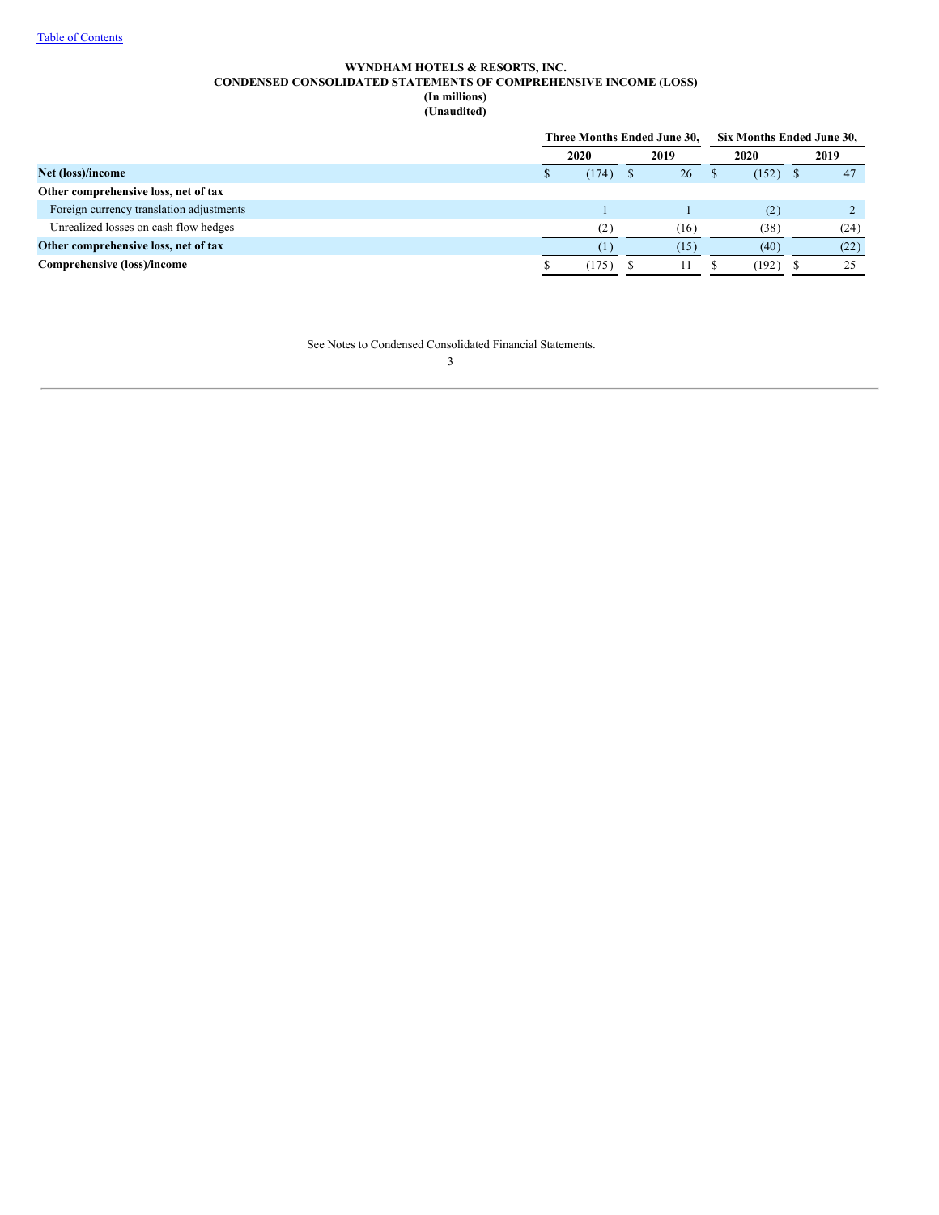WYNDHAM HOTELS & RESORTS, INC.
CONDENSED CONSOLIDATED STATEMENTS OF COMPREHENSIVE INCOME (LOSS)
(In millions)
(Unaudited)

| | Three Months Ended June 30, | | Six Months Ended June 30, | |
|---|---|---|---|---|
| | 2020 | 2019 | 2020 | 2019 |
| **Net (loss)/income** | $ (174) | $ 26 | $ (152) | $ 47 |
| **Other comprehensive loss, net of tax** | | | | |
| Foreign currency translation adjustments | 1 | 1 | (2) | 2 |
| Unrealized losses on cash flow hedges | (2) | (16) | (38) | (24) |
| **Other comprehensive loss, net of tax** | (1) | (15) | (40) | (22) |
| **Comprehensive (loss)/income** | $ (175) | $ 11 | $ (192) | $ 25 |

See Notes to Condensed Consolidated Financial Statements.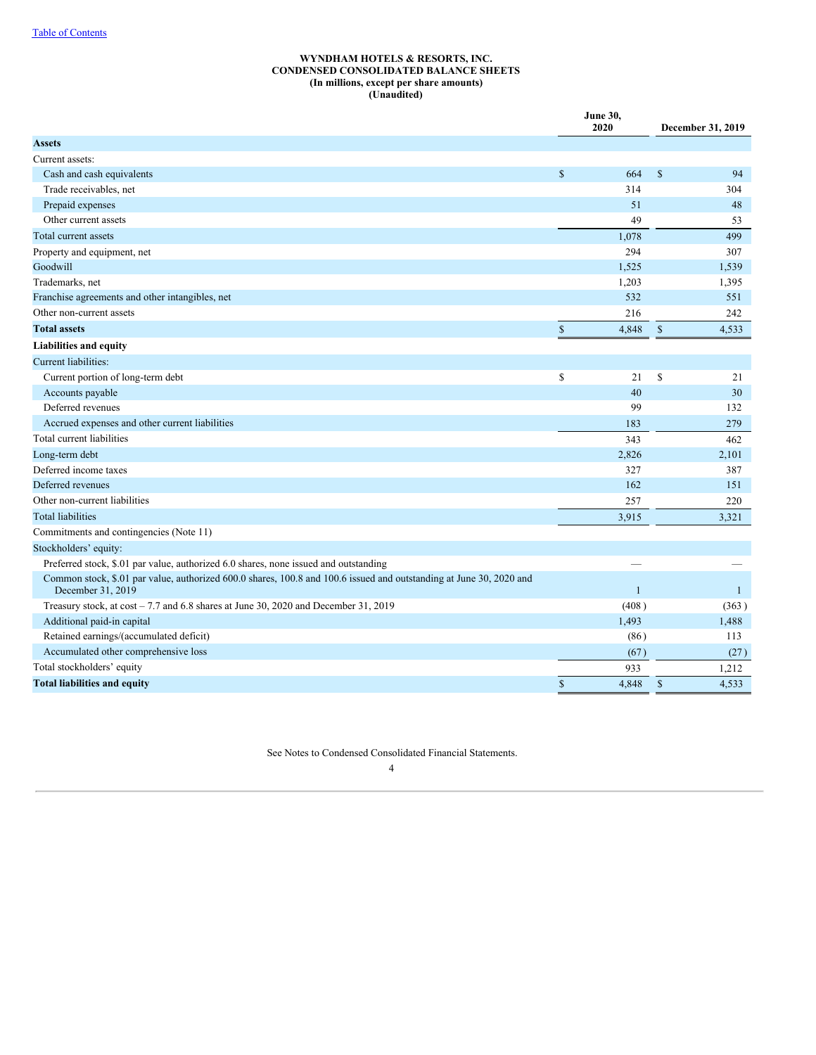[Table of Contents](#)

**WYNDHAM HOTELS & RESORTS, INC.**
**CONDENSED CONSOLIDATED BALANCE SHEETS**
**(In millions, except per share amounts)**
**(Unaudited)**

| | June 30, 2020 | December 31, 2019 |
|---|---|---|
| **Assets** | | |
| Current assets: | | |
| Cash and cash equivalents | $ 664 | $ 94 |
| Trade receivables, net | 314 | 304 |
| Prepaid expenses | 51 | 48 |
| Other current assets | 49 | 53 |
| Total current assets | 1,078 | 499 |
| Property and equipment, net | 294 | 307 |
| Goodwill | 1,525 | 1,539 |
| Trademarks, net | 1,203 | 1,395 |
| Franchise agreements and other intangibles, net | 532 | 551 |
| Other non-current assets | 216 | 242 |
| **Total assets** | $ 4,848 | $ 4,533 |
| **Liabilities and equity** | | |
| Current liabilities: | | |
| Current portion of long-term debt | $ 21 | $ 21 |
| Accounts payable | 40 | 30 |
| Deferred revenues | 99 | 132 |
| Accrued expenses and other current liabilities | 183 | 279 |
| Total current liabilities | 343 | 462 |
| Long-term debt | 2,826 | 2,101 |
| Deferred income taxes | 327 | 387 |
| Deferred revenues | 162 | 151 |
| Other non-current liabilities | 257 | 220 |
| Total liabilities | 3,915 | 3,321 |
| Commitments and contingencies (Note 11) | | |
| Stockholders' equity: | | |
| Preferred stock, $.01 par value, authorized 6.0 shares, none issued and outstanding | — | — |
| Common stock, $.01 par value, authorized 600.0 shares, 100.8 and 100.6 issued and outstanding at June 30, 2020 and December 31, 2019 | 1 | 1 |
| Treasury stock, at cost – 7.7 and 6.8 shares at June 30, 2020 and December 31, 2019 | (408) | (363) |
| Additional paid-in capital | 1,493 | 1,488 |
| Retained earnings/(accumulated deficit) | (86) | 113 |
| Accumulated other comprehensive loss | (67) | (27) |
| Total stockholders' equity | 933 | 1,212 |
| **Total liabilities and equity** | $ 4,848 | $ 4,533 |

See Notes to Condensed Consolidated Financial Statements.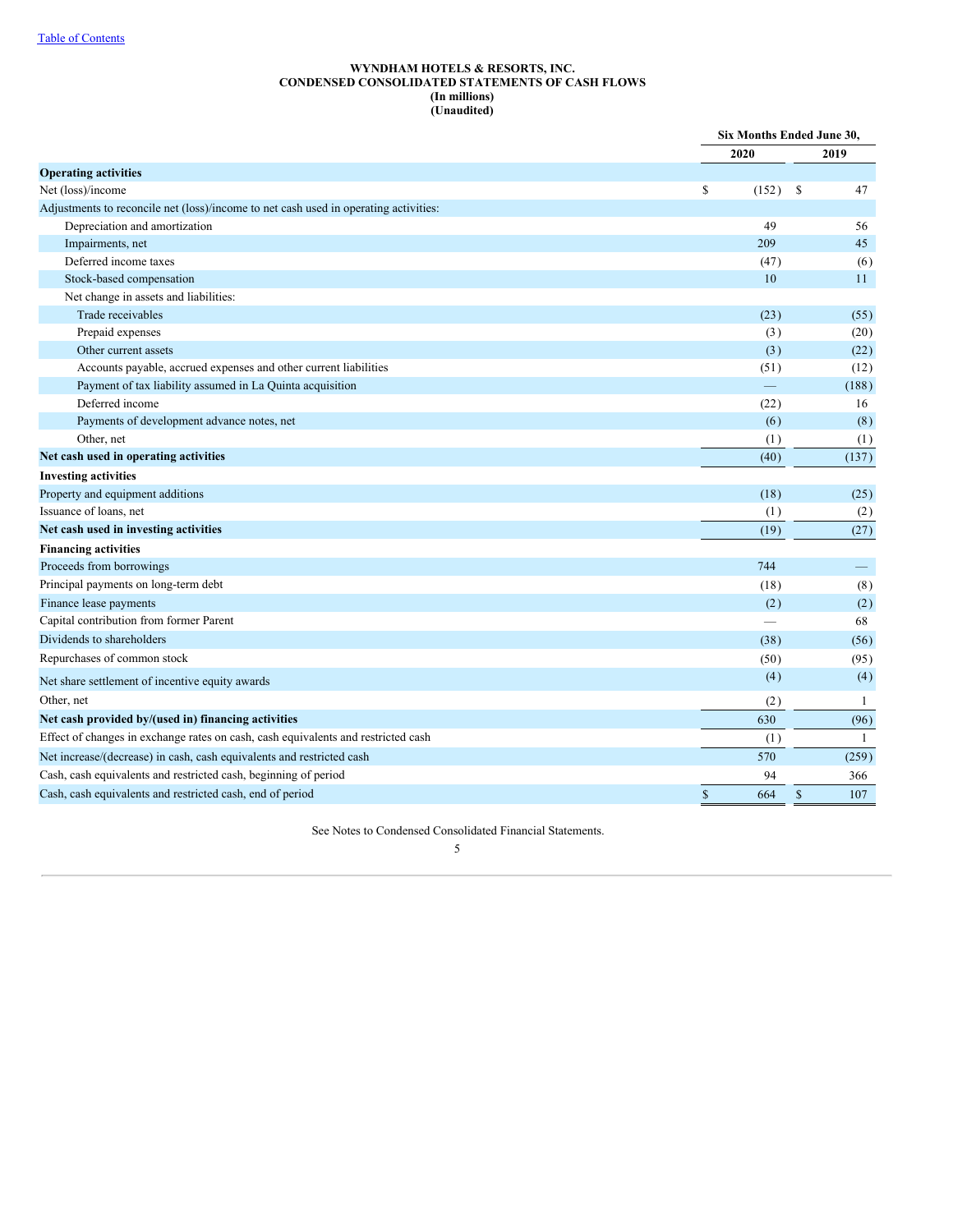Table of Contents

**WYNDHAM HOTELS & RESORTS, INC.**
**CONDENSED CONSOLIDATED STATEMENTS OF CASH FLOWS**
**(In millions)**
**(Unaudited)**

| | Six Months Ended June 30, | |
|---|---|---|
| | 2020 | 2019 |
| **Operating activities** | | |
| Net (loss)/income | $ (152) | $ 47 |
| Adjustments to reconcile net (loss)/income to net cash used in operating activities: | | |
| Depreciation and amortization | 49 | 56 |
| Impairments, net | 209 | 45 |
| Deferred income taxes | (47) | (6) |
| Stock-based compensation | 10 | 11 |
| Net change in assets and liabilities: | | |
| Trade receivables | (23) | (55) |
| Prepaid expenses | (3) | (20) |
| Other current assets | (3) | (22) |
| Accounts payable, accrued expenses and other current liabilities | (51) | (12) |
| Payment of tax liability assumed in La Quinta acquisition | — | (188) |
| Deferred income | (22) | 16 |
| Payments of development advance notes, net | (6) | (8) |
| Other, net | (1) | (1) |
| **Net cash used in operating activities** | (40) | (137) |
| **Investing activities** | | |
| Property and equipment additions | (18) | (25) |
| Issuance of loans, net | (1) | (2) |
| **Net cash used in investing activities** | (19) | (27) |
| **Financing activities** | | |
| Proceeds from borrowings | 744 | — |
| Principal payments on long-term debt | (18) | (8) |
| Finance lease payments | (2) | (2) |
| Capital contribution from former Parent | — | 68 |
| Dividends to shareholders | (38) | (56) |
| Repurchases of common stock | (50) | (95) |
| Net share settlement of incentive equity awards | (4) | (4) |
| Other, net | (2) | 1 |
| **Net cash provided by/(used in) financing activities** | 630 | (96) |
| Effect of changes in exchange rates on cash, cash equivalents and restricted cash | (1) | 1 |
| Net increase/(decrease) in cash, cash equivalents and restricted cash | 570 | (259) |
| Cash, cash equivalents and restricted cash, beginning of period | 94 | 366 |
| Cash, cash equivalents and restricted cash, end of period | $ 664 | $ 107 |

See Notes to Condensed Consolidated Financial Statements.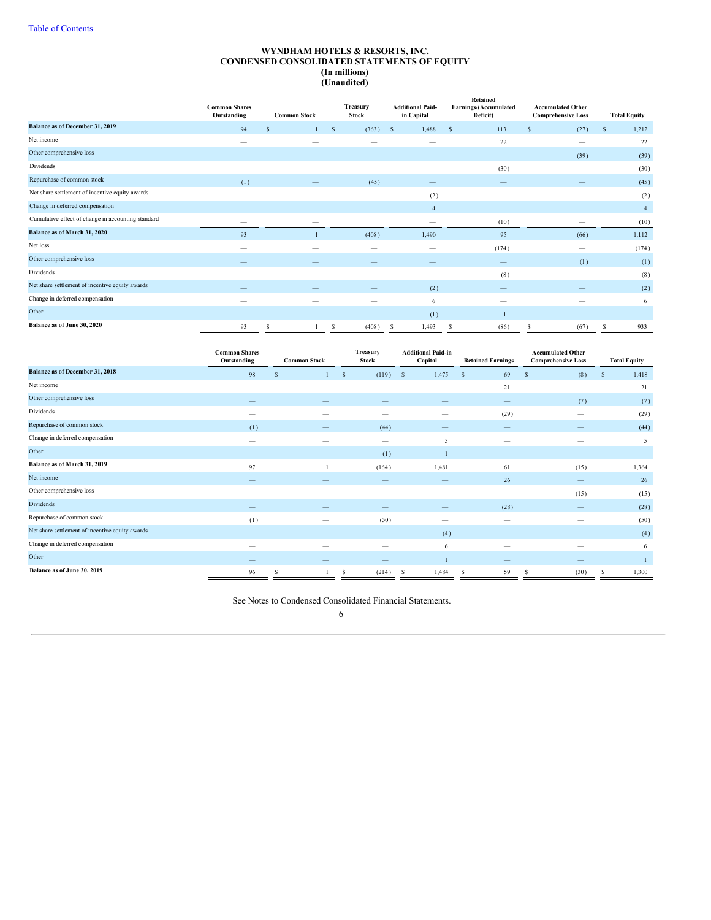[Table of Contents](#)

# WYNDHAM HOTELS & RESORTS, INC.
## CONDENSED CONSOLIDATED STATEMENTS OF EQUITY
### (In millions)
### (Unaudited)

| | Common Shares Outstanding | Common Stock | Treasury Stock | Additional Paid-in Capital | Retained Earnings/(Accumulated Deficit) | Accumulated Other Comprehensive Loss | Total Equity |
|---|---|---|---|---|---|---|---|
| **Balance as of December 31, 2019** | 94 | $ 1 | $ (363) | $ 1,488 | $ 113 | $ (27) | $ 1,212 |
| Net income | — | — | — | — | 22 | — | 22 |
| Other comprehensive loss | — | — | — | — | — | (39) | (39) |
| Dividends | — | — | — | — | (30) | — | (30) |
| Repurchase of common stock | (1) | — | (45) | — | — | — | (45) |
| Net share settlement of incentive equity awards | — | — | — | (2) | — | — | (2) |
| Change in deferred compensation | — | — | — | 4 | — | — | 4 |
| Cumulative effect of change in accounting standard | — | — | | — | (10) | — | (10) |
| **Balance as of March 31, 2020** | 93 | 1 | (408) | 1,490 | 95 | (66) | 1,112 |
| Net loss | — | — | — | — | (174) | — | (174) |
| Other comprehensive loss | — | — | — | — | — | (1) | (1) |
| Dividends | — | — | — | — | (8) | — | (8) |
| Net share settlement of incentive equity awards | — | — | — | (2) | — | — | (2) |
| Change in deferred compensation | — | — | — | 6 | — | — | 6 |
| Other | — | — | — | (1) | 1 | — | — |
| **Balance as of June 30, 2020** | 93 | $ 1 | $ (408) | $ 1,493 | $ (86) | $ (67) | $ 933 |

| | Common Shares Outstanding | Common Stock | Treasury Stock | Additional Paid-in Capital | Retained Earnings | Accumulated Other Comprehensive Loss | Total Equity |
|---|---|---|---|---|---|---|---|
| **Balance as of December 31, 2018** | 98 | $ 1 | $ (119) | $ 1,475 | $ 69 | $ (8) | $ 1,418 |
| Net income | — | — | — | — | 21 | — | 21 |
| Other comprehensive loss | — | — | — | — | — | (7) | (7) |
| Dividends | — | — | — | — | (29) | — | (29) |
| Repurchase of common stock | (1) | — | (44) | — | — | — | (44) |
| Change in deferred compensation | — | — | — | 5 | — | — | 5 |
| Other | — | — | (1) | 1 | — | — | — |
| **Balance as of March 31, 2019** | 97 | 1 | (164) | 1,481 | 61 | (15) | 1,364 |
| Net income | — | — | — | — | 26 | — | 26 |
| Other comprehensive loss | — | — | — | — | — | (15) | (15) |
| Dividends | — | — | — | — | (28) | — | (28) |
| Repurchase of common stock | (1) | — | (50) | — | — | — | (50) |
| Net share settlement of incentive equity awards | — | — | — | (4) | — | — | (4) |
| Change in deferred compensation | — | — | — | 6 | — | — | 6 |
| Other | — | — | — | 1 | — | — | 1 |
| **Balance as of June 30, 2019** | 96 | $ 1 | $ (214) | $ 1,484 | $ 59 | $ (30) | $ 1,300 |

See Notes to Condensed Consolidated Financial Statements.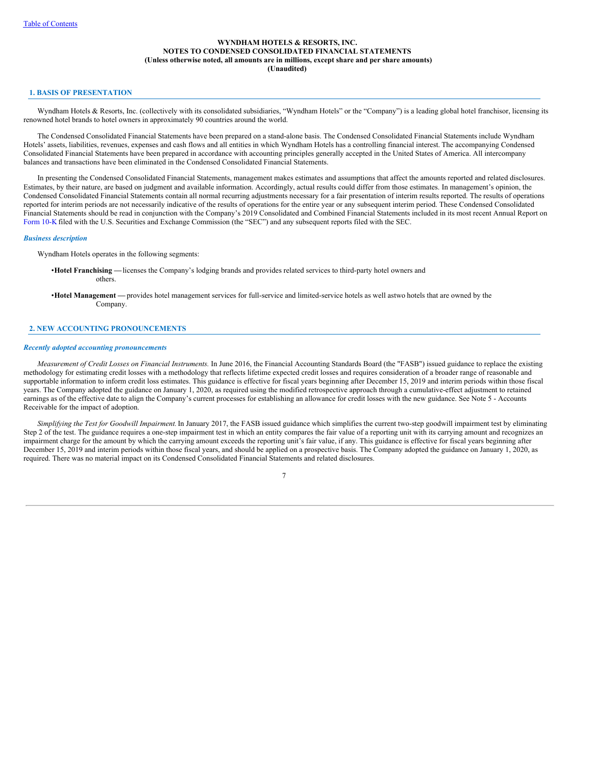**WYNDHAM HOTELS & RESORTS, INC.**
**NOTES TO CONDENSED CONSOLIDATED FINANCIAL STATEMENTS**
**(Unless otherwise noted, all amounts are in millions, except share and per share amounts)**
**(Unaudited)**

## 1. BASIS OF PRESENTATION

Wyndham Hotels & Resorts, Inc. (collectively with its consolidated subsidiaries, "Wyndham Hotels" or the "Company") is a leading global hotel franchisor, licensing its renowned hotel brands to hotel owners in approximately 90 countries around the world.

The Condensed Consolidated Financial Statements have been prepared on a stand-alone basis. The Condensed Consolidated Financial Statements include Wyndham Hotels' assets, liabilities, revenues, expenses and cash flows and all entities in which Wyndham Hotels has a controlling financial interest. The accompanying Condensed Consolidated Financial Statements have been prepared in accordance with accounting principles generally accepted in the United States of America. All intercompany balances and transactions have been eliminated in the Condensed Consolidated Financial Statements.

In presenting the Condensed Consolidated Financial Statements, management makes estimates and assumptions that affect the amounts reported and related disclosures. Estimates, by their nature, are based on judgment and available information. Accordingly, actual results could differ from those estimates. In management's opinion, the Condensed Consolidated Financial Statements contain all normal recurring adjustments necessary for a fair presentation of interim results reported. The results of operations reported for interim periods are not necessarily indicative of the results of operations for the entire year or any subsequent interim period. These Condensed Consolidated Financial Statements should be read in conjunction with the Company's 2019 Consolidated and Combined Financial Statements included in its most recent Annual Report on Form 10-K filed with the U.S. Securities and Exchange Commission (the "SEC") and any subsequent reports filed with the SEC.

### *Business description*

Wyndham Hotels operates in the following segments:

- **Hotel Franchising —** licenses the Company's lodging brands and provides related services to third-party hotel owners and others.
- **Hotel Management —** provides hotel management services for full-service and limited-service hotels as well as two hotels that are owned by the Company.

## 2. NEW ACCOUNTING PRONOUNCEMENTS

### *Recently adopted accounting pronouncements*

*Measurement of Credit Losses on Financial Instruments.* In June 2016, the Financial Accounting Standards Board (the "FASB") issued guidance to replace the existing methodology for estimating credit losses with a methodology that reflects lifetime expected credit losses and requires consideration of a broader range of reasonable and supportable information to inform credit loss estimates. This guidance is effective for fiscal years beginning after December 15, 2019 and interim periods within those fiscal years. The Company adopted the guidance on January 1, 2020, as required using the modified retrospective approach through a cumulative-effect adjustment to retained earnings as of the effective date to align the Company's current processes for establishing an allowance for credit losses with the new guidance. See Note 5 - Accounts Receivable for the impact of adoption.

*Simplifying the Test for Goodwill Impairment.* In January 2017, the FASB issued guidance which simplifies the current two-step goodwill impairment test by eliminating Step 2 of the test. The guidance requires a one-step impairment test in which an entity compares the fair value of a reporting unit with its carrying amount and recognizes an impairment charge for the amount by which the carrying amount exceeds the reporting unit's fair value, if any. This guidance is effective for fiscal years beginning after December 15, 2019 and interim periods within those fiscal years, and should be applied on a prospective basis. The Company adopted the guidance on January 1, 2020, as required. There was no material impact on its Condensed Consolidated Financial Statements and related disclosures.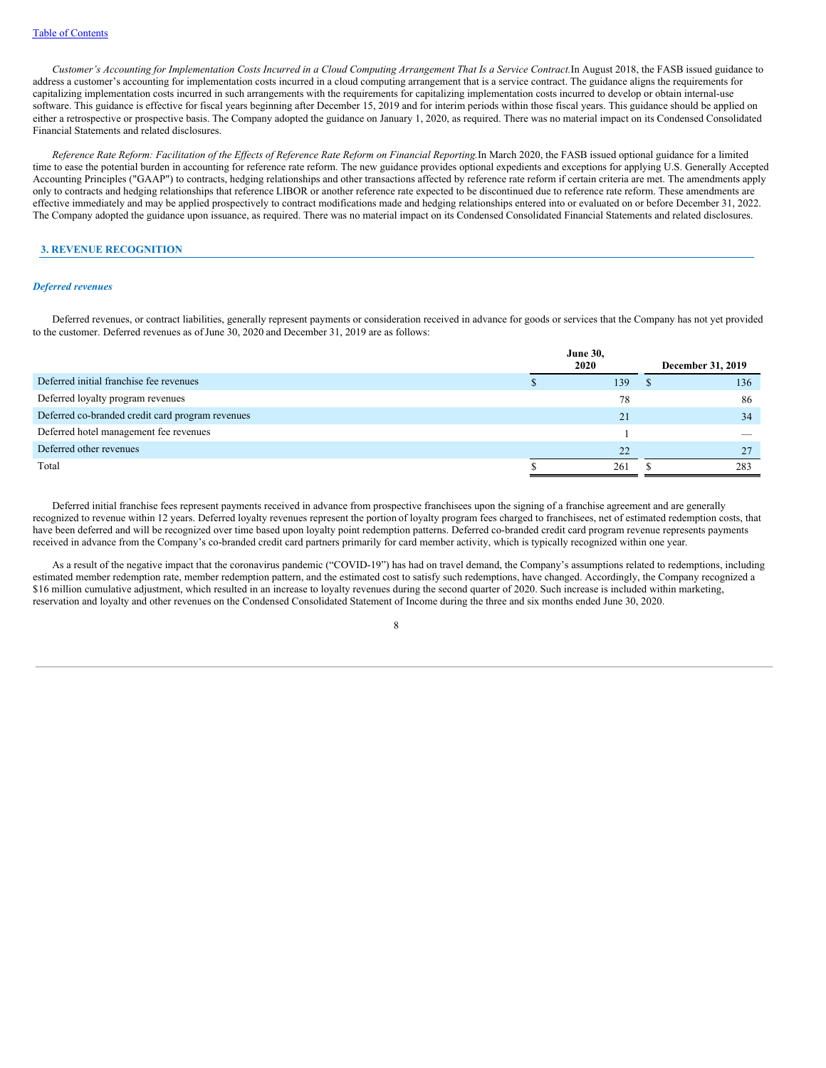*Customer's Accounting for Implementation Costs Incurred in a Cloud Computing Arrangement That Is a Service Contract.* In August 2018, the FASB issued guidance to address a customer's accounting for implementation costs incurred in a cloud computing arrangement that is a service contract. The guidance aligns the requirements for capitalizing implementation costs incurred in such arrangements with the requirements for capitalizing implementation costs incurred to develop or obtain internal-use software. This guidance is effective for fiscal years beginning after December 15, 2019 and for interim periods within those fiscal years. This guidance should be applied on either a retrospective or prospective basis. The Company adopted the guidance on January 1, 2020, as required. There was no material impact on its Condensed Consolidated Financial Statements and related disclosures.

*Reference Rate Reform: Facilitation of the Effects of Reference Rate Reform on Financial Reporting.* In March 2020, the FASB issued optional guidance for a limited time to ease the potential burden in accounting for reference rate reform. The new guidance provides optional expedients and exceptions for applying U.S. Generally Accepted Accounting Principles ("GAAP") to contracts, hedging relationships and other transactions affected by reference rate reform if certain criteria are met. The amendments apply only to contracts and hedging relationships that reference LIBOR or another reference rate expected to be discontinued due to reference rate reform. These amendments are effective immediately and may be applied prospectively to contract modifications made and hedging relationships entered into or evaluated on or before December 31, 2022. The Company adopted the guidance upon issuance, as required. There was no material impact on its Condensed Consolidated Financial Statements and related disclosures.

## 3. REVENUE RECOGNITION

### *Deferred revenues*

Deferred revenues, or contract liabilities, generally represent payments or consideration received in advance for goods or services that the Company has not yet provided to the customer. Deferred revenues as of June 30, 2020 and December 31, 2019 are as follows:

| | June 30, 2020 | December 31, 2019 |
|---|---|---|
| Deferred initial franchise fee revenues | $ 139 | $ 136 |
| Deferred loyalty program revenues | 78 | 86 |
| Deferred co-branded credit card program revenues | 21 | 34 |
| Deferred hotel management fee revenues | 1 | — |
| Deferred other revenues | 22 | 27 |
| Total | $ 261 | $ 283 |

Deferred initial franchise fees represent payments received in advance from prospective franchisees upon the signing of a franchise agreement and are generally recognized to revenue within 12 years. Deferred loyalty revenues represent the portion of loyalty program fees charged to franchisees, net of estimated redemption costs, that have been deferred and will be recognized over time based upon loyalty point redemption patterns. Deferred co-branded credit card program revenue represents payments received in advance from the Company's co-branded credit card partners primarily for card member activity, which is typically recognized within one year.

As a result of the negative impact that the coronavirus pandemic ("COVID-19") has had on travel demand, the Company's assumptions related to redemptions, including estimated member redemption rate, member redemption pattern, and the estimated cost to satisfy such redemptions, have changed. Accordingly, the Company recognized a $16 million cumulative adjustment, which resulted in an increase to loyalty revenues during the second quarter of 2020. Such increase is included within marketing, reservation and loyalty and other revenues on the Condensed Consolidated Statement of Income during the three and six months ended June 30, 2020.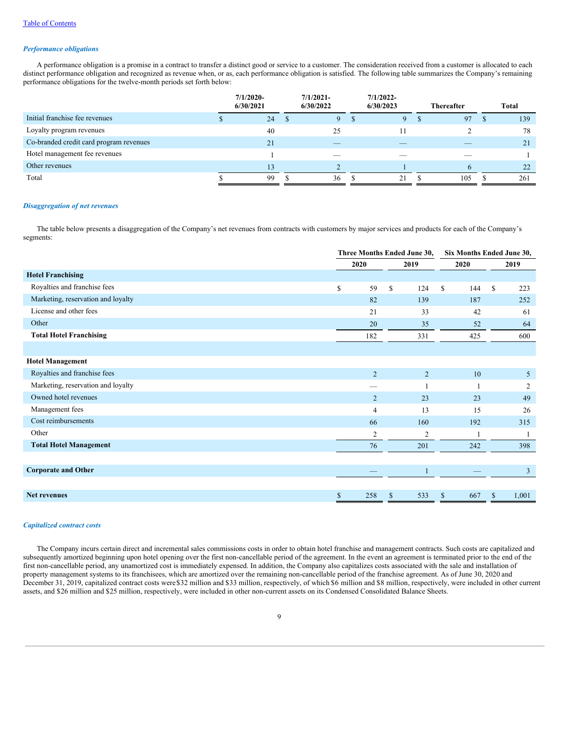[Table of Contents](#)

***Performance obligations***

A performance obligation is a promise in a contract to transfer a distinct good or service to a customer. The consideration received from a customer is allocated to each distinct performance obligation and recognized as revenue when, or as, each performance obligation is satisfied. The following table summarizes the Company's remaining performance obligations for the twelve-month periods set forth below:

| | 7/1/2020-6/30/2021 | 7/1/2021-6/30/2022 | 7/1/2022-6/30/2023 | Thereafter | Total |
|---|---|---|---|---|---|
| Initial franchise fee revenues | $ 24 | $ 9 | $ 9 | $ 97 | $ 139 |
| Loyalty program revenues | 40 | 25 | 11 | 2 | 78 |
| Co-branded credit card program revenues | 21 | — | — | — | 21 |
| Hotel management fee revenues | 1 | — | — | — | 1 |
| Other revenues | 13 | 2 | 1 | 6 | 22 |
| Total | $ 99 | $ 36 | $ 21 | $ 105 | $ 261 |

***Disaggregation of net revenues***

The table below presents a disaggregation of the Company's net revenues from contracts with customers by major services and products for each of the Company's segments:

| | Three Months Ended June 30, | | Six Months Ended June 30, | |
|---|---|---|---|---|
| | 2020 | 2019 | 2020 | 2019 |
| **Hotel Franchising** | | | | |
| Royalties and franchise fees | $ 59 | $ 124 | $ 144 | $ 223 |
| Marketing, reservation and loyalty | 82 | 139 | 187 | 252 |
| License and other fees | 21 | 33 | 42 | 61 |
| Other | 20 | 35 | 52 | 64 |
| **Total Hotel Franchising** | 182 | 331 | 425 | 600 |
| | | | | |
| **Hotel Management** | | | | |
| Royalties and franchise fees | 2 | 2 | 10 | 5 |
| Marketing, reservation and loyalty | — | 1 | 1 | 2 |
| Owned hotel revenues | 2 | 23 | 23 | 49 |
| Management fees | 4 | 13 | 15 | 26 |
| Cost reimbursements | 66 | 160 | 192 | 315 |
| Other | 2 | 2 | 1 | 1 |
| **Total Hotel Management** | 76 | 201 | 242 | 398 |
| | | | | |
| **Corporate and Other** | — | 1 | — | 3 |
| | | | | |
| **Net revenues** | $ 258 | $ 533 | $ 667 | $ 1,001 |

***Capitalized contract costs***

The Company incurs certain direct and incremental sales commissions costs in order to obtain hotel franchise and management contracts. Such costs are capitalized and subsequently amortized beginning upon hotel opening over the first non-cancellable period of the agreement. In the event an agreement is terminated prior to the end of the first non-cancellable period, any unamortized cost is immediately expensed. In addition, the Company also capitalizes costs associated with the sale and installation of property management systems to its franchisees, which are amortized over the remaining non-cancellable period of the franchise agreement. As of June 30, 2020 and December 31, 2019, capitalized contract costs were $32 million and $33 million, respectively, of which $6 million and $8 million, respectively, were included in other current assets, and $26 million and $25 million, respectively, were included in other non-current assets on its Condensed Consolidated Balance Sheets.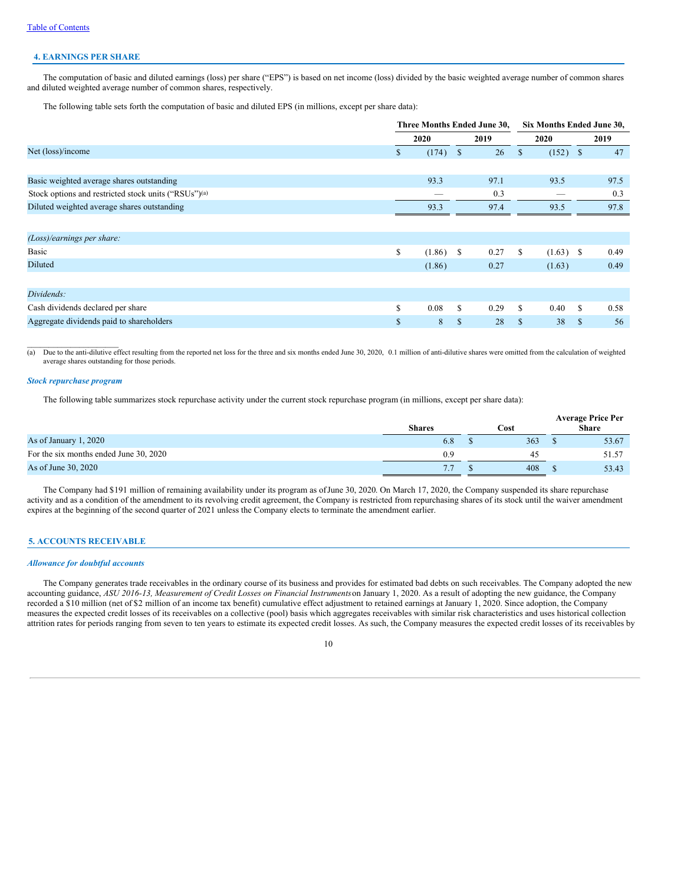## 4. EARNINGS PER SHARE

The computation of basic and diluted earnings (loss) per share ("EPS") is based on net income (loss) divided by the basic weighted average number of common shares and diluted weighted average number of common shares, respectively.

The following table sets forth the computation of basic and diluted EPS (in millions, except per share data):

| | Three Months Ended June 30, | | Six Months Ended June 30, | |
|---|---|---|---|---|
| | 2020 | 2019 | 2020 | 2019 |
| Net (loss)/income | $ (174) | $ 26 | $ (152) | $ 47 |
| | | | | |
| Basic weighted average shares outstanding | 93.3 | 97.1 | 93.5 | 97.5 |
| Stock options and restricted stock units ("RSUs")[(a)] | — | 0.3 | — | 0.3 |
| Diluted weighted average shares outstanding | 93.3 | 97.4 | 93.5 | 97.8 |
| | | | | |
| *(Loss)/earnings per share:* | | | | |
| Basic | $ (1.86) | $ 0.27 | $ (1.63) | $ 0.49 |
| Diluted | (1.86) | 0.27 | (1.63) | 0.49 |
| | | | | |
| *Dividends:* | | | | |
| Cash dividends declared per share | $ 0.08 | $ 0.29 | $ 0.40 | $ 0.58 |
| Aggregate dividends paid to shareholders | $ 8 | $ 28 | $ 38 | $ 56 |

(a) Due to the anti-dilutive effect resulting from the reported net loss for the three and six months ended June 30, 2020, 0.1 million of anti-dilutive shares were omitted from the calculation of weighted average shares outstanding for those periods.

### *Stock repurchase program*

The following table summarizes stock repurchase activity under the current stock repurchase program (in millions, except per share data):

| | Shares | Cost | Average Price Per Share |
|---|---|---|---|
| As of January 1, 2020 | 6.8 | $ 363 | $ 53.67 |
| For the six months ended June 30, 2020 | 0.9 | 45 | 51.57 |
| As of June 30, 2020 | 7.7 | $ 408 | $ 53.43 |

The Company had $191 million of remaining availability under its program as of June 30, 2020. On March 17, 2020, the Company suspended its share repurchase activity and as a condition of the amendment to its revolving credit agreement, the Company is restricted from repurchasing shares of its stock until the waiver amendment expires at the beginning of the second quarter of 2021 unless the Company elects to terminate the amendment earlier.

## 5. ACCOUNTS RECEIVABLE

### *Allowance for doubtful accounts*

The Company generates trade receivables in the ordinary course of its business and provides for estimated bad debts on such receivables. The Company adopted the new accounting guidance, *ASU 2016-13, Measurement of Credit Losses on Financial Instruments* on January 1, 2020. As a result of adopting the new guidance, the Company recorded a $10 million (net of $2 million of an income tax benefit) cumulative effect adjustment to retained earnings at January 1, 2020. Since adoption, the Company measures the expected credit losses of its receivables on a collective (pool) basis which aggregates receivables with similar risk characteristics and uses historical collection attrition rates for periods ranging from seven to ten years to estimate its expected credit losses. As such, the Company measures the expected credit losses of its receivables by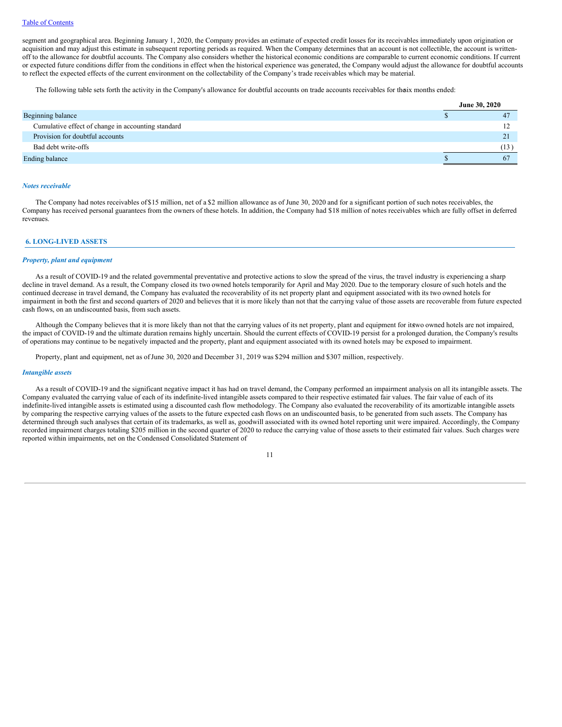segment and geographical area. Beginning January 1, 2020, the Company provides an estimate of expected credit losses for its receivables immediately upon origination or acquisition and may adjust this estimate in subsequent reporting periods as required. When the Company determines that an account is not collectible, the account is written-off to the allowance for doubtful accounts. The Company also considers whether the historical economic conditions are comparable to current economic conditions. If current or expected future conditions differ from the conditions in effect when the historical experience was generated, the Company would adjust the allowance for doubtful accounts to reflect the expected effects of the current environment on the collectability of the Company's trade receivables which may be material.

The following table sets forth the activity in the Company's allowance for doubtful accounts on trade accounts receivables for the six months ended:

| | June 30, 2020 |
|---|---|
| Beginning balance | $ 47 |
| Cumulative effect of change in accounting standard | 12 |
| Provision for doubtful accounts | 21 |
| Bad debt write-offs | (13) |
| Ending balance | $ 67 |

### *Notes receivable*

The Company had notes receivables of $15 million, net of a $2 million allowance as of June 30, 2020 and for a significant portion of such notes receivables, the Company has received personal guarantees from the owners of these hotels. In addition, the Company had $18 million of notes receivables which are fully offset in deferred revenues.

## 6. LONG-LIVED ASSETS

### *Property, plant and equipment*

As a result of COVID-19 and the related governmental preventative and protective actions to slow the spread of the virus, the travel industry is experiencing a sharp decline in travel demand. As a result, the Company closed its two owned hotels temporarily for April and May 2020. Due to the temporary closure of such hotels and the continued decrease in travel demand, the Company has evaluated the recoverability of its net property plant and equipment associated with its two owned hotels for impairment in both the first and second quarters of 2020 and believes that it is more likely than not that the carrying value of those assets are recoverable from future expected cash flows, on an undiscounted basis, from such assets.

Although the Company believes that it is more likely than not that the carrying values of its net property, plant and equipment for its two owned hotels are not impaired, the impact of COVID-19 and the ultimate duration remains highly uncertain. Should the current effects of COVID-19 persist for a prolonged duration, the Company's results of operations may continue to be negatively impacted and the property, plant and equipment associated with its owned hotels may be exposed to impairment.

Property, plant and equipment, net as of June 30, 2020 and December 31, 2019 was $294 million and $307 million, respectively.

### *Intangible assets*

As a result of COVID-19 and the significant negative impact it has had on travel demand, the Company performed an impairment analysis on all its intangible assets. The Company evaluated the carrying value of each of its indefinite-lived intangible assets compared to their respective estimated fair values. The fair value of each of its indefinite-lived intangible assets is estimated using a discounted cash flow methodology. The Company also evaluated the recoverability of its amortizable intangible assets by comparing the respective carrying values of the assets to the future expected cash flows on an undiscounted basis, to be generated from such assets. The Company has determined through such analyses that certain of its trademarks, as well as, goodwill associated with its owned hotel reporting unit were impaired. Accordingly, the Company recorded impairment charges totaling $205 million in the second quarter of 2020 to reduce the carrying value of those assets to their estimated fair values. Such charges were reported within impairments, net on the Condensed Consolidated Statement of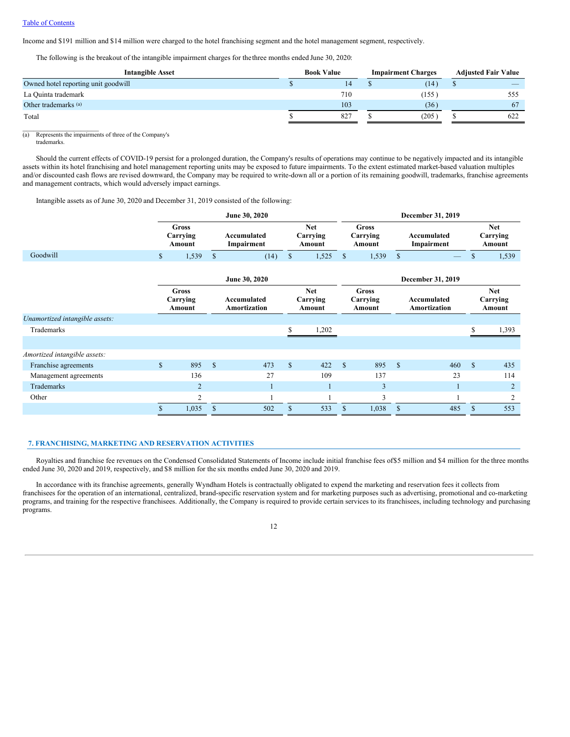Income and $191 million and $14 million were charged to the hotel franchising segment and the hotel management segment, respectively.

The following is the breakout of the intangible impairment charges for the three months ended June 30, 2020:

| Intangible Asset | Book Value | Impairment Charges | Adjusted Fair Value |
|---|---|---|---|
| Owned hotel reporting unit goodwill | $ 14 | $ (14) | $ — |
| La Quinta trademark | 710 | (155) | 555 |
| Other trademarks [(a)] | 103 | (36) | 67 |
| Total | $ 827 | $ (205) | $ 622 |

(a) Represents the impairments of three of the Company's trademarks.

Should the current effects of COVID-19 persist for a prolonged duration, the Company's results of operations may continue to be negatively impacted and its intangible assets within its hotel franchising and hotel management reporting units may be exposed to future impairments. To the extent estimated market-based valuation multiples and/or discounted cash flows are revised downward, the Company may be required to write-down all or a portion of its remaining goodwill, trademarks, franchise agreements and management contracts, which would adversely impact earnings.

Intangible assets as of June 30, 2020 and December 31, 2019 consisted of the following:

| | June 30, 2020 | | | December 31, 2019 | | |
|---|---|---|---|---|---|---|
| | Gross Carrying Amount | Accumulated Impairment | Net Carrying Amount | Gross Carrying Amount | Accumulated Impairment | Net Carrying Amount |
| Goodwill | $ 1,539 | $ (14) | $ 1,525 | $ 1,539 | $ — | $ 1,539 |

| | June 30, 2020 | | | December 31, 2019 | | |
|---|---|---|---|---|---|---|
| | Gross Carrying Amount | Accumulated Amortization | Net Carrying Amount | Gross Carrying Amount | Accumulated Amortization | Net Carrying Amount |
| *Unamortized intangible assets:* | | | | | | |
| Trademarks | | | $ 1,202 | | | $ 1,393 |
| | | | | | | |
| *Amortized intangible assets:* | | | | | | |
| Franchise agreements | $ 895 | $ 473 | $ 422 | $ 895 | $ 460 | $ 435 |
| Management agreements | 136 | 27 | 109 | 137 | 23 | 114 |
| Trademarks | 2 | 1 | 1 | 3 | 1 | 2 |
| Other | 2 | 1 | 1 | 3 | 1 | 2 |
| | $ 1,035 | $ 502 | $ 533 | $ 1,038 | $ 485 | $ 553 |

## 7. FRANCHISING, MARKETING AND RESERVATION ACTIVITIES

Royalties and franchise fee revenues on the Condensed Consolidated Statements of Income include initial franchise fees of $5 million and $4 million for the three months ended June 30, 2020 and 2019, respectively, and $8 million for the six months ended June 30, 2020 and 2019.

In accordance with its franchise agreements, generally Wyndham Hotels is contractually obligated to expend the marketing and reservation fees it collects from franchisees for the operation of an international, centralized, brand-specific reservation system and for marketing purposes such as advertising, promotional and co-marketing programs, and training for the respective franchisees. Additionally, the Company is required to provide certain services to its franchisees, including technology and purchasing programs.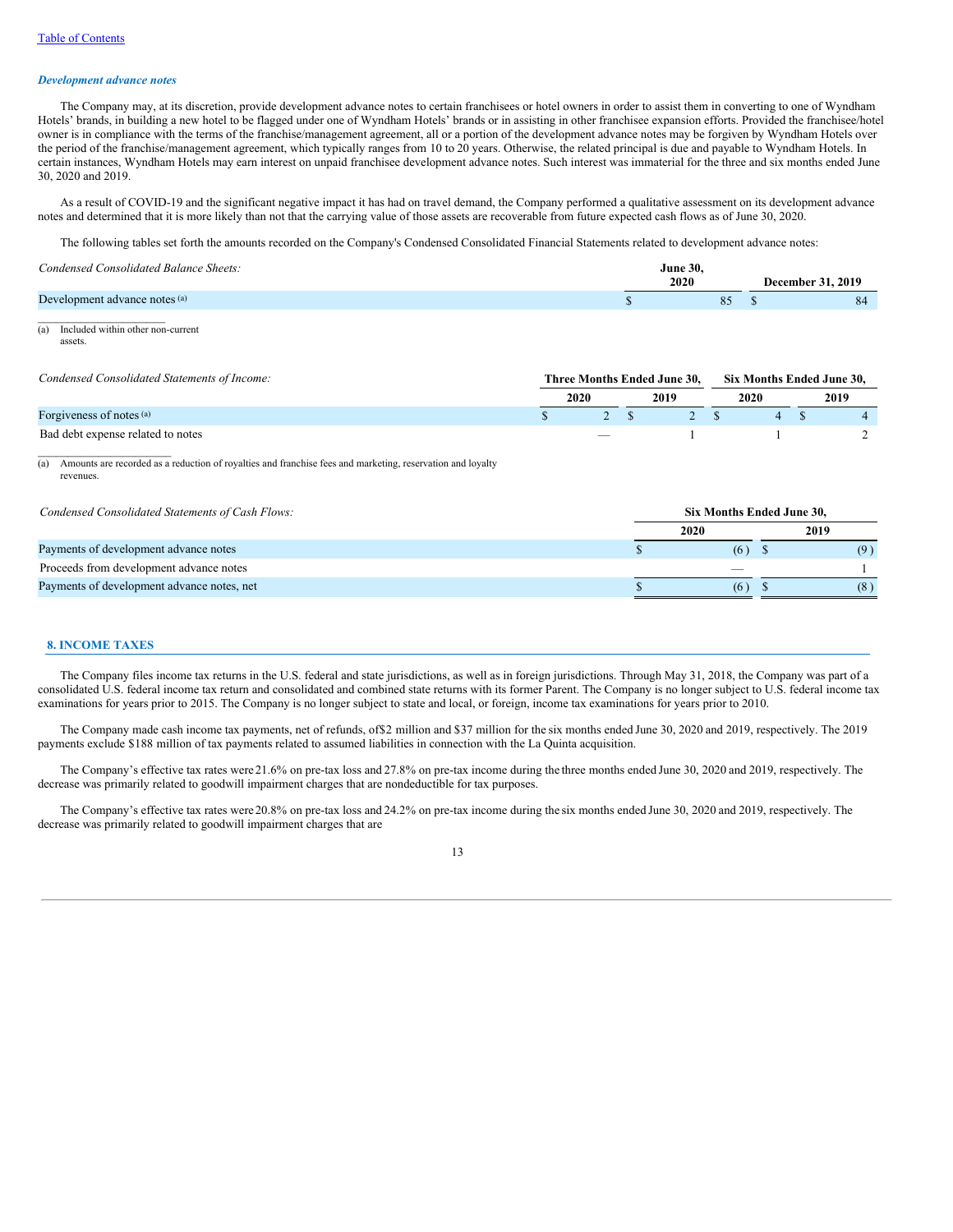*Development advance notes*

The Company may, at its discretion, provide development advance notes to certain franchisees or hotel owners in order to assist them in converting to one of Wyndham Hotels' brands, in building a new hotel to be flagged under one of Wyndham Hotels' brands or in assisting in other franchisee expansion efforts. Provided the franchisee/hotel owner is in compliance with the terms of the franchise/management agreement, all or a portion of the development advance notes may be forgiven by Wyndham Hotels over the period of the franchise/management agreement, which typically ranges from 10 to 20 years. Otherwise, the related principal is due and payable to Wyndham Hotels. In certain instances, Wyndham Hotels may earn interest on unpaid franchisee development advance notes. Such interest was immaterial for the three and six months ended June 30, 2020 and 2019.

As a result of COVID-19 and the significant negative impact it has had on travel demand, the Company performed a qualitative assessment on its development advance notes and determined that it is more likely than not that the carrying value of those assets are recoverable from future expected cash flows as of June 30, 2020.

The following tables set forth the amounts recorded on the Company's Condensed Consolidated Financial Statements related to development advance notes:

| *Condensed Consolidated Balance Sheets:* | June 30, 2020 | December 31, 2019 |
|---|---|---|
| Development advance notes [(a)] | $ 85 | $ 84 |

(a) Included within other non-current assets.

| *Condensed Consolidated Statements of Income:* | Three Months Ended June 30, | | Six Months Ended June 30, | |
|---|---|---|---|---|
| | 2020 | 2019 | 2020 | 2019 |
| Forgiveness of notes [(a)] | $ 2 | $ 2 | $ 4 | $ 4 |
| Bad debt expense related to notes | — | 1 | 1 | 2 |

(a) Amounts are recorded as a reduction of royalties and franchise fees and marketing, reservation and loyalty revenues.

| *Condensed Consolidated Statements of Cash Flows:* | Six Months Ended June 30, | |
|---|---|---|
| | 2020 | 2019 |
| Payments of development advance notes | $ (6) | $ (9) |
| Proceeds from development advance notes | — | 1 |
| Payments of development advance notes, net | $ (6) | $ (8) |

## 8. INCOME TAXES

The Company files income tax returns in the U.S. federal and state jurisdictions, as well as in foreign jurisdictions. Through May 31, 2018, the Company was part of a consolidated U.S. federal income tax return and consolidated and combined state returns with its former Parent. The Company is no longer subject to U.S. federal income tax examinations for years prior to 2015. The Company is no longer subject to state and local, or foreign, income tax examinations for years prior to 2010.

The Company made cash income tax payments, net of refunds, of$2 million and $37 million for the six months ended June 30, 2020 and 2019, respectively. The 2019 payments exclude $188 million of tax payments related to assumed liabilities in connection with the La Quinta acquisition.

The Company's effective tax rates were 21.6% on pre-tax loss and 27.8% on pre-tax income during the three months ended June 30, 2020 and 2019, respectively. The decrease was primarily related to goodwill impairment charges that are nondeductible for tax purposes.

The Company's effective tax rates were 20.8% on pre-tax loss and 24.2% on pre-tax income during the six months ended June 30, 2020 and 2019, respectively. The decrease was primarily related to goodwill impairment charges that are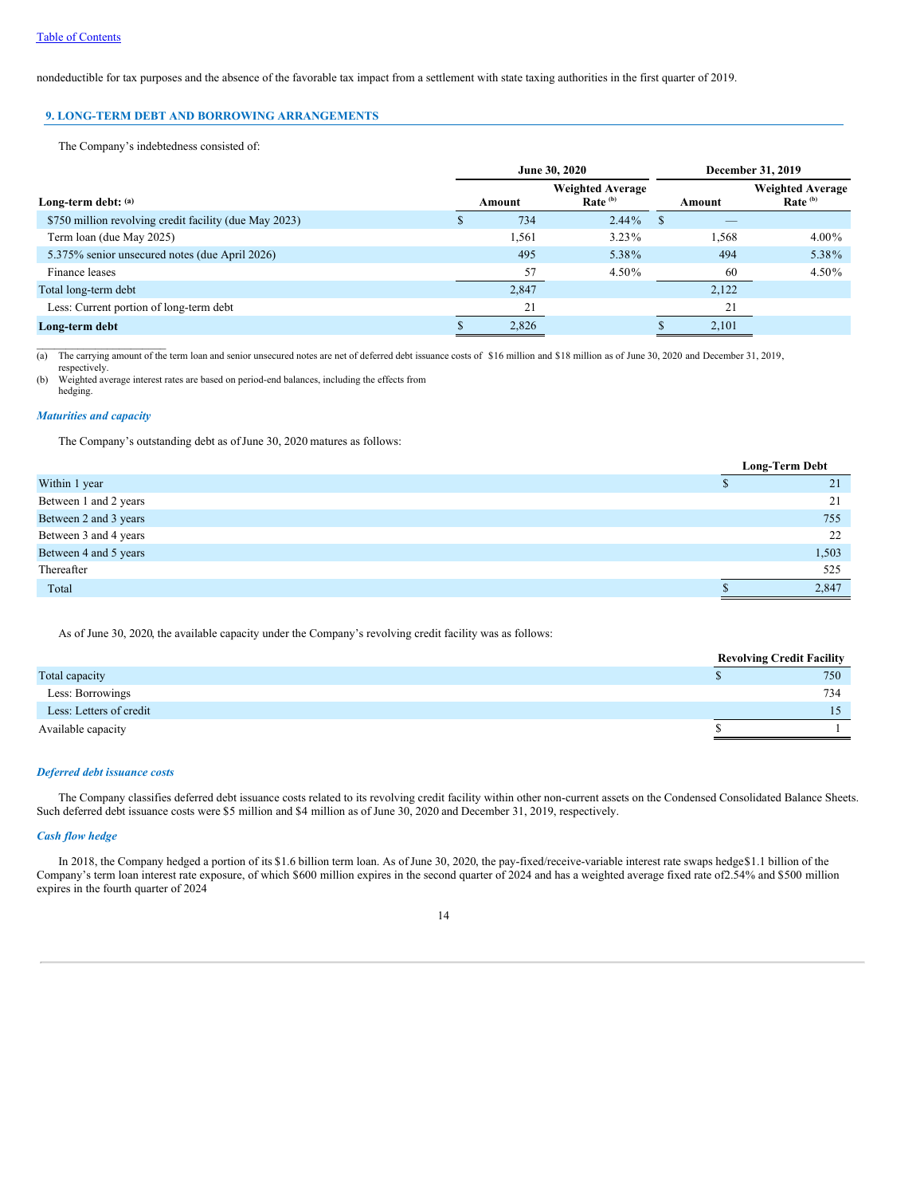nondeductible for tax purposes and the absence of the favorable tax impact from a settlement with state taxing authorities in the first quarter of 2019.

## 9. LONG-TERM DEBT AND BORROWING ARRANGEMENTS

The Company's indebtedness consisted of:

| | June 30, 2020 | | December 31, 2019 | |
|---|---|---|---|---|
| **Long-term debt:** [(a)] | **Amount** | **Weighted Average Rate** [(b)] | **Amount** | **Weighted Average Rate** [(b)] |
| $750 million revolving credit facility (due May 2023) | $ 734 | 2.44% | $ — | |
| Term loan (due May 2025) | 1,561 | 3.23% | 1,568 | 4.00% |
| 5.375% senior unsecured notes (due April 2026) | 495 | 5.38% | 494 | 5.38% |
| Finance leases | 57 | 4.50% | 60 | 4.50% |
| Total long-term debt | 2,847 | | 2,122 | |
| Less: Current portion of long-term debt | 21 | | 21 | |
| **Long-term debt** | $ 2,826 | | $ 2,101 | |

(a) The carrying amount of the term loan and senior unsecured notes are net of deferred debt issuance costs of $16 million and $18 million as of June 30, 2020 and December 31, 2019, respectively.

(b) Weighted average interest rates are based on period-end balances, including the effects from hedging.

### *Maturities and capacity*

The Company's outstanding debt as of June 30, 2020 matures as follows:

| | Long-Term Debt |
|---|---|
| Within 1 year | $ 21 |
| Between 1 and 2 years | 21 |
| Between 2 and 3 years | 755 |
| Between 3 and 4 years | 22 |
| Between 4 and 5 years | 1,503 |
| Thereafter | 525 |
| Total | $ 2,847 |

As of June 30, 2020, the available capacity under the Company's revolving credit facility was as follows:

| | Revolving Credit Facility |
|---|---|
| Total capacity | $ 750 |
| Less: Borrowings | 734 |
| Less: Letters of credit | 15 |
| Available capacity | $ 1 |

### *Deferred debt issuance costs*

The Company classifies deferred debt issuance costs related to its revolving credit facility within other non-current assets on the Condensed Consolidated Balance Sheets. Such deferred debt issuance costs were $5 million and $4 million as of June 30, 2020 and December 31, 2019, respectively.

### *Cash flow hedge*

In 2018, the Company hedged a portion of its $1.6 billion term loan. As of June 30, 2020, the pay-fixed/receive-variable interest rate swaps hedge $1.1 billion of the Company's term loan interest rate exposure, of which $600 million expires in the second quarter of 2024 and has a weighted average fixed rate of 2.54% and $500 million expires in the fourth quarter of 2024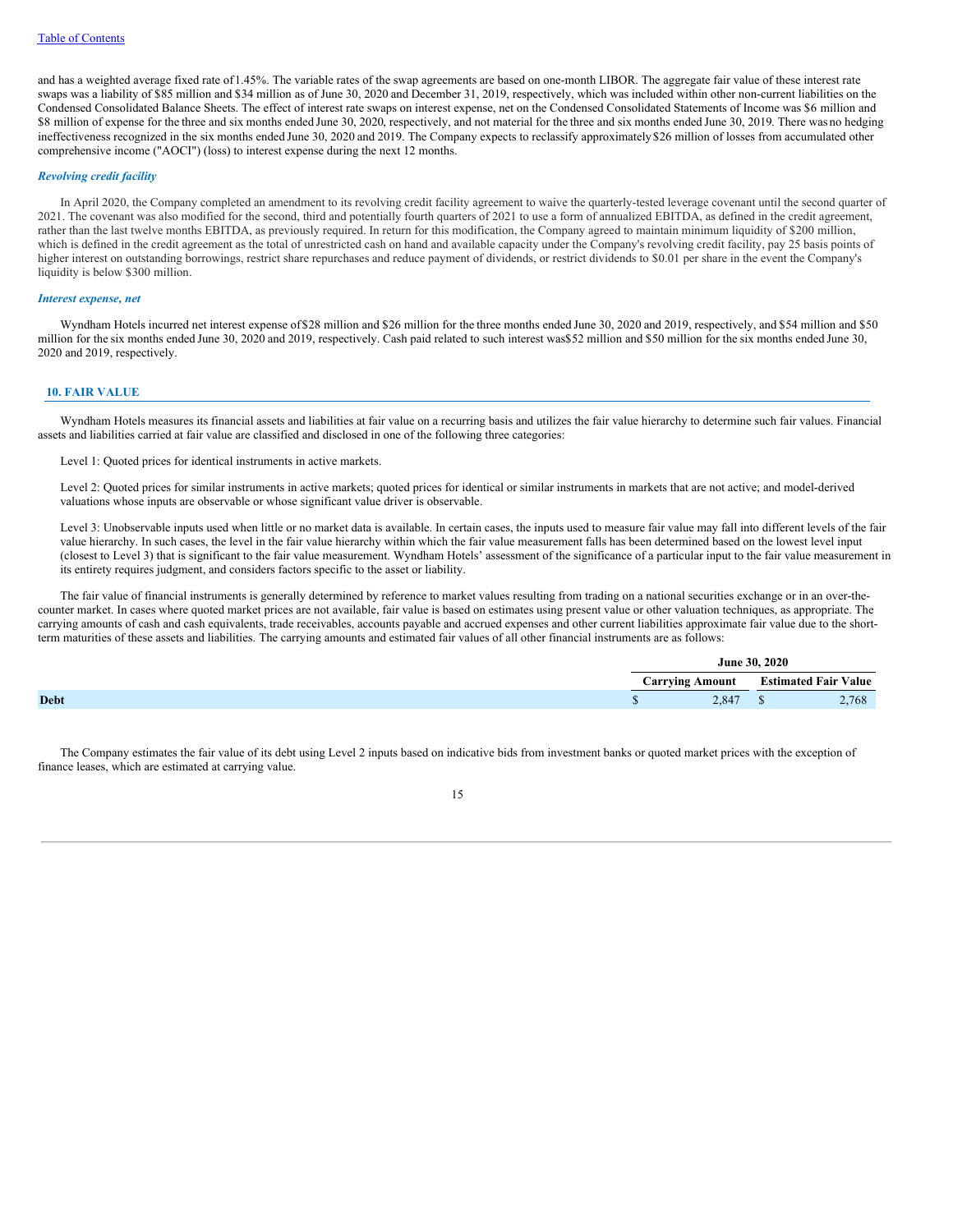and has a weighted average fixed rate of 1.45%. The variable rates of the swap agreements are based on one-month LIBOR. The aggregate fair value of these interest rate swaps was a liability of $85 million and $34 million as of June 30, 2020 and December 31, 2019, respectively, which was included within other non-current liabilities on the Condensed Consolidated Balance Sheets. The effect of interest rate swaps on interest expense, net on the Condensed Consolidated Statements of Income was $6 million and $8 million of expense for the three and six months ended June 30, 2020, respectively, and not material for the three and six months ended June 30, 2019. There was no hedging ineffectiveness recognized in the six months ended June 30, 2020 and 2019. The Company expects to reclassify approximately $26 million of losses from accumulated other comprehensive income ("AOCI") (loss) to interest expense during the next 12 months.

***Revolving credit facility***

In April 2020, the Company completed an amendment to its revolving credit facility agreement to waive the quarterly-tested leverage covenant until the second quarter of 2021. The covenant was also modified for the second, third and potentially fourth quarters of 2021 to use a form of annualized EBITDA, as defined in the credit agreement, rather than the last twelve months EBITDA, as previously required. In return for this modification, the Company agreed to maintain minimum liquidity of $200 million, which is defined in the credit agreement as the total of unrestricted cash on hand and available capacity under the Company's revolving credit facility, pay 25 basis points of higher interest on outstanding borrowings, restrict share repurchases and reduce payment of dividends, or restrict dividends to $0.01 per share in the event the Company's liquidity is below $300 million.

***Interest expense, net***

Wyndham Hotels incurred net interest expense of $28 million and $26 million for the three months ended June 30, 2020 and 2019, respectively, and $54 million and $50 million for the six months ended June 30, 2020 and 2019, respectively. Cash paid related to such interest was $52 million and $50 million for the six months ended June 30, 2020 and 2019, respectively.

## 10. FAIR VALUE

Wyndham Hotels measures its financial assets and liabilities at fair value on a recurring basis and utilizes the fair value hierarchy to determine such fair values. Financial assets and liabilities carried at fair value are classified and disclosed in one of the following three categories:

Level 1: Quoted prices for identical instruments in active markets.

Level 2: Quoted prices for similar instruments in active markets; quoted prices for identical or similar instruments in markets that are not active; and model-derived valuations whose inputs are observable or whose significant value driver is observable.

Level 3: Unobservable inputs used when little or no market data is available. In certain cases, the inputs used to measure fair value may fall into different levels of the fair value hierarchy. In such cases, the level in the fair value hierarchy within which the fair value measurement falls has been determined based on the lowest level input (closest to Level 3) that is significant to the fair value measurement. Wyndham Hotels' assessment of the significance of a particular input to the fair value measurement in its entirety requires judgment, and considers factors specific to the asset or liability.

The fair value of financial instruments is generally determined by reference to market values resulting from trading on a national securities exchange or in an over-the-counter market. In cases where quoted market prices are not available, fair value is based on estimates using present value or other valuation techniques, as appropriate. The carrying amounts of cash and cash equivalents, trade receivables, accounts payable and accrued expenses and other current liabilities approximate fair value due to the short-term maturities of these assets and liabilities. The carrying amounts and estimated fair values of all other financial instruments are as follows:

| | June 30, 2020 | |
|---|---|---|
| | Carrying Amount | Estimated Fair Value |
| **Debt** | $ 2,847 | $ 2,768 |

The Company estimates the fair value of its debt using Level 2 inputs based on indicative bids from investment banks or quoted market prices with the exception of finance leases, which are estimated at carrying value.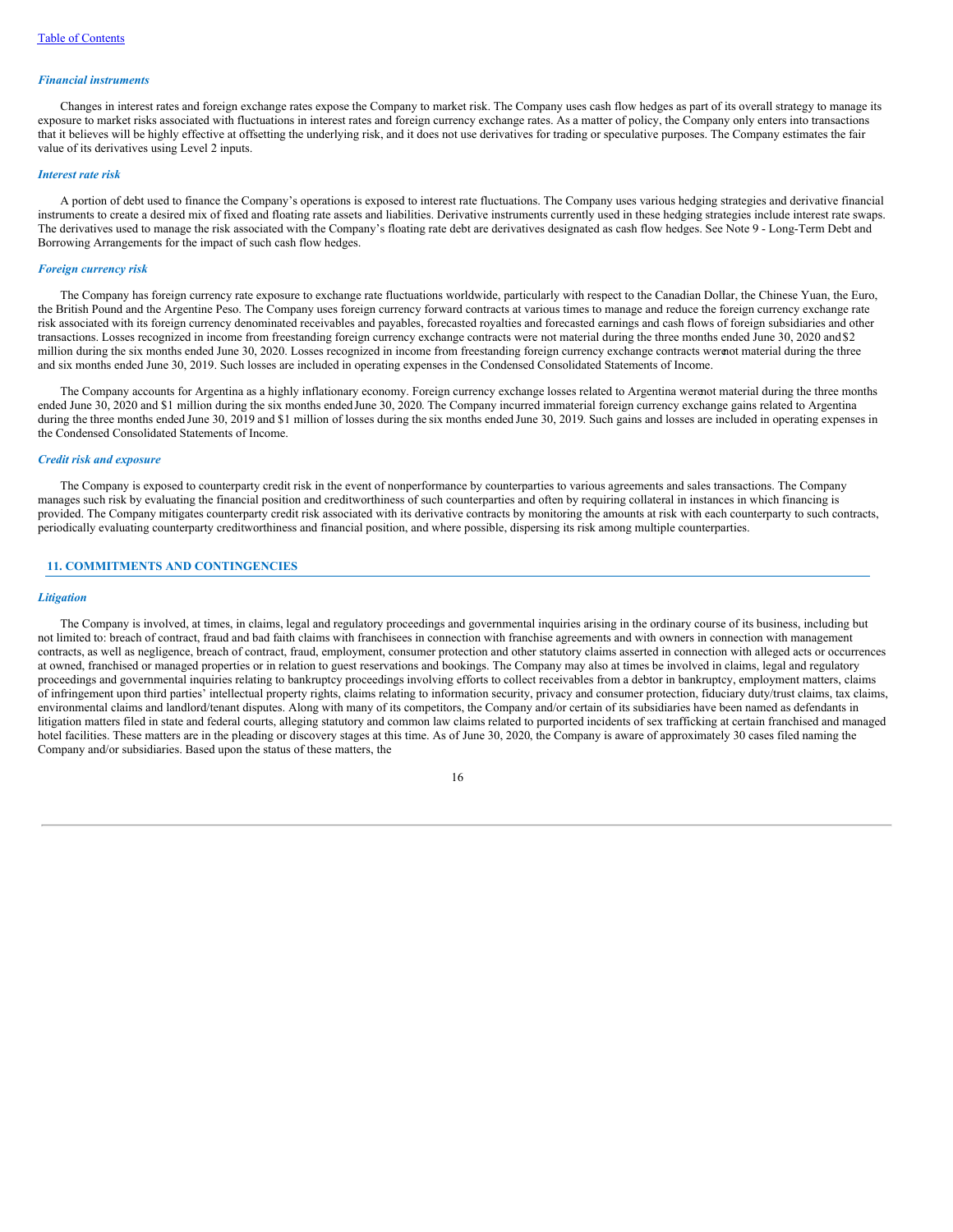*Financial instruments*

Changes in interest rates and foreign exchange rates expose the Company to market risk. The Company uses cash flow hedges as part of its overall strategy to manage its exposure to market risks associated with fluctuations in interest rates and foreign currency exchange rates. As a matter of policy, the Company only enters into transactions that it believes will be highly effective at offsetting the underlying risk, and it does not use derivatives for trading or speculative purposes. The Company estimates the fair value of its derivatives using Level 2 inputs.

*Interest rate risk*

A portion of debt used to finance the Company's operations is exposed to interest rate fluctuations. The Company uses various hedging strategies and derivative financial instruments to create a desired mix of fixed and floating rate assets and liabilities. Derivative instruments currently used in these hedging strategies include interest rate swaps. The derivatives used to manage the risk associated with the Company's floating rate debt are derivatives designated as cash flow hedges. See Note 9 - Long-Term Debt and Borrowing Arrangements for the impact of such cash flow hedges.

*Foreign currency risk*

The Company has foreign currency rate exposure to exchange rate fluctuations worldwide, particularly with respect to the Canadian Dollar, the Chinese Yuan, the Euro, the British Pound and the Argentine Peso. The Company uses foreign currency forward contracts at various times to manage and reduce the foreign currency exchange rate risk associated with its foreign currency denominated receivables and payables, forecasted royalties and forecasted earnings and cash flows of foreign subsidiaries and other transactions. Losses recognized in income from freestanding foreign currency exchange contracts were not material during the three months ended June 30, 2020 and $2 million during the six months ended June 30, 2020. Losses recognized in income from freestanding foreign currency exchange contracts were not material during the three and six months ended June 30, 2019. Such losses are included in operating expenses in the Condensed Consolidated Statements of Income.

The Company accounts for Argentina as a highly inflationary economy. Foreign currency exchange losses related to Argentina were not material during the three months ended June 30, 2020 and $1 million during the six months ended June 30, 2020. The Company incurred immaterial foreign currency exchange gains related to Argentina during the three months ended June 30, 2019 and $1 million of losses during the six months ended June 30, 2019. Such gains and losses are included in operating expenses in the Condensed Consolidated Statements of Income.

*Credit risk and exposure*

The Company is exposed to counterparty credit risk in the event of nonperformance by counterparties to various agreements and sales transactions. The Company manages such risk by evaluating the financial position and creditworthiness of such counterparties and often by requiring collateral in instances in which financing is provided. The Company mitigates counterparty credit risk associated with its derivative contracts by monitoring the amounts at risk with each counterparty to such contracts, periodically evaluating counterparty creditworthiness and financial position, and where possible, dispersing its risk among multiple counterparties.

## 11. COMMITMENTS AND CONTINGENCIES

*Litigation*

The Company is involved, at times, in claims, legal and regulatory proceedings and governmental inquiries arising in the ordinary course of its business, including but not limited to: breach of contract, fraud and bad faith claims with franchisees in connection with franchise agreements and with owners in connection with management contracts, as well as negligence, breach of contract, fraud, employment, consumer protection and other statutory claims asserted in connection with alleged acts or occurrences at owned, franchised or managed properties or in relation to guest reservations and bookings. The Company may also at times be involved in claims, legal and regulatory proceedings and governmental inquiries relating to bankruptcy proceedings involving efforts to collect receivables from a debtor in bankruptcy, employment matters, claims of infringement upon third parties' intellectual property rights, claims relating to information security, privacy and consumer protection, fiduciary duty/trust claims, tax claims, environmental claims and landlord/tenant disputes. Along with many of its competitors, the Company and/or certain of its subsidiaries have been named as defendants in litigation matters filed in state and federal courts, alleging statutory and common law claims related to purported incidents of sex trafficking at certain franchised and managed hotel facilities. These matters are in the pleading or discovery stages at this time. As of June 30, 2020, the Company is aware of approximately 30 cases filed naming the Company and/or subsidiaries. Based upon the status of these matters, the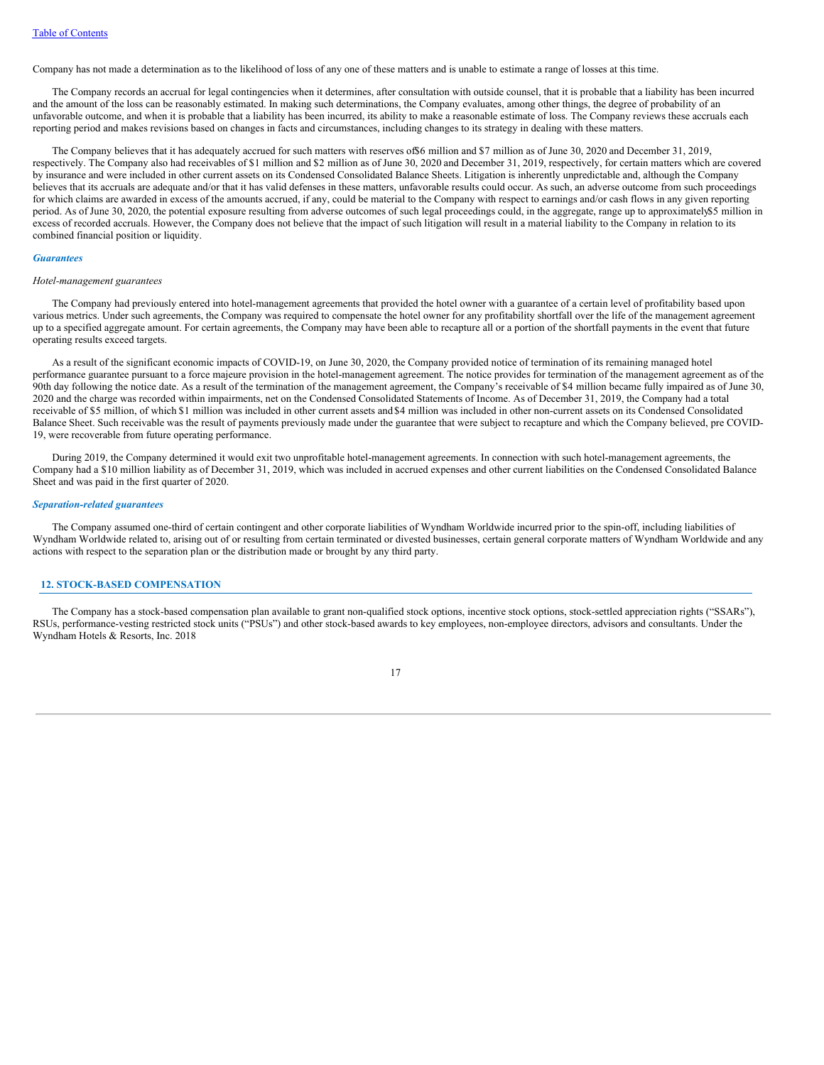Company has not made a determination as to the likelihood of loss of any one of these matters and is unable to estimate a range of losses at this time.

The Company records an accrual for legal contingencies when it determines, after consultation with outside counsel, that it is probable that a liability has been incurred and the amount of the loss can be reasonably estimated. In making such determinations, the Company evaluates, among other things, the degree of probability of an unfavorable outcome, and when it is probable that a liability has been incurred, its ability to make a reasonable estimate of loss. The Company reviews these accruals each reporting period and makes revisions based on changes in facts and circumstances, including changes to its strategy in dealing with these matters.

The Company believes that it has adequately accrued for such matters with reserves of $6 million and $7 million as of June 30, 2020 and December 31, 2019, respectively. The Company also had receivables of $1 million and $2 million as of June 30, 2020 and December 31, 2019, respectively, for certain matters which are covered by insurance and were included in other current assets on its Condensed Consolidated Balance Sheets. Litigation is inherently unpredictable and, although the Company believes that its accruals are adequate and/or that it has valid defenses in these matters, unfavorable results could occur. As such, an adverse outcome from such proceedings for which claims are awarded in excess of the amounts accrued, if any, could be material to the Company with respect to earnings and/or cash flows in any given reporting period. As of June 30, 2020, the potential exposure resulting from adverse outcomes of such legal proceedings could, in the aggregate, range up to approximately $5 million in excess of recorded accruals. However, the Company does not believe that the impact of such litigation will result in a material liability to the Company in relation to its combined financial position or liquidity.

### *Guarantees*

*Hotel-management guarantees*

The Company had previously entered into hotel-management agreements that provided the hotel owner with a guarantee of a certain level of profitability based upon various metrics. Under such agreements, the Company was required to compensate the hotel owner for any profitability shortfall over the life of the management agreement up to a specified aggregate amount. For certain agreements, the Company may have been able to recapture all or a portion of the shortfall payments in the event that future operating results exceed targets.

As a result of the significant economic impacts of COVID-19, on June 30, 2020, the Company provided notice of termination of its remaining managed hotel performance guarantee pursuant to a force majeure provision in the hotel-management agreement. The notice provides for termination of the management agreement as of the 90th day following the notice date. As a result of the termination of the management agreement, the Company's receivable of $4 million became fully impaired as of June 30, 2020 and the charge was recorded within impairments, net on the Condensed Consolidated Statements of Income. As of December 31, 2019, the Company had a total receivable of $5 million, of which $1 million was included in other current assets and $4 million was included in other non-current assets on its Condensed Consolidated Balance Sheet. Such receivable was the result of payments previously made under the guarantee that were subject to recapture and which the Company believed, pre COVID-19, were recoverable from future operating performance.

During 2019, the Company determined it would exit two unprofitable hotel-management agreements. In connection with such hotel-management agreements, the Company had a $10 million liability as of December 31, 2019, which was included in accrued expenses and other current liabilities on the Condensed Consolidated Balance Sheet and was paid in the first quarter of 2020.

### *Separation-related guarantees*

The Company assumed one-third of certain contingent and other corporate liabilities of Wyndham Worldwide incurred prior to the spin-off, including liabilities of Wyndham Worldwide related to, arising out of or resulting from certain terminated or divested businesses, certain general corporate matters of Wyndham Worldwide and any actions with respect to the separation plan or the distribution made or brought by any third party.

## 12. STOCK-BASED COMPENSATION

The Company has a stock-based compensation plan available to grant non-qualified stock options, incentive stock options, stock-settled appreciation rights ("SSARs"), RSUs, performance-vesting restricted stock units ("PSUs") and other stock-based awards to key employees, non-employee directors, advisors and consultants. Under the Wyndham Hotels & Resorts, Inc. 2018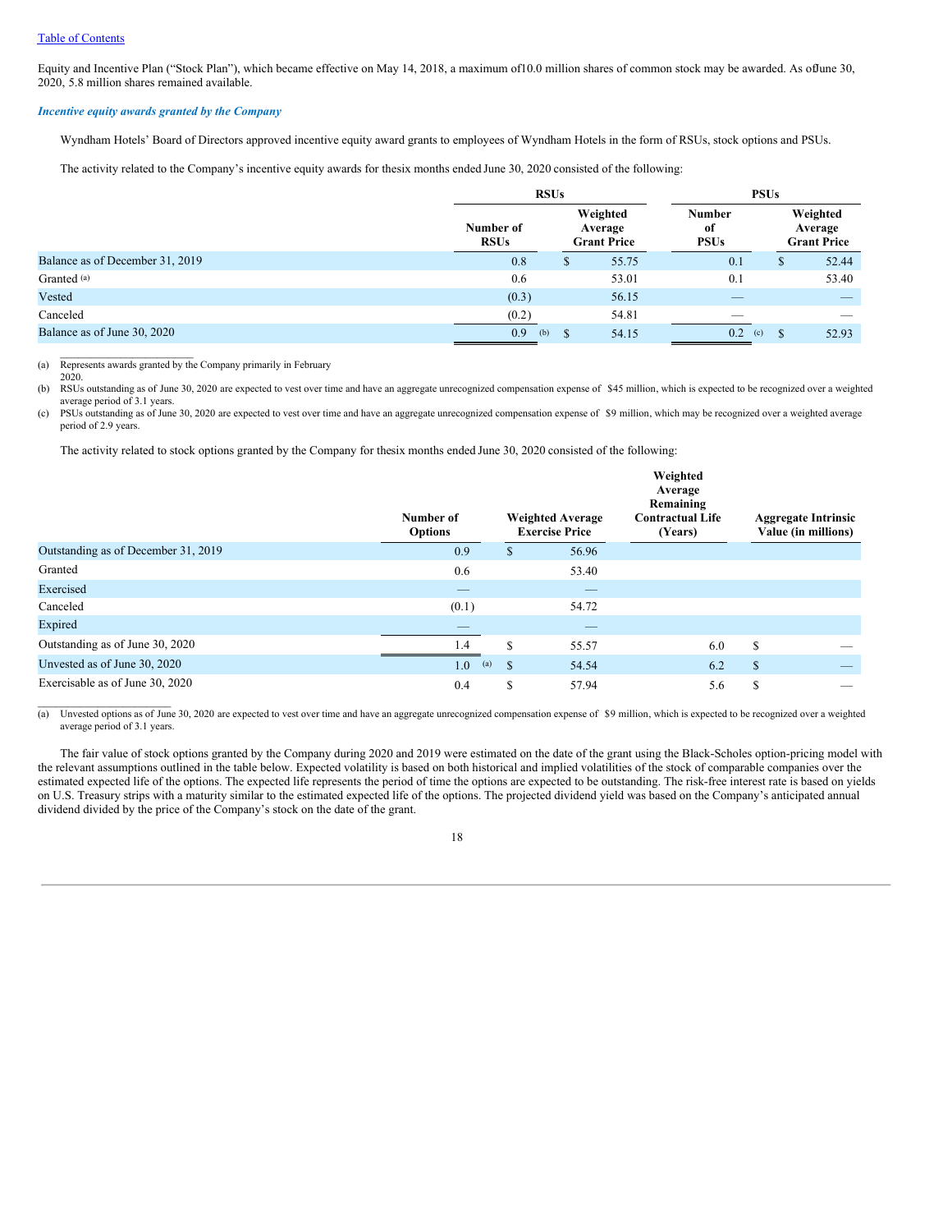Equity and Incentive Plan ("Stock Plan"), which became effective on May 14, 2018, a maximum of 10.0 million shares of common stock may be awarded. As of June 30, 2020, 5.8 million shares remained available.

***Incentive equity awards granted by the Company***

Wyndham Hotels' Board of Directors approved incentive equity award grants to employees of Wyndham Hotels in the form of RSUs, stock options and PSUs.

The activity related to the Company's incentive equity awards for the six months ended June 30, 2020 consisted of the following:

| | RSUs | | PSUs | |
|---|---|---|---|---|
| | Number of RSUs | Weighted Average Grant Price | Number of PSUs | Weighted Average Grant Price |
| Balance as of December 31, 2019 | 0.8 | $ 55.75 | 0.1 | $ 52.44 |
| Granted [a] | 0.6 | 53.01 | 0.1 | 53.40 |
| Vested | (0.3) | 56.15 | — | — |
| Canceled | (0.2) | 54.81 | — | — |
| Balance as of June 30, 2020 | 0.9 [b] | $ 54.15 | 0.2 [c] | $ 52.93 |

(a) Represents awards granted by the Company primarily in February 2020.

(b) RSUs outstanding as of June 30, 2020 are expected to vest over time and have an aggregate unrecognized compensation expense of $45 million, which is expected to be recognized over a weighted average period of 3.1 years.

(c) PSUs outstanding as of June 30, 2020 are expected to vest over time and have an aggregate unrecognized compensation expense of $9 million, which may be recognized over a weighted average period of 2.9 years.

The activity related to stock options granted by the Company for the six months ended June 30, 2020 consisted of the following:

| | Number of Options | Weighted Average Exercise Price | Weighted Average Remaining Contractual Life (Years) | Aggregate Intrinsic Value (in millions) |
|---|---|---|---|---|
| Outstanding as of December 31, 2019 | 0.9 | $ 56.96 | | |
| Granted | 0.6 | 53.40 | | |
| Exercised | — | — | | |
| Canceled | (0.1) | 54.72 | | |
| Expired | — | — | | |
| Outstanding as of June 30, 2020 | 1.4 | $ 55.57 | 6.0 | $ — |
| Unvested as of June 30, 2020 | 1.0 [a] | $ 54.54 | 6.2 | $ — |
| Exercisable as of June 30, 2020 | 0.4 | $ 57.94 | 5.6 | $ — |

(a) Unvested options as of June 30, 2020 are expected to vest over time and have an aggregate unrecognized compensation expense of $9 million, which is expected to be recognized over a weighted average period of 3.1 years.

The fair value of stock options granted by the Company during 2020 and 2019 were estimated on the date of the grant using the Black-Scholes option-pricing model with the relevant assumptions outlined in the table below. Expected volatility is based on both historical and implied volatilities of the stock of comparable companies over the estimated expected life of the options. The expected life represents the period of time the options are expected to be outstanding. The risk-free interest rate is based on yields on U.S. Treasury strips with a maturity similar to the estimated expected life of the options. The projected dividend yield was based on the Company's anticipated annual dividend divided by the price of the Company's stock on the date of the grant.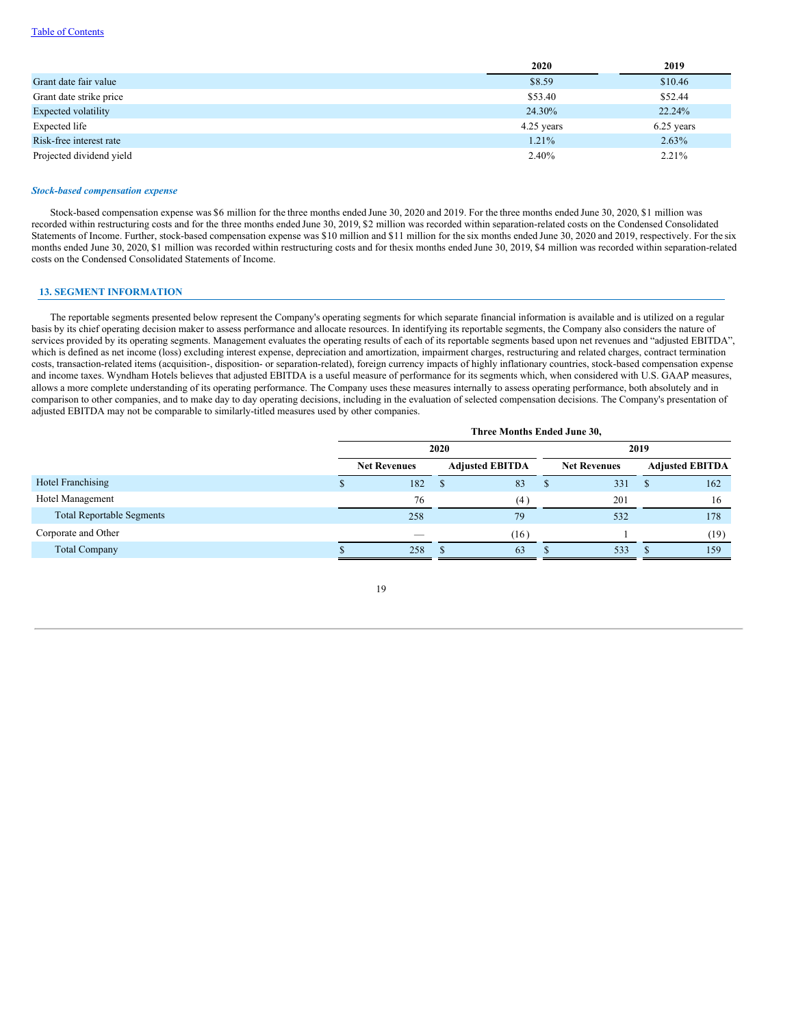| | 2020 | 2019 |
|---|---|---|
| Grant date fair value | $8.59 | $10.46 |
| Grant date strike price | $53.40 | $52.44 |
| Expected volatility | 24.30% | 22.24% |
| Expected life | 4.25 years | 6.25 years |
| Risk-free interest rate | 1.21% | 2.63% |
| Projected dividend yield | 2.40% | 2.21% |

***Stock-based compensation expense***

Stock-based compensation expense was $6 million for the three months ended June 30, 2020 and 2019. For the three months ended June 30, 2020, $1 million was recorded within restructuring costs and for the three months ended June 30, 2019, $2 million was recorded within separation-related costs on the Condensed Consolidated Statements of Income. Further, stock-based compensation expense was $10 million and $11 million for the six months ended June 30, 2020 and 2019, respectively. For the six months ended June 30, 2020, $1 million was recorded within restructuring costs and for thesix months ended June 30, 2019, $4 million was recorded within separation-related costs on the Condensed Consolidated Statements of Income.

## 13. SEGMENT INFORMATION

The reportable segments presented below represent the Company's operating segments for which separate financial information is available and is utilized on a regular basis by its chief operating decision maker to assess performance and allocate resources. In identifying its reportable segments, the Company also considers the nature of services provided by its operating segments. Management evaluates the operating results of each of its reportable segments based upon net revenues and "adjusted EBITDA", which is defined as net income (loss) excluding interest expense, depreciation and amortization, impairment charges, restructuring and related charges, contract termination costs, transaction-related items (acquisition-, disposition- or separation-related), foreign currency impacts of highly inflationary countries, stock-based compensation expense and income taxes. Wyndham Hotels believes that adjusted EBITDA is a useful measure of performance for its segments which, when considered with U.S. GAAP measures, allows a more complete understanding of its operating performance. The Company uses these measures internally to assess operating performance, both absolutely and in comparison to other companies, and to make day to day operating decisions, including in the evaluation of selected compensation decisions. The Company's presentation of adjusted EBITDA may not be comparable to similarly-titled measures used by other companies.

| | Three Months Ended June 30, | | | |
|---|---|---|---|---|
| | 2020 | | 2019 | |
| | Net Revenues | Adjusted EBITDA | Net Revenues | Adjusted EBITDA |
| Hotel Franchising | $ 182 | $ 83 | $ 331 | $ 162 |
| Hotel Management | 76 | (4) | 201 | 16 |
| Total Reportable Segments | 258 | 79 | 532 | 178 |
| Corporate and Other | — | (16) | 1 | (19) |
| Total Company | $ 258 | $ 63 | $ 533 | $ 159 |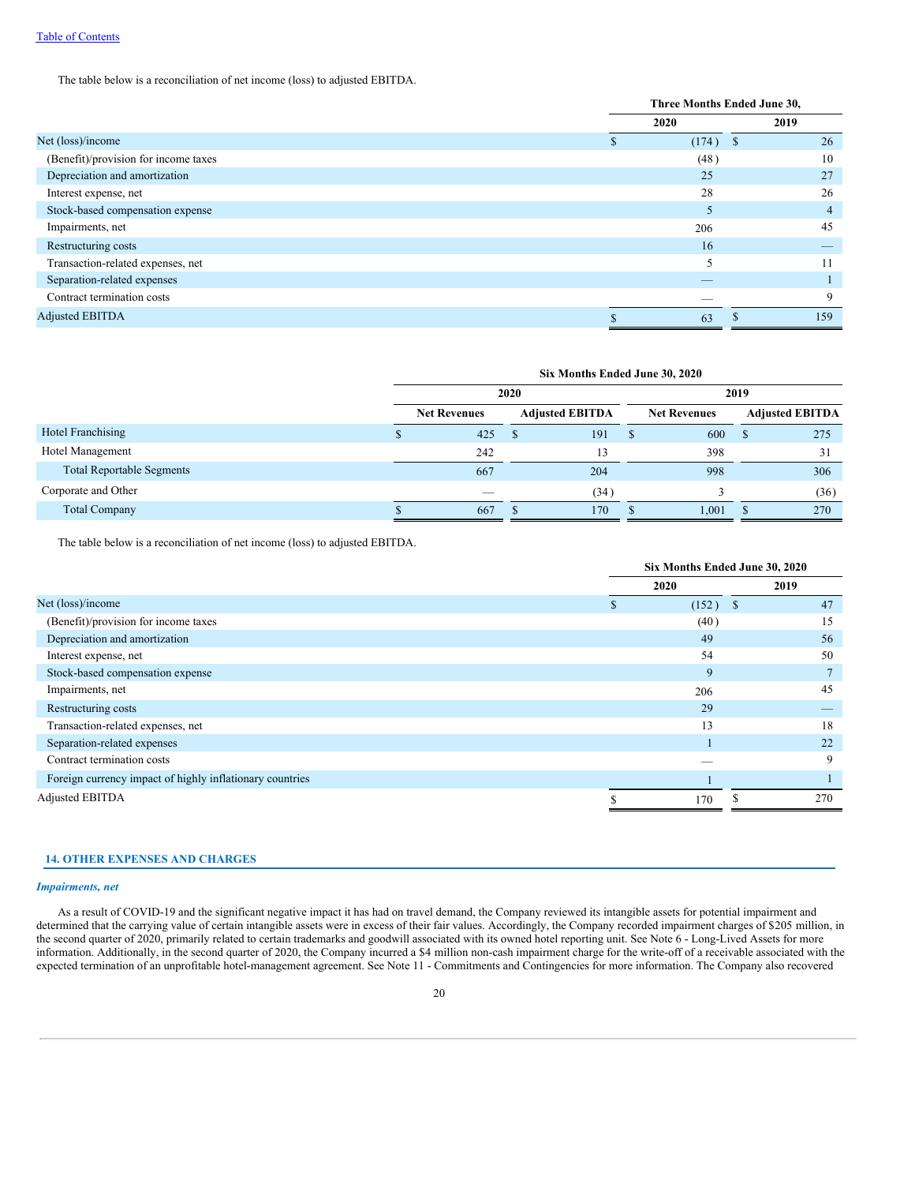The table below is a reconciliation of net income (loss) to adjusted EBITDA.

| | Three Months Ended June 30, | |
|---|---|---|
| | 2020 | 2019 |
| Net (loss)/income | $ (174) | $ 26 |
| (Benefit)/provision for income taxes | (48) | 10 |
| Depreciation and amortization | 25 | 27 |
| Interest expense, net | 28 | 26 |
| Stock-based compensation expense | 5 | 4 |
| Impairments, net | 206 | 45 |
| Restructuring costs | 16 | — |
| Transaction-related expenses, net | 5 | 11 |
| Separation-related expenses | — | 1 |
| Contract termination costs | — | 9 |
| Adjusted EBITDA | $ 63 | $ 159 |

| | Six Months Ended June 30, 2020 | | | |
|---|---|---|---|---|
| | 2020 | | 2019 | |
| | Net Revenues | Adjusted EBITDA | Net Revenues | Adjusted EBITDA |
| Hotel Franchising | $ 425 | $ 191 | $ 600 | $ 275 |
| Hotel Management | 242 | 13 | 398 | 31 |
| Total Reportable Segments | 667 | 204 | 998 | 306 |
| Corporate and Other | — | (34) | 3 | (36) |
| Total Company | $ 667 | $ 170 | $ 1,001 | $ 270 |

The table below is a reconciliation of net income (loss) to adjusted EBITDA.

| | Six Months Ended June 30, 2020 | |
|---|---|---|
| | 2020 | 2019 |
| Net (loss)/income | $ (152) | $ 47 |
| (Benefit)/provision for income taxes | (40) | 15 |
| Depreciation and amortization | 49 | 56 |
| Interest expense, net | 54 | 50 |
| Stock-based compensation expense | 9 | 7 |
| Impairments, net | 206 | 45 |
| Restructuring costs | 29 | — |
| Transaction-related expenses, net | 13 | 18 |
| Separation-related expenses | 1 | 22 |
| Contract termination costs | — | 9 |
| Foreign currency impact of highly inflationary countries | 1 | 1 |
| Adjusted EBITDA | $ 170 | $ 270 |

## 14. OTHER EXPENSES AND CHARGES

***Impairments, net***

As a result of COVID-19 and the significant negative impact it has had on travel demand, the Company reviewed its intangible assets for potential impairment and determined that the carrying value of certain intangible assets were in excess of their fair values. Accordingly, the Company recorded impairment charges of $205 million, in the second quarter of 2020, primarily related to certain trademarks and goodwill associated with its owned hotel reporting unit. See Note 6 - Long-Lived Assets for more information. Additionally, in the second quarter of 2020, the Company incurred a $4 million non-cash impairment charge for the write-off of a receivable associated with the expected termination of an unprofitable hotel-management agreement. See Note 11 - Commitments and Contingencies for more information. The Company also recovered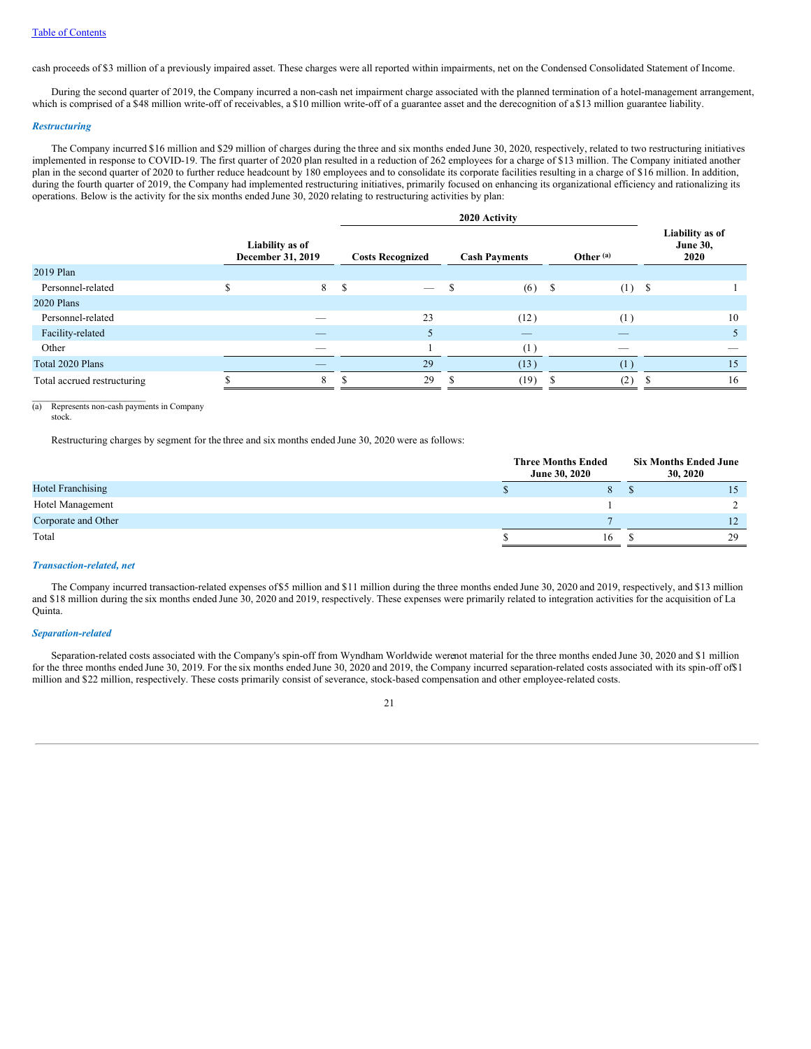cash proceeds of $3 million of a previously impaired asset. These charges were all reported within impairments, net on the Condensed Consolidated Statement of Income.

During the second quarter of 2019, the Company incurred a non-cash net impairment charge associated with the planned termination of a hotel-management arrangement, which is comprised of a $48 million write-off of receivables, a $10 million write-off of a guarantee asset and the derecognition of a $13 million guarantee liability.

***Restructuring***

The Company incurred $16 million and $29 million of charges during the three and six months ended June 30, 2020, respectively, related to two restructuring initiatives implemented in response to COVID-19. The first quarter of 2020 plan resulted in a reduction of 262 employees for a charge of $13 million. The Company initiated another plan in the second quarter of 2020 to further reduce headcount by 180 employees and to consolidate its corporate facilities resulting in a charge of $16 million. In addition, during the fourth quarter of 2019, the Company had implemented restructuring initiatives, primarily focused on enhancing its organizational efficiency and rationalizing its operations. Below is the activity for the six months ended June 30, 2020 relating to restructuring activities by plan:

| | Liability as of December 31, 2019 | 2020 Activity | | | Liability as of June 30, 2020 |
|---|---|---|---|---|---|
| | | Costs Recognized | Cash Payments | Other (a) | |
| 2019 Plan | | | | | |
| Personnel-related | $ 8 | $ — | $ (6) | $ (1) | $ 1 |
| 2020 Plans | | | | | |
| Personnel-related | — | 23 | (12) | (1) | 10 |
| Facility-related | — | 5 | — | — | 5 |
| Other | — | 1 | (1) | — | — |
| Total 2020 Plans | — | 29 | (13) | (1) | 15 |
| Total accrued restructuring | $ 8 | $ 29 | $ (19) | $ (2) | $ 16 |

(a) Represents non-cash payments in Company stock.

Restructuring charges by segment for the three and six months ended June 30, 2020 were as follows:

| | Three Months Ended June 30, 2020 | Six Months Ended June 30, 2020 |
|---|---|---|
| Hotel Franchising | $ 8 | $ 15 |
| Hotel Management | 1 | 2 |
| Corporate and Other | 7 | 12 |
| Total | $ 16 | $ 29 |

***Transaction-related, net***

The Company incurred transaction-related expenses of $5 million and $11 million during the three months ended June 30, 2020 and 2019, respectively, and $13 million and $18 million during the six months ended June 30, 2020 and 2019, respectively. These expenses were primarily related to integration activities for the acquisition of La Quinta.

***Separation-related***

Separation-related costs associated with the Company's spin-off from Wyndham Worldwide were not material for the three months ended June 30, 2020 and $1 million for the three months ended June 30, 2019. For the six months ended June 30, 2020 and 2019, the Company incurred separation-related costs associated with its spin-off of $1 million and $22 million, respectively. These costs primarily consist of severance, stock-based compensation and other employee-related costs.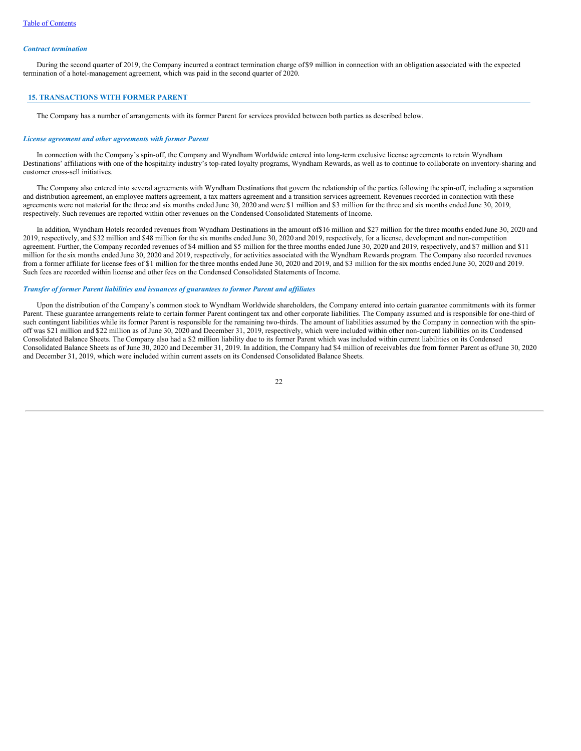*Contract termination*

During the second quarter of 2019, the Company incurred a contract termination charge of $9 million in connection with an obligation associated with the expected termination of a hotel-management agreement, which was paid in the second quarter of 2020.

## 15. TRANSACTIONS WITH FORMER PARENT

The Company has a number of arrangements with its former Parent for services provided between both parties as described below.

*License agreement and other agreements with former Parent*

In connection with the Company's spin-off, the Company and Wyndham Worldwide entered into long-term exclusive license agreements to retain Wyndham Destinations' affiliations with one of the hospitality industry's top-rated loyalty programs, Wyndham Rewards, as well as to continue to collaborate on inventory-sharing and customer cross-sell initiatives.

The Company also entered into several agreements with Wyndham Destinations that govern the relationship of the parties following the spin-off, including a separation and distribution agreement, an employee matters agreement, a tax matters agreement and a transition services agreement. Revenues recorded in connection with these agreements were not material for the three and six months ended June 30, 2020 and were $1 million and $3 million for the three and six months ended June 30, 2019, respectively. Such revenues are reported within other revenues on the Condensed Consolidated Statements of Income.

In addition, Wyndham Hotels recorded revenues from Wyndham Destinations in the amount of $16 million and $27 million for the three months ended June 30, 2020 and 2019, respectively, and $32 million and $48 million for the six months ended June 30, 2020 and 2019, respectively, for a license, development and non-competition agreement. Further, the Company recorded revenues of $4 million and $5 million for the three months ended June 30, 2020 and 2019, respectively, and $7 million and $11 million for the six months ended June 30, 2020 and 2019, respectively, for activities associated with the Wyndham Rewards program. The Company also recorded revenues from a former affiliate for license fees of $1 million for the three months ended June 30, 2020 and 2019, and $3 million for the six months ended June 30, 2020 and 2019. Such fees are recorded within license and other fees on the Condensed Consolidated Statements of Income.

*Transfer of former Parent liabilities and issuances of guarantees to former Parent and affiliates*

Upon the distribution of the Company's common stock to Wyndham Worldwide shareholders, the Company entered into certain guarantee commitments with its former Parent. These guarantee arrangements relate to certain former Parent contingent tax and other corporate liabilities. The Company assumed and is responsible for one-third of such contingent liabilities while its former Parent is responsible for the remaining two-thirds. The amount of liabilities assumed by the Company in connection with the spin-off was $21 million and $22 million as of June 30, 2020 and December 31, 2019, respectively, which were included within other non-current liabilities on its Condensed Consolidated Balance Sheets. The Company also had a $2 million liability due to its former Parent which was included within current liabilities on its Condensed Consolidated Balance Sheets as of June 30, 2020 and December 31, 2019. In addition, the Company had $4 million of receivables due from former Parent as of June 30, 2020 and December 31, 2019, which were included within current assets on its Condensed Consolidated Balance Sheets.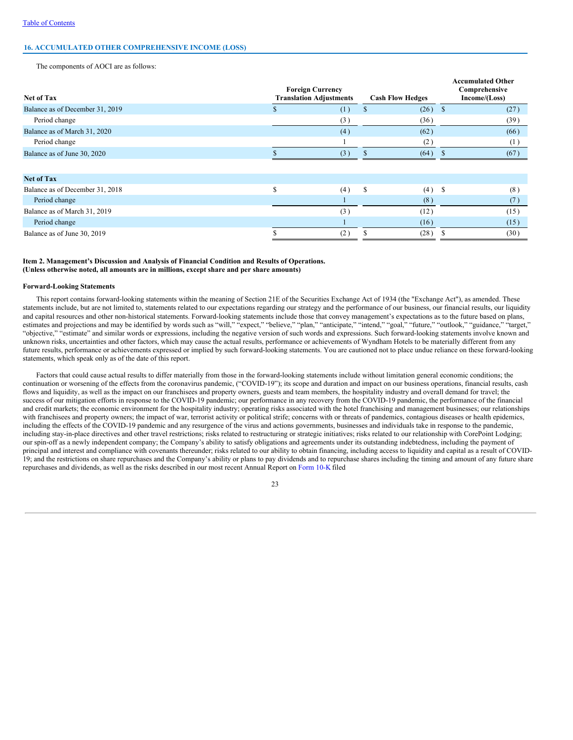[Table of Contents](#)

## 16. ACCUMULATED OTHER COMPREHENSIVE INCOME (LOSS)

The components of AOCI are as follows:

| Net of Tax | Foreign Currency Translation Adjustments | Cash Flow Hedges | Accumulated Other Comprehensive Income/(Loss) |
|---|---|---|---|
| Balance as of December 31, 2019 | $ (1) | $ (26) | $ (27) |
| Period change | (3) | (36) | (39) |
| Balance as of March 31, 2020 | (4) | (62) | (66) |
| Period change | 1 | (2) | (1) |
| Balance as of June 30, 2020 | $ (3) | $ (64) | $ (67) |
| **Net of Tax** | | | |
| Balance as of December 31, 2018 | $ (4) | $ (4) | $ (8) |
| Period change | 1 | (8) | (7) |
| Balance as of March 31, 2019 | (3) | (12) | (15) |
| Period change | 1 | (16) | (15) |
| Balance as of June 30, 2019 | $ (2) | $ (28) | $ (30) |

**Item 2. Management's Discussion and Analysis of Financial Condition and Results of Operations.**
**(Unless otherwise noted, all amounts are in millions, except share and per share amounts)**

**Forward-Looking Statements**

This report contains forward-looking statements within the meaning of Section 21E of the Securities Exchange Act of 1934 (the "Exchange Act"), as amended. These statements include, but are not limited to, statements related to our expectations regarding our strategy and the performance of our business, our financial results, our liquidity and capital resources and other non-historical statements. Forward-looking statements include those that convey management's expectations as to the future based on plans, estimates and projections and may be identified by words such as "will," "expect," "believe," "plan," "anticipate," "intend," "goal," "future," "outlook," "guidance," "target," "objective," "estimate" and similar words or expressions, including the negative version of such words and expressions. Such forward-looking statements involve known and unknown risks, uncertainties and other factors, which may cause the actual results, performance or achievements of Wyndham Hotels to be materially different from any future results, performance or achievements expressed or implied by such forward-looking statements. You are cautioned not to place undue reliance on these forward-looking statements, which speak only as of the date of this report.

Factors that could cause actual results to differ materially from those in the forward-looking statements include without limitation general economic conditions; the continuation or worsening of the effects from the coronavirus pandemic, ("COVID-19"); its scope and duration and impact on our business operations, financial results, cash flows and liquidity, as well as the impact on our franchisees and property owners, guests and team members, the hospitality industry and overall demand for travel; the success of our mitigation efforts in response to the COVID-19 pandemic; our performance in any recovery from the COVID-19 pandemic, the performance of the financial and credit markets; the economic environment for the hospitality industry; operating risks associated with the hotel franchising and management businesses; our relationships with franchisees and property owners; the impact of war, terrorist activity or political strife; concerns with or threats of pandemics, contagious diseases or health epidemics, including the effects of the COVID-19 pandemic and any resurgence of the virus and actions governments, businesses and individuals take in response to the pandemic, including stay-in-place directives and other travel restrictions; risks related to restructuring or strategic initiatives; risks related to our relationship with CorePoint Lodging; our spin-off as a newly independent company; the Company's ability to satisfy obligations and agreements under its outstanding indebtedness, including the payment of principal and interest and compliance with covenants thereunder; risks related to our ability to obtain financing, including access to liquidity and capital as a result of COVID-19; and the restrictions on share repurchases and the Company's ability or plans to pay dividends and to repurchase shares including the timing and amount of any future share repurchases and dividends, as well as the risks described in our most recent Annual Report on Form 10-K filed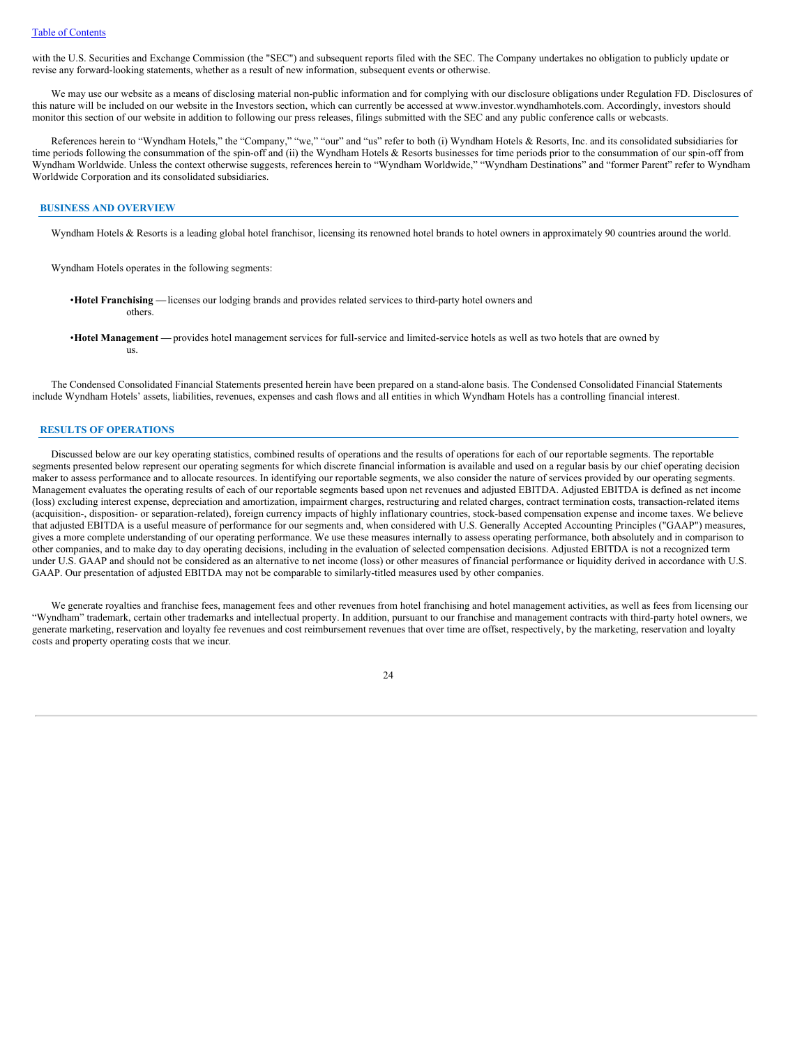with the U.S. Securities and Exchange Commission (the "SEC") and subsequent reports filed with the SEC. The Company undertakes no obligation to publicly update or revise any forward-looking statements, whether as a result of new information, subsequent events or otherwise.

We may use our website as a means of disclosing material non-public information and for complying with our disclosure obligations under Regulation FD. Disclosures of this nature will be included on our website in the Investors section, which can currently be accessed at www.investor.wyndhamhotels.com. Accordingly, investors should monitor this section of our website in addition to following our press releases, filings submitted with the SEC and any public conference calls or webcasts.

References herein to "Wyndham Hotels," the "Company," "we," "our" and "us" refer to both (i) Wyndham Hotels & Resorts, Inc. and its consolidated subsidiaries for time periods following the consummation of the spin-off and (ii) the Wyndham Hotels & Resorts businesses for time periods prior to the consummation of our spin-off from Wyndham Worldwide. Unless the context otherwise suggests, references herein to "Wyndham Worldwide," "Wyndham Destinations" and "former Parent" refer to Wyndham Worldwide Corporation and its consolidated subsidiaries.

## BUSINESS AND OVERVIEW

Wyndham Hotels & Resorts is a leading global hotel franchisor, licensing its renowned hotel brands to hotel owners in approximately 90 countries around the world.

Wyndham Hotels operates in the following segments:

- **Hotel Franchising —** licenses our lodging brands and provides related services to third-party hotel owners and others.
- **Hotel Management —** provides hotel management services for full-service and limited-service hotels as well as two hotels that are owned by us.

The Condensed Consolidated Financial Statements presented herein have been prepared on a stand-alone basis. The Condensed Consolidated Financial Statements include Wyndham Hotels' assets, liabilities, revenues, expenses and cash flows and all entities in which Wyndham Hotels has a controlling financial interest.

## RESULTS OF OPERATIONS

Discussed below are our key operating statistics, combined results of operations and the results of operations for each of our reportable segments. The reportable segments presented below represent our operating segments for which discrete financial information is available and used on a regular basis by our chief operating decision maker to assess performance and to allocate resources. In identifying our reportable segments, we also consider the nature of services provided by our operating segments. Management evaluates the operating results of each of our reportable segments based upon net revenues and adjusted EBITDA. Adjusted EBITDA is defined as net income (loss) excluding interest expense, depreciation and amortization, impairment charges, restructuring and related charges, contract termination costs, transaction-related items (acquisition-, disposition- or separation-related), foreign currency impacts of highly inflationary countries, stock-based compensation expense and income taxes. We believe that adjusted EBITDA is a useful measure of performance for our segments and, when considered with U.S. Generally Accepted Accounting Principles ("GAAP") measures, gives a more complete understanding of our operating performance. We use these measures internally to assess operating performance, both absolutely and in comparison to other companies, and to make day to day operating decisions, including in the evaluation of selected compensation decisions. Adjusted EBITDA is not a recognized term under U.S. GAAP and should not be considered as an alternative to net income (loss) or other measures of financial performance or liquidity derived in accordance with U.S. GAAP. Our presentation of adjusted EBITDA may not be comparable to similarly-titled measures used by other companies.

We generate royalties and franchise fees, management fees and other revenues from hotel franchising and hotel management activities, as well as fees from licensing our "Wyndham" trademark, certain other trademarks and intellectual property. In addition, pursuant to our franchise and management contracts with third-party hotel owners, we generate marketing, reservation and loyalty fee revenues and cost reimbursement revenues that over time are offset, respectively, by the marketing, reservation and loyalty costs and property operating costs that we incur.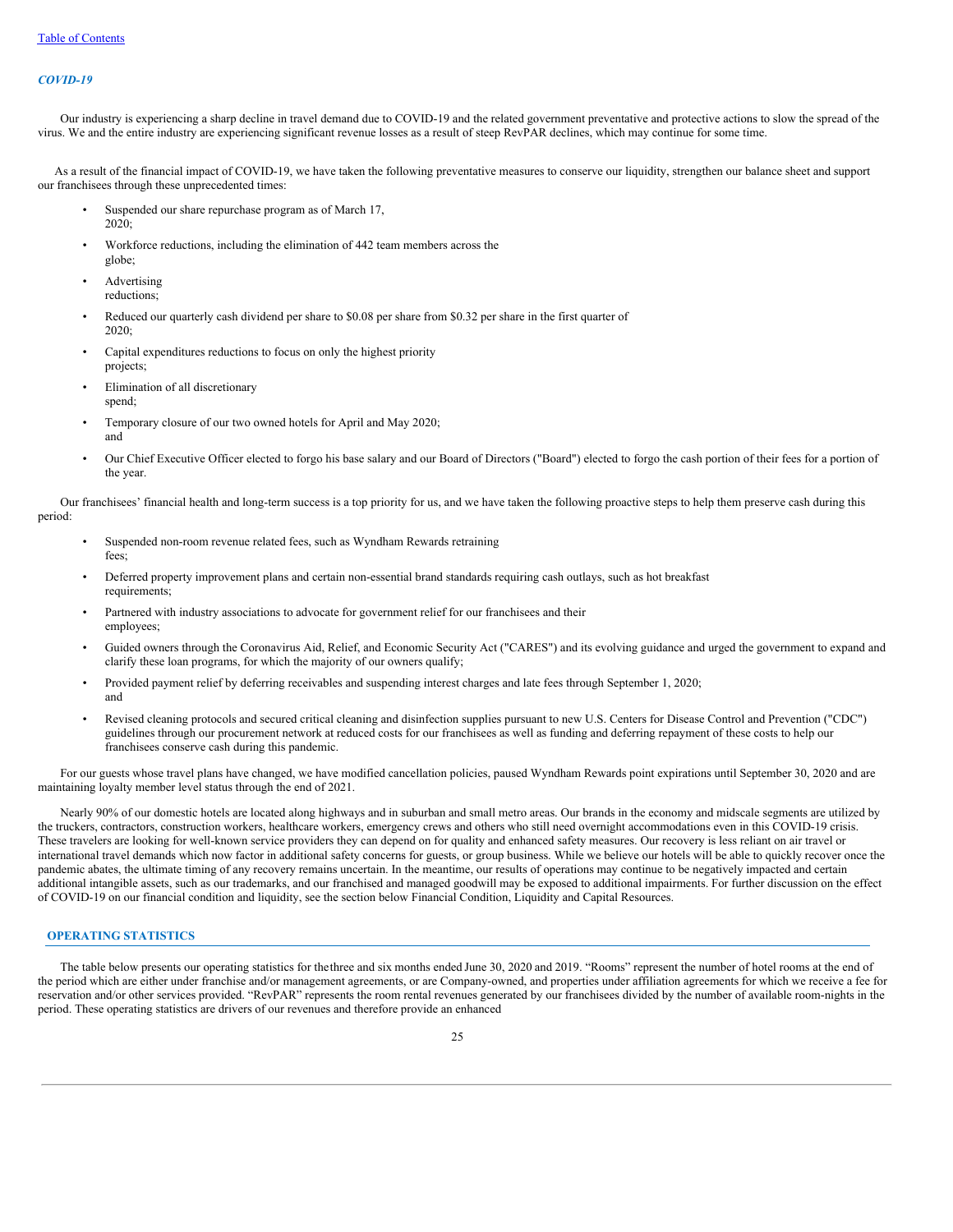### *COVID-19*

Our industry is experiencing a sharp decline in travel demand due to COVID-19 and the related government preventative and protective actions to slow the spread of the virus. We and the entire industry are experiencing significant revenue losses as a result of steep RevPAR declines, which may continue for some time.

As a result of the financial impact of COVID-19, we have taken the following preventative measures to conserve our liquidity, strengthen our balance sheet and support our franchisees through these unprecedented times:

- Suspended our share repurchase program as of March 17, 2020;
- Workforce reductions, including the elimination of 442 team members across the globe;
- Advertising reductions;
- Reduced our quarterly cash dividend per share to $0.08 per share from $0.32 per share in the first quarter of 2020;
- Capital expenditures reductions to focus on only the highest priority projects;
- Elimination of all discretionary spend;
- Temporary closure of our two owned hotels for April and May 2020; and
- Our Chief Executive Officer elected to forgo his base salary and our Board of Directors ("Board") elected to forgo the cash portion of their fees for a portion of the year.

Our franchisees' financial health and long-term success is a top priority for us, and we have taken the following proactive steps to help them preserve cash during this period:

- Suspended non-room revenue related fees, such as Wyndham Rewards retraining fees;
- Deferred property improvement plans and certain non-essential brand standards requiring cash outlays, such as hot breakfast requirements;
- Partnered with industry associations to advocate for government relief for our franchisees and their employees;
- Guided owners through the Coronavirus Aid, Relief, and Economic Security Act ("CARES") and its evolving guidance and urged the government to expand and clarify these loan programs, for which the majority of our owners qualify;
- Provided payment relief by deferring receivables and suspending interest charges and late fees through September 1, 2020; and
- Revised cleaning protocols and secured critical cleaning and disinfection supplies pursuant to new U.S. Centers for Disease Control and Prevention ("CDC") guidelines through our procurement network at reduced costs for our franchisees as well as funding and deferring repayment of these costs to help our franchisees conserve cash during this pandemic.

For our guests whose travel plans have changed, we have modified cancellation policies, paused Wyndham Rewards point expirations until September 30, 2020 and are maintaining loyalty member level status through the end of 2021.

Nearly 90% of our domestic hotels are located along highways and in suburban and small metro areas. Our brands in the economy and midscale segments are utilized by the truckers, contractors, construction workers, healthcare workers, emergency crews and others who still need overnight accommodations even in this COVID-19 crisis. These travelers are looking for well-known service providers they can depend on for quality and enhanced safety measures. Our recovery is less reliant on air travel or international travel demands which now factor in additional safety concerns for guests, or group business. While we believe our hotels will be able to quickly recover once the pandemic abates, the ultimate timing of any recovery remains uncertain. In the meantime, our results of operations may continue to be negatively impacted and certain additional intangible assets, such as our trademarks, and our franchised and managed goodwill may be exposed to additional impairments. For further discussion on the effect of COVID-19 on our financial condition and liquidity, see the section below Financial Condition, Liquidity and Capital Resources.

## OPERATING STATISTICS

The table below presents our operating statistics for the three and six months ended June 30, 2020 and 2019. "Rooms" represent the number of hotel rooms at the end of the period which are either under franchise and/or management agreements, or are Company-owned, and properties under affiliation agreements for which we receive a fee for reservation and/or other services provided. "RevPAR" represents the room rental revenues generated by our franchisees divided by the number of available room-nights in the period. These operating statistics are drivers of our revenues and therefore provide an enhanced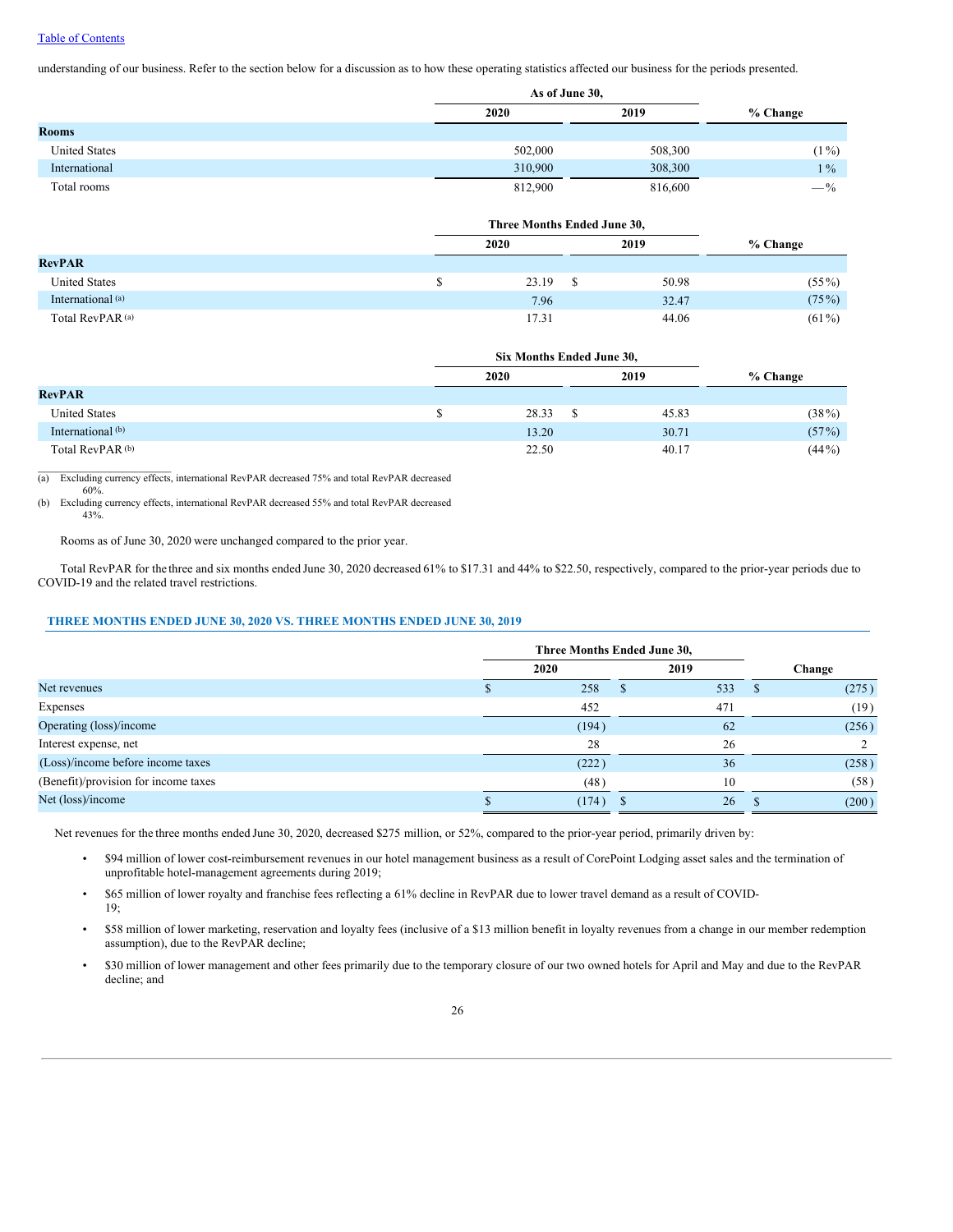[Table of Contents](#)

understanding of our business. Refer to the section below for a discussion as to how these operating statistics affected our business for the periods presented.

| | As of June 30, | | |
|---|---|---|---|
| | 2020 | 2019 | % Change |
| **Rooms** | | | |
| United States | 502,000 | 508,300 | (1%) |
| International | 310,900 | 308,300 | 1% |
| Total rooms | 812,900 | 816,600 | —% |

| | Three Months Ended June 30, | | |
|---|---|---|---|
| | 2020 | 2019 | % Change |
| **RevPAR** | | | |
| United States | $ 23.19 | $ 50.98 | (55%) |
| International [(a)] | 7.96 | 32.47 | (75%) |
| Total RevPAR [(a)] | 17.31 | 44.06 | (61%) |

| | Six Months Ended June 30, | | |
|---|---|---|---|
| | 2020 | 2019 | % Change |
| **RevPAR** | | | |
| United States | $ 28.33 | $ 45.83 | (38%) |
| International [(b)] | 13.20 | 30.71 | (57%) |
| Total RevPAR [(b)] | 22.50 | 40.17 | (44%) |

(a) Excluding currency effects, international RevPAR decreased 75% and total RevPAR decreased 60%.

(b) Excluding currency effects, international RevPAR decreased 55% and total RevPAR decreased 43%.

Rooms as of June 30, 2020 were unchanged compared to the prior year.

Total RevPAR for the three and six months ended June 30, 2020 decreased 61% to $17.31 and 44% to $22.50, respectively, compared to the prior-year periods due to COVID-19 and the related travel restrictions.

## THREE MONTHS ENDED JUNE 30, 2020 VS. THREE MONTHS ENDED JUNE 30, 2019

| | Three Months Ended June 30, | | |
|---|---|---|---|
| | 2020 | 2019 | Change |
| Net revenues | $ 258 | $ 533 | $ (275) |
| Expenses | 452 | 471 | (19) |
| Operating (loss)/income | (194) | 62 | (256) |
| Interest expense, net | 28 | 26 | 2 |
| (Loss)/income before income taxes | (222) | 36 | (258) |
| (Benefit)/provision for income taxes | (48) | 10 | (58) |
| Net (loss)/income | $ (174) | $ 26 | $ (200) |

Net revenues for the three months ended June 30, 2020, decreased $275 million, or 52%, compared to the prior-year period, primarily driven by:

- $94 million of lower cost-reimbursement revenues in our hotel management business as a result of CorePoint Lodging asset sales and the termination of unprofitable hotel-management agreements during 2019;
- $65 million of lower royalty and franchise fees reflecting a 61% decline in RevPAR due to lower travel demand as a result of COVID-19;
- $58 million of lower marketing, reservation and loyalty fees (inclusive of a $13 million benefit in loyalty revenues from a change in our member redemption assumption), due to the RevPAR decline;
- $30 million of lower management and other fees primarily due to the temporary closure of our two owned hotels for April and May and due to the RevPAR decline; and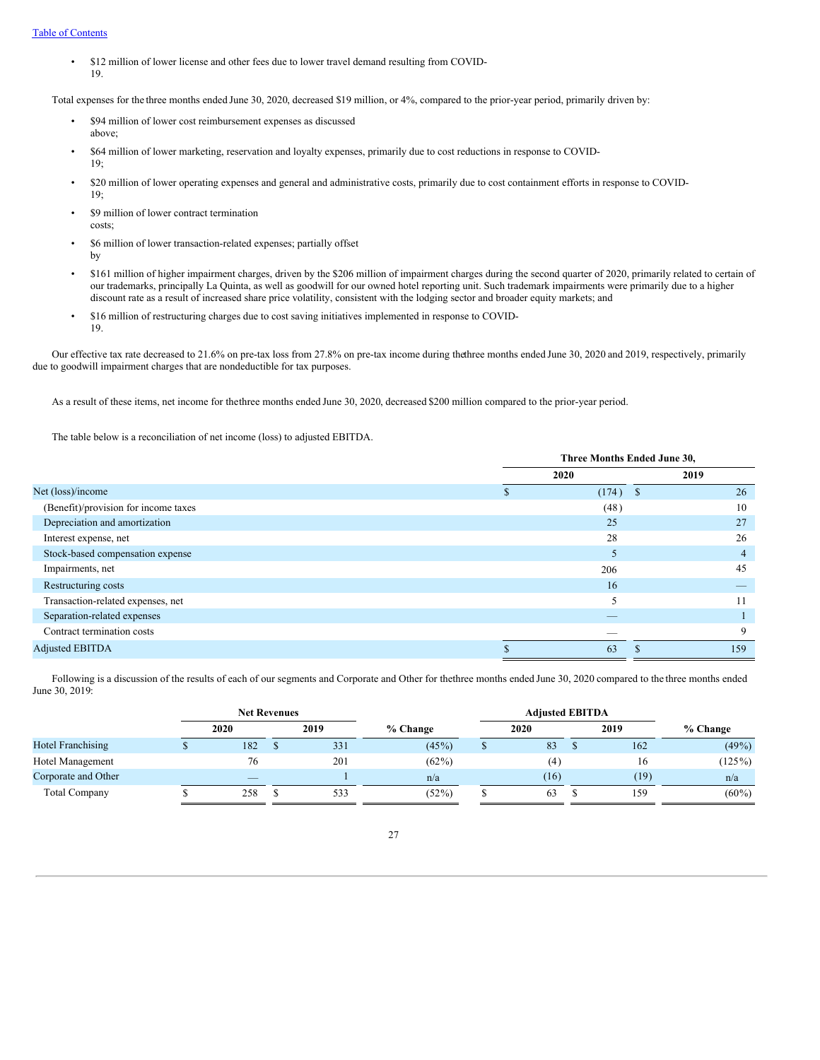- $12 million of lower license and other fees due to lower travel demand resulting from COVID-19.

Total expenses for the three months ended June 30, 2020, decreased $19 million, or 4%, compared to the prior-year period, primarily driven by:

- $94 million of lower cost reimbursement expenses as discussed above;
- $64 million of lower marketing, reservation and loyalty expenses, primarily due to cost reductions in response to COVID-19;
- $20 million of lower operating expenses and general and administrative costs, primarily due to cost containment efforts in response to COVID-19;
- $9 million of lower contract termination costs;
- $6 million of lower transaction-related expenses; partially offset by
- $161 million of higher impairment charges, driven by the $206 million of impairment charges during the second quarter of 2020, primarily related to certain of our trademarks, principally La Quinta, as well as goodwill for our owned hotel reporting unit. Such trademark impairments were primarily due to a higher discount rate as a result of increased share price volatility, consistent with the lodging sector and broader equity markets; and
- $16 million of restructuring charges due to cost saving initiatives implemented in response to COVID-19.

Our effective tax rate decreased to 21.6% on pre-tax loss from 27.8% on pre-tax income during the three months ended June 30, 2020 and 2019, respectively, primarily due to goodwill impairment charges that are nondeductible for tax purposes.

As a result of these items, net income for the three months ended June 30, 2020, decreased $200 million compared to the prior-year period.

The table below is a reconciliation of net income (loss) to adjusted EBITDA.

| | Three Months Ended June 30, | |
|---|---|---|
| | 2020 | 2019 |
| Net (loss)/income | $ (174) | $ 26 |
| (Benefit)/provision for income taxes | (48) | 10 |
| Depreciation and amortization | 25 | 27 |
| Interest expense, net | 28 | 26 |
| Stock-based compensation expense | 5 | 4 |
| Impairments, net | 206 | 45 |
| Restructuring costs | 16 | — |
| Transaction-related expenses, net | 5 | 11 |
| Separation-related expenses | — | 1 |
| Contract termination costs | — | 9 |
| Adjusted EBITDA | $ 63 | $ 159 |

Following is a discussion of the results of each of our segments and Corporate and Other for the three months ended June 30, 2020 compared to the three months ended June 30, 2019:

| | Net Revenues | | | Adjusted EBITDA | | |
|---|---|---|---|---|---|---|
| | 2020 | 2019 | % Change | 2020 | 2019 | % Change |
| Hotel Franchising | $ 182 | $ 331 | (45%) | $ 83 | $ 162 | (49%) |
| Hotel Management | 76 | 201 | (62%) | (4) | 16 | (125%) |
| Corporate and Other | — | 1 | n/a | (16) | (19) | n/a |
| Total Company | $ 258 | $ 533 | (52%) | $ 63 | $ 159 | (60%) |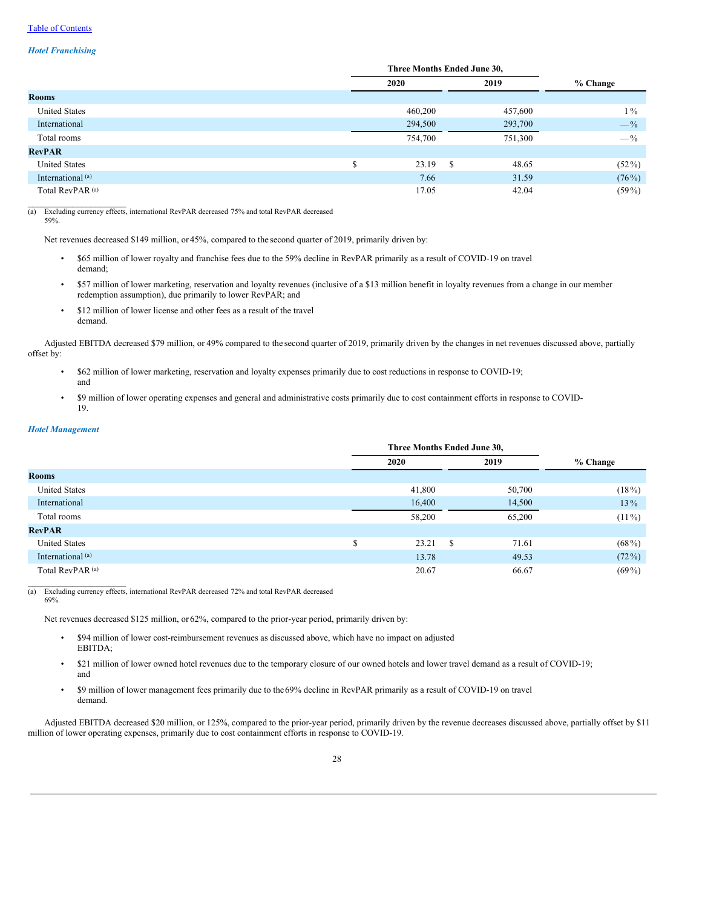[Table of Contents](#)

### *Hotel Franchising*

| | Three Months Ended June 30, | | |
|---|---|---|---|
| | 2020 | 2019 | % Change |
| **Rooms** | | | |
| United States | 460,200 | 457,600 | 1 % |
| International | 294,500 | 293,700 | — % |
| Total rooms | 754,700 | 751,300 | — % |
| **RevPAR** | | | |
| United States | $ 23.19 | $ 48.65 | (52 %) |
| International [(a)] | 7.66 | 31.59 | (76 %) |
| Total RevPAR [(a)] | 17.05 | 42.04 | (59 %) |

(a) Excluding currency effects, international RevPAR decreased 75% and total RevPAR decreased 59%.

Net revenues decreased $149 million, or 45%, compared to the second quarter of 2019, primarily driven by:

- $65 million of lower royalty and franchise fees due to the 59% decline in RevPAR primarily as a result of COVID-19 on travel demand;
- $57 million of lower marketing, reservation and loyalty revenues (inclusive of a $13 million benefit in loyalty revenues from a change in our member redemption assumption), due primarily to lower RevPAR; and
- $12 million of lower license and other fees as a result of the travel demand.

Adjusted EBITDA decreased $79 million, or 49% compared to the second quarter of 2019, primarily driven by the changes in net revenues discussed above, partially offset by:

- $62 million of lower marketing, reservation and loyalty expenses primarily due to cost reductions in response to COVID-19; and
- $9 million of lower operating expenses and general and administrative costs primarily due to cost containment efforts in response to COVID-19.

### *Hotel Management*

| | Three Months Ended June 30, | | |
|---|---|---|---|
| | 2020 | 2019 | % Change |
| **Rooms** | | | |
| United States | 41,800 | 50,700 | (18 %) |
| International | 16,400 | 14,500 | 13 % |
| Total rooms | 58,200 | 65,200 | (11 %) |
| **RevPAR** | | | |
| United States | $ 23.21 | $ 71.61 | (68 %) |
| International [(a)] | 13.78 | 49.53 | (72 %) |
| Total RevPAR [(a)] | 20.67 | 66.67 | (69 %) |

(a) Excluding currency effects, international RevPAR decreased 72% and total RevPAR decreased 69%.

Net revenues decreased $125 million, or 62%, compared to the prior-year period, primarily driven by:

- $94 million of lower cost-reimbursement revenues as discussed above, which have no impact on adjusted EBITDA;
- $21 million of lower owned hotel revenues due to the temporary closure of our owned hotels and lower travel demand as a result of COVID-19; and
- $9 million of lower management fees primarily due to the 69% decline in RevPAR primarily as a result of COVID-19 on travel demand.

Adjusted EBITDA decreased $20 million, or 125%, compared to the prior-year period, primarily driven by the revenue decreases discussed above, partially offset by $11 million of lower operating expenses, primarily due to cost containment efforts in response to COVID-19.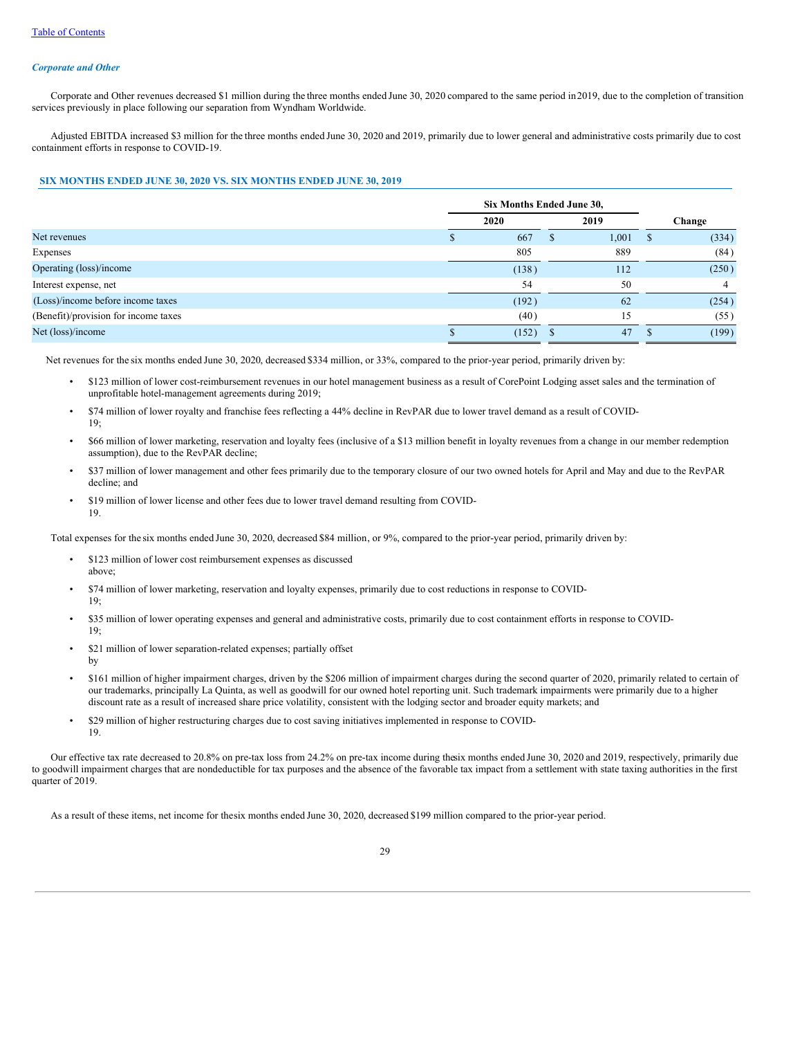*Corporate and Other*

Corporate and Other revenues decreased $1 million during the three months ended June 30, 2020 compared to the same period in 2019, due to the completion of transition services previously in place following our separation from Wyndham Worldwide.

Adjusted EBITDA increased $3 million for the three months ended June 30, 2020 and 2019, primarily due to lower general and administrative costs primarily due to cost containment efforts in response to COVID-19.

## SIX MONTHS ENDED JUNE 30, 2020 VS. SIX MONTHS ENDED JUNE 30, 2019

| | Six Months Ended June 30, | | |
|---|---|---|---|
| | 2020 | 2019 | Change |
| Net revenues | $ 667 | $ 1,001 | $ (334) |
| Expenses | 805 | 889 | (84) |
| Operating (loss)/income | (138) | 112 | (250) |
| Interest expense, net | 54 | 50 | 4 |
| (Loss)/income before income taxes | (192) | 62 | (254) |
| (Benefit)/provision for income taxes | (40) | 15 | (55) |
| Net (loss)/income | $ (152) | $ 47 | $ (199) |

Net revenues for the six months ended June 30, 2020, decreased $334 million, or 33%, compared to the prior-year period, primarily driven by:

- $123 million of lower cost-reimbursement revenues in our hotel management business as a result of CorePoint Lodging asset sales and the termination of unprofitable hotel-management agreements during 2019;
- $74 million of lower royalty and franchise fees reflecting a 44% decline in RevPAR due to lower travel demand as a result of COVID-19;
- $66 million of lower marketing, reservation and loyalty fees (inclusive of a $13 million benefit in loyalty revenues from a change in our member redemption assumption), due to the RevPAR decline;
- $37 million of lower management and other fees primarily due to the temporary closure of our two owned hotels for April and May and due to the RevPAR decline; and
- $19 million of lower license and other fees due to lower travel demand resulting from COVID-19.

Total expenses for the six months ended June 30, 2020, decreased $84 million, or 9%, compared to the prior-year period, primarily driven by:

- $123 million of lower cost reimbursement expenses as discussed above;
- $74 million of lower marketing, reservation and loyalty expenses, primarily due to cost reductions in response to COVID-19;
- $35 million of lower operating expenses and general and administrative costs, primarily due to cost containment efforts in response to COVID-19;
- $21 million of lower separation-related expenses; partially offset by
- $161 million of higher impairment charges, driven by the $206 million of impairment charges during the second quarter of 2020, primarily related to certain of our trademarks, principally La Quinta, as well as goodwill for our owned hotel reporting unit. Such trademark impairments were primarily due to a higher discount rate as a result of increased share price volatility, consistent with the lodging sector and broader equity markets; and
- $29 million of higher restructuring charges due to cost saving initiatives implemented in response to COVID-19.

Our effective tax rate decreased to 20.8% on pre-tax loss from 24.2% on pre-tax income during the six months ended June 30, 2020 and 2019, respectively, primarily due to goodwill impairment charges that are nondeductible for tax purposes and the absence of the favorable tax impact from a settlement with state taxing authorities in the first quarter of 2019.

As a result of these items, net income for the six months ended June 30, 2020, decreased $199 million compared to the prior-year period.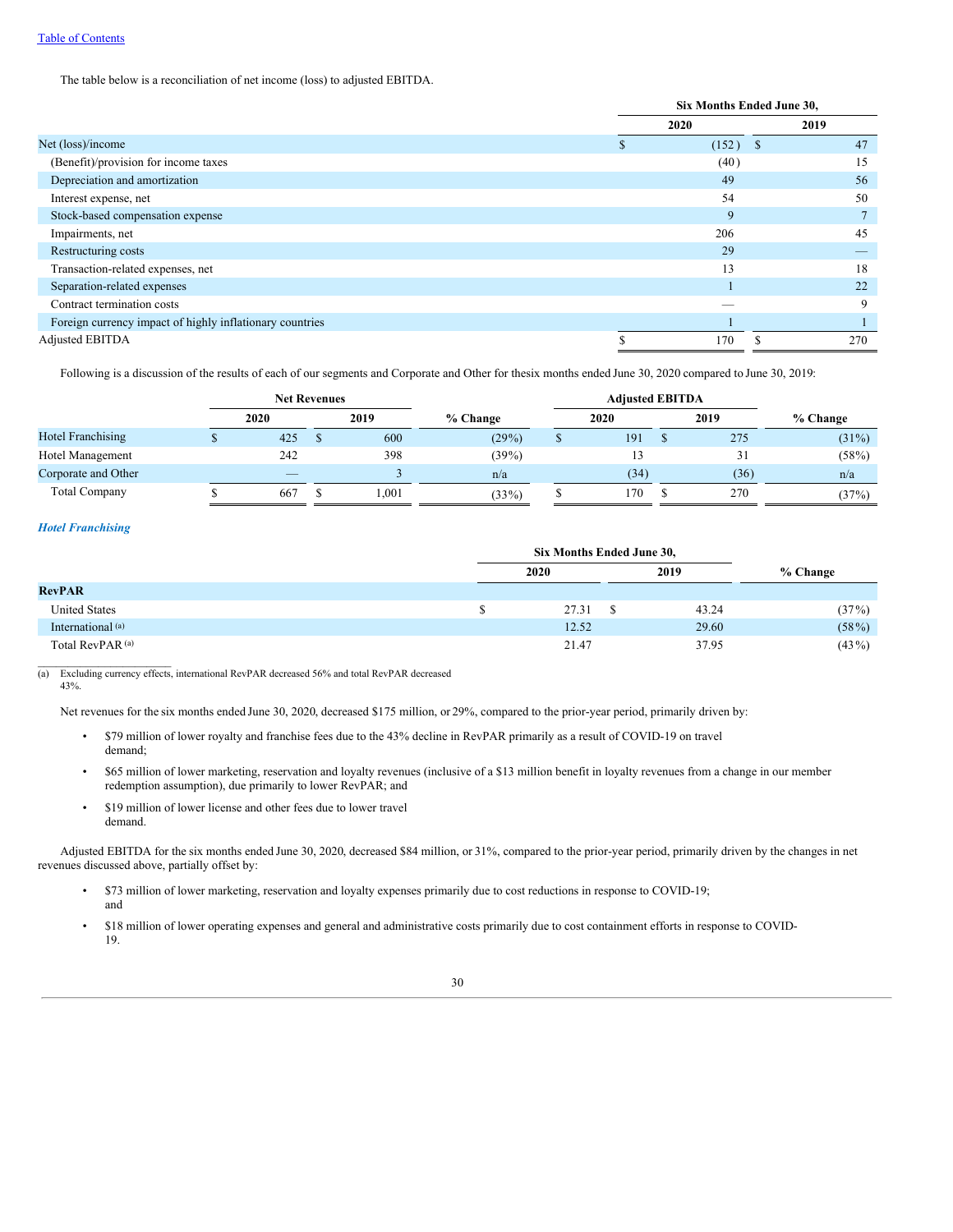The table below is a reconciliation of net income (loss) to adjusted EBITDA.

| | Six Months Ended June 30, | |
|---|---|---|
| | 2020 | 2019 |
| Net (loss)/income | $ (152) | $ 47 |
| (Benefit)/provision for income taxes | (40) | 15 |
| Depreciation and amortization | 49 | 56 |
| Interest expense, net | 54 | 50 |
| Stock-based compensation expense | 9 | 7 |
| Impairments, net | 206 | 45 |
| Restructuring costs | 29 | — |
| Transaction-related expenses, net | 13 | 18 |
| Separation-related expenses | 1 | 22 |
| Contract termination costs | — | 9 |
| Foreign currency impact of highly inflationary countries | 1 | 1 |
| Adjusted EBITDA | $ 170 | $ 270 |

Following is a discussion of the results of each of our segments and Corporate and Other for thesix months ended June 30, 2020 compared to June 30, 2019:

| | Net Revenues | | | Adjusted EBITDA | | |
|---|---|---|---|---|---|---|
| | 2020 | 2019 | % Change | 2020 | 2019 | % Change |
| Hotel Franchising | $ 425 | $ 600 | (29%) | $ 191 | $ 275 | (31%) |
| Hotel Management | 242 | 398 | (39%) | 13 | 31 | (58%) |
| Corporate and Other | — | 3 | n/a | (34) | (36) | n/a |
| Total Company | $ 667 | $ 1,001 | (33%) | $ 170 | $ 270 | (37%) |

### *Hotel Franchising*

| | Six Months Ended June 30, | | |
|---|---|---|---|
| | 2020 | 2019 | % Change |
| **RevPAR** | | | |
| United States | $ 27.31 | $ 43.24 | (37%) |
| International [(a)] | 12.52 | 29.60 | (58%) |
| Total RevPAR [(a)] | 21.47 | 37.95 | (43%) |

(a) Excluding currency effects, international RevPAR decreased 56% and total RevPAR decreased 43%.

Net revenues for the six months ended June 30, 2020, decreased $175 million, or 29%, compared to the prior-year period, primarily driven by:

- $79 million of lower royalty and franchise fees due to the 43% decline in RevPAR primarily as a result of COVID-19 on travel demand;
- $65 million of lower marketing, reservation and loyalty revenues (inclusive of a $13 million benefit in loyalty revenues from a change in our member redemption assumption), due primarily to lower RevPAR; and
- $19 million of lower license and other fees due to lower travel demand.

Adjusted EBITDA for the six months ended June 30, 2020, decreased $84 million, or 31%, compared to the prior-year period, primarily driven by the changes in net revenues discussed above, partially offset by:

- $73 million of lower marketing, reservation and loyalty expenses primarily due to cost reductions in response to COVID-19; and
- $18 million of lower operating expenses and general and administrative costs primarily due to cost containment efforts in response to COVID-19.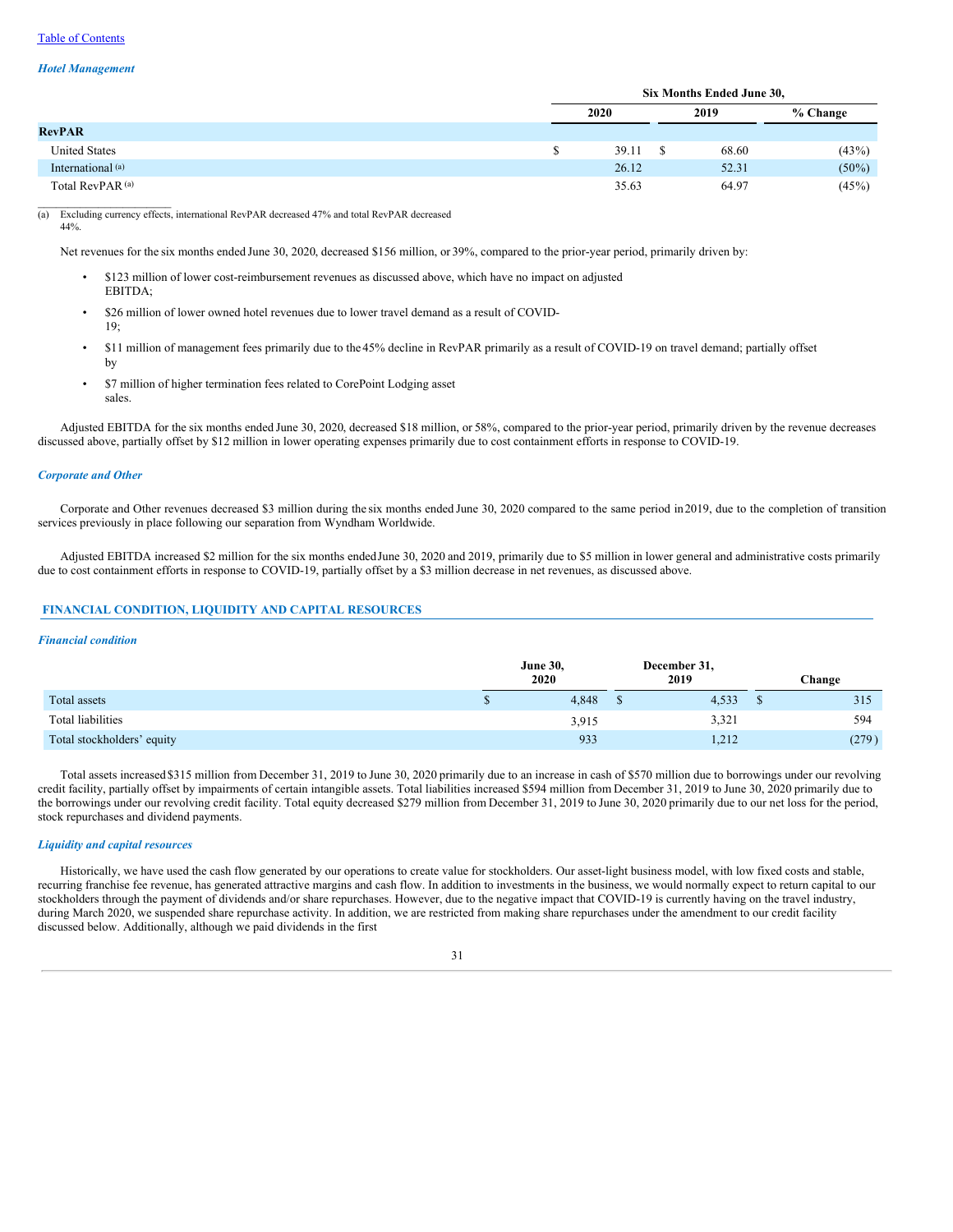### *Hotel Management*

| | Six Months Ended June 30, | | |
|---|---|---|---|
| | 2020 | 2019 | % Change |
| **RevPAR** | | | |
| United States | $ 39.11 | $ 68.60 | (43%) |
| International [(a)] | 26.12 | 52.31 | (50%) |
| Total RevPAR [(a)] | 35.63 | 64.97 | (45%) |

(a) Excluding currency effects, international RevPAR decreased 47% and total RevPAR decreased 44%.

Net revenues for the six months ended June 30, 2020, decreased $156 million, or 39%, compared to the prior-year period, primarily driven by:

- $123 million of lower cost-reimbursement revenues as discussed above, which have no impact on adjusted EBITDA;
- $26 million of lower owned hotel revenues due to lower travel demand as a result of COVID-19;
- $11 million of management fees primarily due to the 45% decline in RevPAR primarily as a result of COVID-19 on travel demand; partially offset by
- $7 million of higher termination fees related to CorePoint Lodging asset sales.

Adjusted EBITDA for the six months ended June 30, 2020, decreased $18 million, or 58%, compared to the prior-year period, primarily driven by the revenue decreases discussed above, partially offset by $12 million in lower operating expenses primarily due to cost containment efforts in response to COVID-19.

### *Corporate and Other*

Corporate and Other revenues decreased $3 million during the six months ended June 30, 2020 compared to the same period in 2019, due to the completion of transition services previously in place following our separation from Wyndham Worldwide.

Adjusted EBITDA increased $2 million for the six months ended June 30, 2020 and 2019, primarily due to $5 million in lower general and administrative costs primarily due to cost containment efforts in response to COVID-19, partially offset by a $3 million decrease in net revenues, as discussed above.

## FINANCIAL CONDITION, LIQUIDITY AND CAPITAL RESOURCES

### *Financial condition*

| | June 30, 2020 | December 31, 2019 | Change |
|---|---|---|---|
| Total assets | $ 4,848 | $ 4,533 | $ 315 |
| Total liabilities | 3,915 | 3,321 | 594 |
| Total stockholders' equity | 933 | 1,212 | (279) |

Total assets increased $315 million from December 31, 2019 to June 30, 2020 primarily due to an increase in cash of $570 million due to borrowings under our revolving credit facility, partially offset by impairments of certain intangible assets. Total liabilities increased $594 million from December 31, 2019 to June 30, 2020 primarily due to the borrowings under our revolving credit facility. Total equity decreased $279 million from December 31, 2019 to June 30, 2020 primarily due to our net loss for the period, stock repurchases and dividend payments.

### *Liquidity and capital resources*

Historically, we have used the cash flow generated by our operations to create value for stockholders. Our asset-light business model, with low fixed costs and stable, recurring franchise fee revenue, has generated attractive margins and cash flow. In addition to investments in the business, we would normally expect to return capital to our stockholders through the payment of dividends and/or share repurchases. However, due to the negative impact that COVID-19 is currently having on the travel industry, during March 2020, we suspended share repurchase activity. In addition, we are restricted from making share repurchases under the amendment to our credit facility discussed below. Additionally, although we paid dividends in the first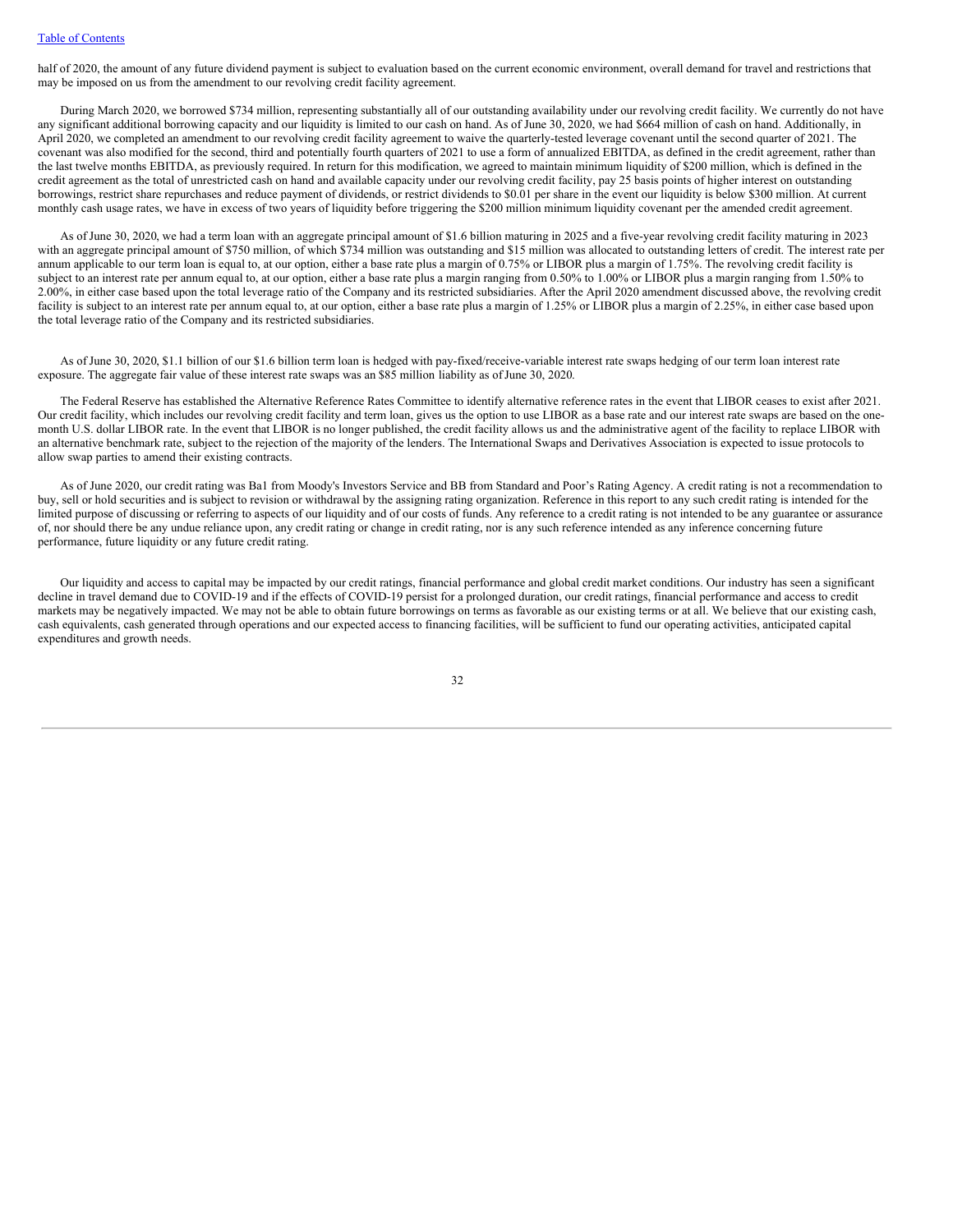half of 2020, the amount of any future dividend payment is subject to evaluation based on the current economic environment, overall demand for travel and restrictions that may be imposed on us from the amendment to our revolving credit facility agreement.

During March 2020, we borrowed $734 million, representing substantially all of our outstanding availability under our revolving credit facility. We currently do not have any significant additional borrowing capacity and our liquidity is limited to our cash on hand. As of June 30, 2020, we had $664 million of cash on hand. Additionally, in April 2020, we completed an amendment to our revolving credit facility agreement to waive the quarterly-tested leverage covenant until the second quarter of 2021. The covenant was also modified for the second, third and potentially fourth quarters of 2021 to use a form of annualized EBITDA, as defined in the credit agreement, rather than the last twelve months EBITDA, as previously required. In return for this modification, we agreed to maintain minimum liquidity of $200 million, which is defined in the credit agreement as the total of unrestricted cash on hand and available capacity under our revolving credit facility, pay 25 basis points of higher interest on outstanding borrowings, restrict share repurchases and reduce payment of dividends, or restrict dividends to $0.01 per share in the event our liquidity is below $300 million. At current monthly cash usage rates, we have in excess of two years of liquidity before triggering the $200 million minimum liquidity covenant per the amended credit agreement.

As of June 30, 2020, we had a term loan with an aggregate principal amount of $1.6 billion maturing in 2025 and a five-year revolving credit facility maturing in 2023 with an aggregate principal amount of $750 million, of which $734 million was outstanding and $15 million was allocated to outstanding letters of credit. The interest rate per annum applicable to our term loan is equal to, at our option, either a base rate plus a margin of 0.75% or LIBOR plus a margin of 1.75%. The revolving credit facility is subject to an interest rate per annum equal to, at our option, either a base rate plus a margin ranging from 0.50% to 1.00% or LIBOR plus a margin ranging from 1.50% to 2.00%, in either case based upon the total leverage ratio of the Company and its restricted subsidiaries. After the April 2020 amendment discussed above, the revolving credit facility is subject to an interest rate per annum equal to, at our option, either a base rate plus a margin of 1.25% or LIBOR plus a margin of 2.25%, in either case based upon the total leverage ratio of the Company and its restricted subsidiaries.

As of June 30, 2020, $1.1 billion of our $1.6 billion term loan is hedged with pay-fixed/receive-variable interest rate swaps hedging of our term loan interest rate exposure. The aggregate fair value of these interest rate swaps was an $85 million liability as of June 30, 2020.

The Federal Reserve has established the Alternative Reference Rates Committee to identify alternative reference rates in the event that LIBOR ceases to exist after 2021. Our credit facility, which includes our revolving credit facility and term loan, gives us the option to use LIBOR as a base rate and our interest rate swaps are based on the one-month U.S. dollar LIBOR rate. In the event that LIBOR is no longer published, the credit facility allows us and the administrative agent of the facility to replace LIBOR with an alternative benchmark rate, subject to the rejection of the majority of the lenders. The International Swaps and Derivatives Association is expected to issue protocols to allow swap parties to amend their existing contracts.

As of June 2020, our credit rating was Ba1 from Moody's Investors Service and BB from Standard and Poor's Rating Agency. A credit rating is not a recommendation to buy, sell or hold securities and is subject to revision or withdrawal by the assigning rating organization. Reference in this report to any such credit rating is intended for the limited purpose of discussing or referring to aspects of our liquidity and of our costs of funds. Any reference to a credit rating is not intended to be any guarantee or assurance of, nor should there be any undue reliance upon, any credit rating or change in credit rating, nor is any such reference intended as any inference concerning future performance, future liquidity or any future credit rating.

Our liquidity and access to capital may be impacted by our credit ratings, financial performance and global credit market conditions. Our industry has seen a significant decline in travel demand due to COVID-19 and if the effects of COVID-19 persist for a prolonged duration, our credit ratings, financial performance and access to credit markets may be negatively impacted. We may not be able to obtain future borrowings on terms as favorable as our existing terms or at all. We believe that our existing cash, cash equivalents, cash generated through operations and our expected access to financing facilities, will be sufficient to fund our operating activities, anticipated capital expenditures and growth needs.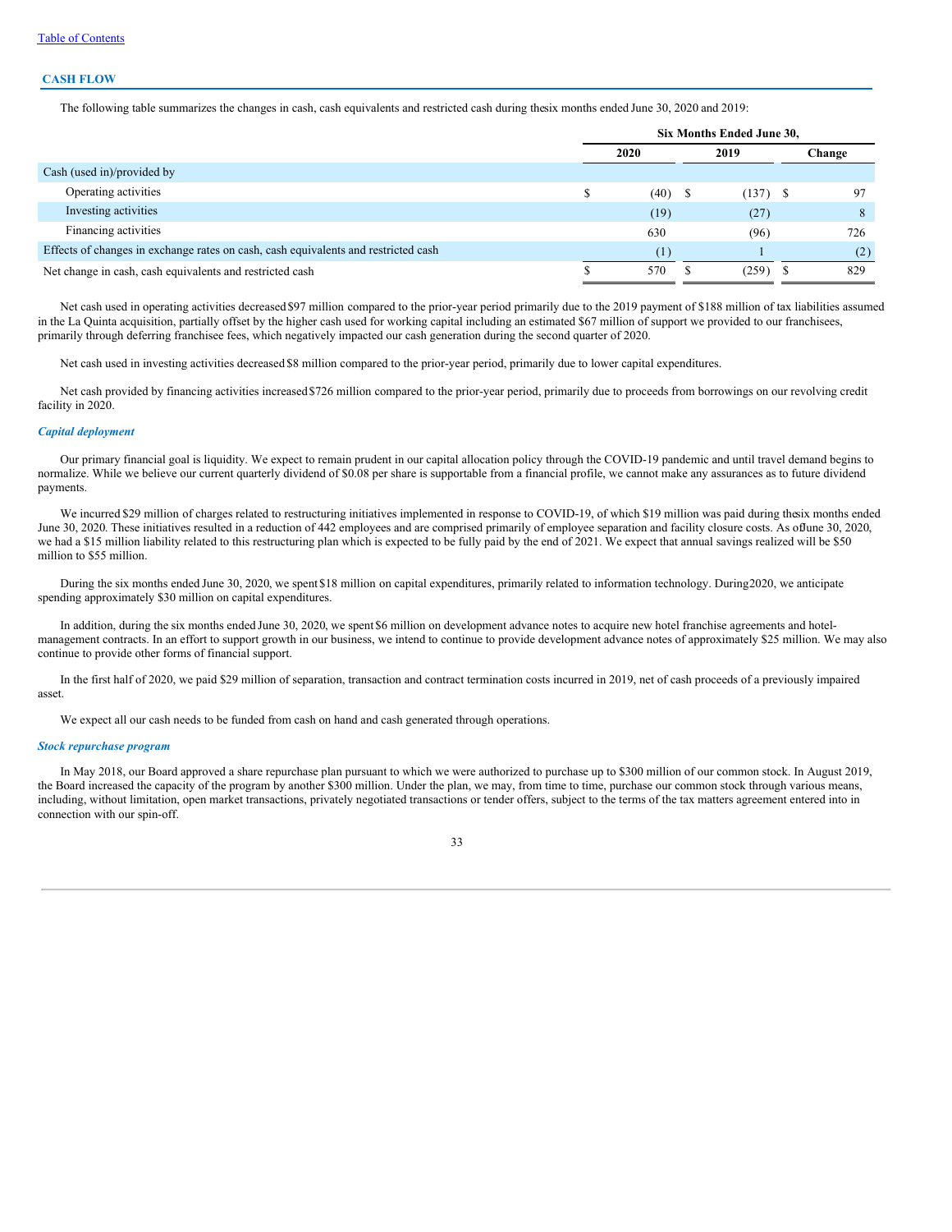## CASH FLOW

The following table summarizes the changes in cash, cash equivalents and restricted cash during the six months ended June 30, 2020 and 2019:

| | Six Months Ended June 30, | | |
|---|---|---|---|
| | 2020 | 2019 | Change |
| Cash (used in)/provided by | | | |
| Operating activities | $ (40) | $ (137) | $ 97 |
| Investing activities | (19) | (27) | 8 |
| Financing activities | 630 | (96) | 726 |
| Effects of changes in exchange rates on cash, cash equivalents and restricted cash | (1) | 1 | (2) |
| Net change in cash, cash equivalents and restricted cash | $ 570 | $ (259) | $ 829 |

Net cash used in operating activities decreased $97 million compared to the prior-year period primarily due to the 2019 payment of $188 million of tax liabilities assumed in the La Quinta acquisition, partially offset by the higher cash used for working capital including an estimated $67 million of support we provided to our franchisees, primarily through deferring franchisee fees, which negatively impacted our cash generation during the second quarter of 2020.

Net cash used in investing activities decreased $8 million compared to the prior-year period, primarily due to lower capital expenditures.

Net cash provided by financing activities increased $726 million compared to the prior-year period, primarily due to proceeds from borrowings on our revolving credit facility in 2020.

### *Capital deployment*

Our primary financial goal is liquidity. We expect to remain prudent in our capital allocation policy through the COVID-19 pandemic and until travel demand begins to normalize. While we believe our current quarterly dividend of $0.08 per share is supportable from a financial profile, we cannot make any assurances as to future dividend payments.

We incurred $29 million of charges related to restructuring initiatives implemented in response to COVID-19, of which $19 million was paid during the six months ended June 30, 2020. These initiatives resulted in a reduction of 442 employees and are comprised primarily of employee separation and facility closure costs. As of June 30, 2020, we had a $15 million liability related to this restructuring plan which is expected to be fully paid by the end of 2021. We expect that annual savings realized will be $50 million to $55 million.

During the six months ended June 30, 2020, we spent $18 million on capital expenditures, primarily related to information technology. During 2020, we anticipate spending approximately $30 million on capital expenditures.

In addition, during the six months ended June 30, 2020, we spent $6 million on development advance notes to acquire new hotel franchise agreements and hotel-management contracts. In an effort to support growth in our business, we intend to continue to provide development advance notes of approximately $25 million. We may also continue to provide other forms of financial support.

In the first half of 2020, we paid $29 million of separation, transaction and contract termination costs incurred in 2019, net of cash proceeds of a previously impaired asset.

We expect all our cash needs to be funded from cash on hand and cash generated through operations.

### *Stock repurchase program*

In May 2018, our Board approved a share repurchase plan pursuant to which we were authorized to purchase up to $300 million of our common stock. In August 2019, the Board increased the capacity of the program by another $300 million. Under the plan, we may, from time to time, purchase our common stock through various means, including, without limitation, open market transactions, privately negotiated transactions or tender offers, subject to the terms of the tax matters agreement entered into in connection with our spin-off.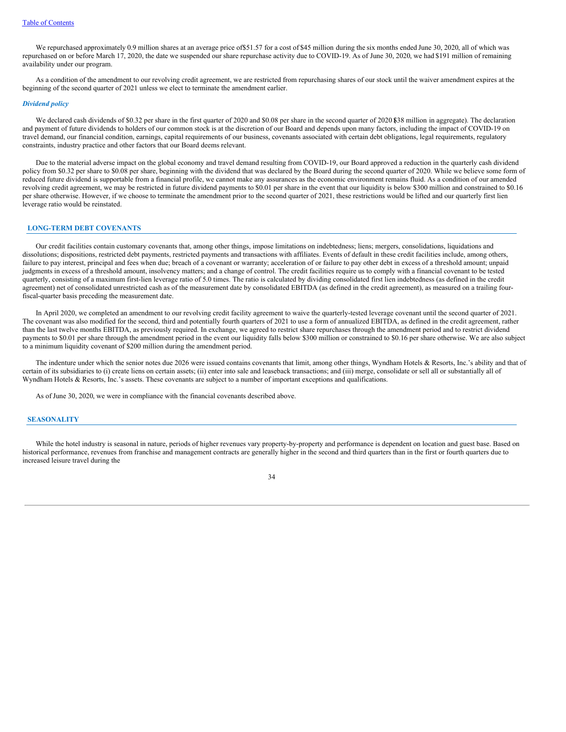We repurchased approximately 0.9 million shares at an average price of $51.57 for a cost of $45 million during the six months ended June 30, 2020, all of which was repurchased on or before March 17, 2020, the date we suspended our share repurchase activity due to COVID-19. As of June 30, 2020, we had $191 million of remaining availability under our program.

As a condition of the amendment to our revolving credit agreement, we are restricted from repurchasing shares of our stock until the waiver amendment expires at the beginning of the second quarter of 2021 unless we elect to terminate the amendment earlier.

***Dividend policy***

We declared cash dividends of $0.32 per share in the first quarter of 2020 and $0.08 per share in the second quarter of 2020 ($38 million in aggregate). The declaration and payment of future dividends to holders of our common stock is at the discretion of our Board and depends upon many factors, including the impact of COVID-19 on travel demand, our financial condition, earnings, capital requirements of our business, covenants associated with certain debt obligations, legal requirements, regulatory constraints, industry practice and other factors that our Board deems relevant.

Due to the material adverse impact on the global economy and travel demand resulting from COVID-19, our Board approved a reduction in the quarterly cash dividend policy from $0.32 per share to $0.08 per share, beginning with the dividend that was declared by the Board during the second quarter of 2020. While we believe some form of reduced future dividend is supportable from a financial profile, we cannot make any assurances as the economic environment remains fluid. As a condition of our amended revolving credit agreement, we may be restricted in future dividend payments to $0.01 per share in the event that our liquidity is below $300 million and constrained to $0.16 per share otherwise. However, if we choose to terminate the amendment prior to the second quarter of 2021, these restrictions would be lifted and our quarterly first lien leverage ratio would be reinstated.

## LONG-TERM DEBT COVENANTS

Our credit facilities contain customary covenants that, among other things, impose limitations on indebtedness; liens; mergers, consolidations, liquidations and dissolutions; dispositions, restricted debt payments, restricted payments and transactions with affiliates. Events of default in these credit facilities include, among others, failure to pay interest, principal and fees when due; breach of a covenant or warranty; acceleration of or failure to pay other debt in excess of a threshold amount; unpaid judgments in excess of a threshold amount, insolvency matters; and a change of control. The credit facilities require us to comply with a financial covenant to be tested quarterly, consisting of a maximum first-lien leverage ratio of 5.0 times. The ratio is calculated by dividing consolidated first lien indebtedness (as defined in the credit agreement) net of consolidated unrestricted cash as of the measurement date by consolidated EBITDA (as defined in the credit agreement), as measured on a trailing four-fiscal-quarter basis preceding the measurement date.

In April 2020, we completed an amendment to our revolving credit facility agreement to waive the quarterly-tested leverage covenant until the second quarter of 2021. The covenant was also modified for the second, third and potentially fourth quarters of 2021 to use a form of annualized EBITDA, as defined in the credit agreement, rather than the last twelve months EBITDA, as previously required. In exchange, we agreed to restrict share repurchases through the amendment period and to restrict dividend payments to $0.01 per share through the amendment period in the event our liquidity falls below $300 million or constrained to $0.16 per share otherwise. We are also subject to a minimum liquidity covenant of $200 million during the amendment period.

The indenture under which the senior notes due 2026 were issued contains covenants that limit, among other things, Wyndham Hotels & Resorts, Inc.'s ability and that of certain of its subsidiaries to (i) create liens on certain assets; (ii) enter into sale and leaseback transactions; and (iii) merge, consolidate or sell all or substantially all of Wyndham Hotels & Resorts, Inc.'s assets. These covenants are subject to a number of important exceptions and qualifications.

As of June 30, 2020, we were in compliance with the financial covenants described above.

## SEASONALITY

While the hotel industry is seasonal in nature, periods of higher revenues vary property-by-property and performance is dependent on location and guest base. Based on historical performance, revenues from franchise and management contracts are generally higher in the second and third quarters than in the first or fourth quarters due to increased leisure travel during the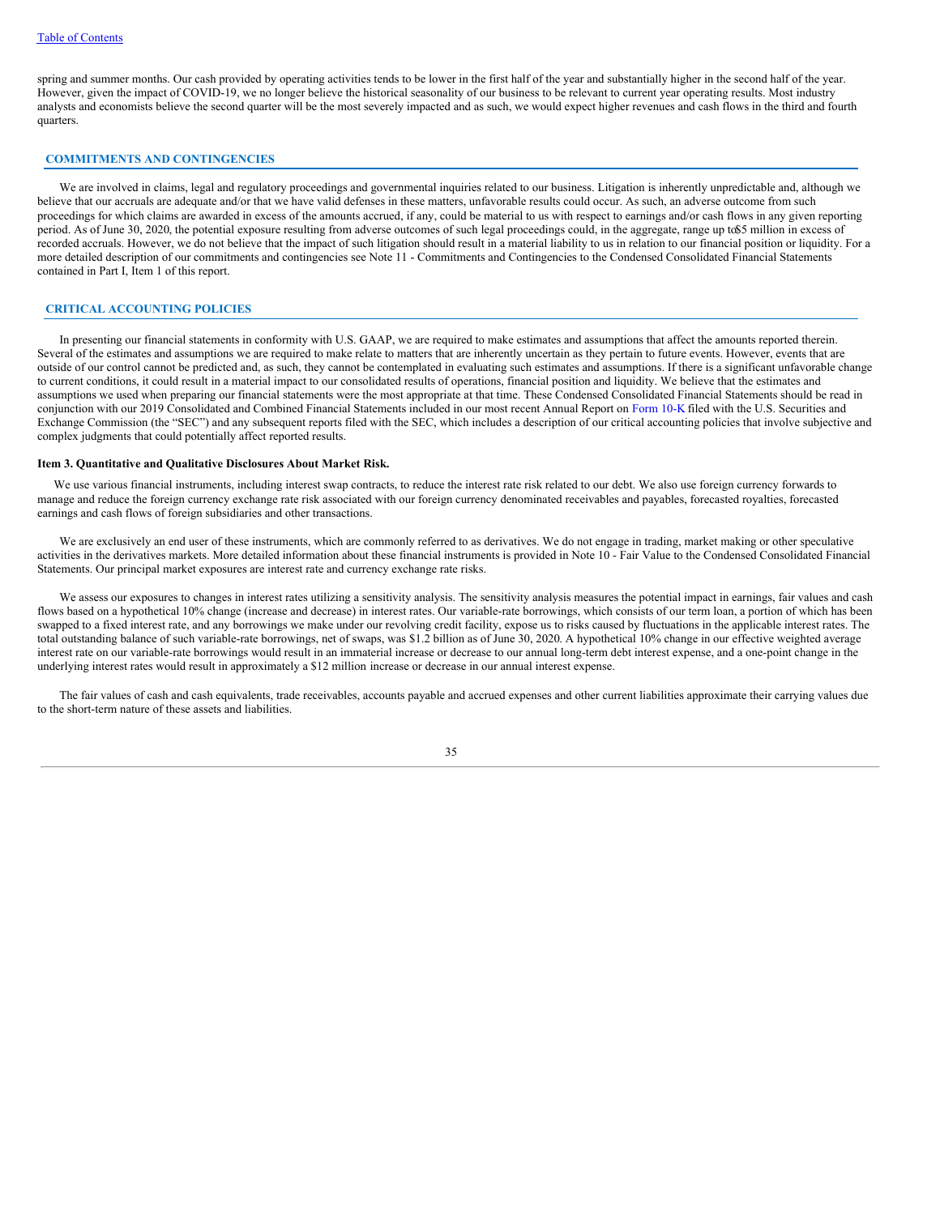spring and summer months. Our cash provided by operating activities tends to be lower in the first half of the year and substantially higher in the second half of the year. However, given the impact of COVID-19, we no longer believe the historical seasonality of our business to be relevant to current year operating results. Most industry analysts and economists believe the second quarter will be the most severely impacted and as such, we would expect higher revenues and cash flows in the third and fourth quarters.

## COMMITMENTS AND CONTINGENCIES

We are involved in claims, legal and regulatory proceedings and governmental inquiries related to our business. Litigation is inherently unpredictable and, although we believe that our accruals are adequate and/or that we have valid defenses in these matters, unfavorable results could occur. As such, an adverse outcome from such proceedings for which claims are awarded in excess of the amounts accrued, if any, could be material to us with respect to earnings and/or cash flows in any given reporting period. As of June 30, 2020, the potential exposure resulting from adverse outcomes of such legal proceedings could, in the aggregate, range up to $5 million in excess of recorded accruals. However, we do not believe that the impact of such litigation should result in a material liability to us in relation to our financial position or liquidity. For a more detailed description of our commitments and contingencies see Note 11 - Commitments and Contingencies to the Condensed Consolidated Financial Statements contained in Part I, Item 1 of this report.

## CRITICAL ACCOUNTING POLICIES

In presenting our financial statements in conformity with U.S. GAAP, we are required to make estimates and assumptions that affect the amounts reported therein. Several of the estimates and assumptions we are required to make relate to matters that are inherently uncertain as they pertain to future events. However, events that are outside of our control cannot be predicted and, as such, they cannot be contemplated in evaluating such estimates and assumptions. If there is a significant unfavorable change to current conditions, it could result in a material impact to our consolidated results of operations, financial position and liquidity. We believe that the estimates and assumptions we used when preparing our financial statements were the most appropriate at that time. These Condensed Consolidated Financial Statements should be read in conjunction with our 2019 Consolidated and Combined Financial Statements included in our most recent Annual Report on Form 10-K filed with the U.S. Securities and Exchange Commission (the "SEC") and any subsequent reports filed with the SEC, which includes a description of our critical accounting policies that involve subjective and complex judgments that could potentially affect reported results.

### Item 3. Quantitative and Qualitative Disclosures About Market Risk.

We use various financial instruments, including interest swap contracts, to reduce the interest rate risk related to our debt. We also use foreign currency forwards to manage and reduce the foreign currency exchange rate risk associated with our foreign currency denominated receivables and payables, forecasted royalties, forecasted earnings and cash flows of foreign subsidiaries and other transactions.

We are exclusively an end user of these instruments, which are commonly referred to as derivatives. We do not engage in trading, market making or other speculative activities in the derivatives markets. More detailed information about these financial instruments is provided in Note 10 - Fair Value to the Condensed Consolidated Financial Statements. Our principal market exposures are interest rate and currency exchange rate risks.

We assess our exposures to changes in interest rates utilizing a sensitivity analysis. The sensitivity analysis measures the potential impact in earnings, fair values and cash flows based on a hypothetical 10% change (increase and decrease) in interest rates. Our variable-rate borrowings, which consists of our term loan, a portion of which has been swapped to a fixed interest rate, and any borrowings we make under our revolving credit facility, expose us to risks caused by fluctuations in the applicable interest rates. The total outstanding balance of such variable-rate borrowings, net of swaps, was $1.2 billion as of June 30, 2020. A hypothetical 10% change in our effective weighted average interest rate on our variable-rate borrowings would result in an immaterial increase or decrease to our annual long-term debt interest expense, and a one-point change in the underlying interest rates would result in approximately a $12 million increase or decrease in our annual interest expense.

The fair values of cash and cash equivalents, trade receivables, accounts payable and accrued expenses and other current liabilities approximate their carrying values due to the short-term nature of these assets and liabilities.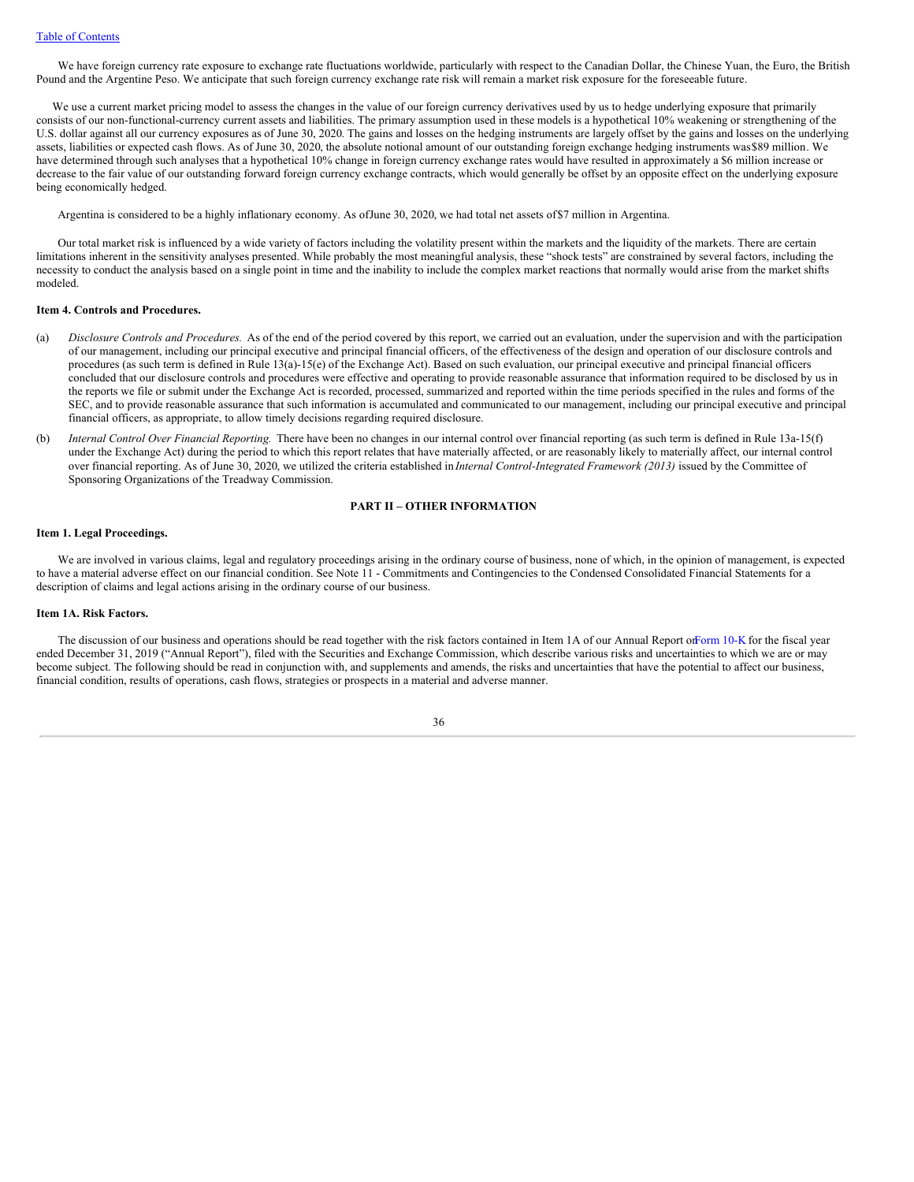We have foreign currency rate exposure to exchange rate fluctuations worldwide, particularly with respect to the Canadian Dollar, the Chinese Yuan, the Euro, the British Pound and the Argentine Peso. We anticipate that such foreign currency exchange rate risk will remain a market risk exposure for the foreseeable future.

We use a current market pricing model to assess the changes in the value of our foreign currency derivatives used by us to hedge underlying exposure that primarily consists of our non-functional-currency current assets and liabilities. The primary assumption used in these models is a hypothetical 10% weakening or strengthening of the U.S. dollar against all our currency exposures as of June 30, 2020. The gains and losses on the hedging instruments are largely offset by the gains and losses on the underlying assets, liabilities or expected cash flows. As of June 30, 2020, the absolute notional amount of our outstanding foreign exchange hedging instruments was $89 million. We have determined through such analyses that a hypothetical 10% change in foreign currency exchange rates would have resulted in approximately a $6 million increase or decrease to the fair value of our outstanding forward foreign currency exchange contracts, which would generally be offset by an opposite effect on the underlying exposure being economically hedged.

Argentina is considered to be a highly inflationary economy. As of June 30, 2020, we had total net assets of $7 million in Argentina.

Our total market risk is influenced by a wide variety of factors including the volatility present within the markets and the liquidity of the markets. There are certain limitations inherent in the sensitivity analyses presented. While probably the most meaningful analysis, these "shock tests" are constrained by several factors, including the necessity to conduct the analysis based on a single point in time and the inability to include the complex market reactions that normally would arise from the market shifts modeled.

### Item 4. Controls and Procedures.

(a) *Disclosure Controls and Procedures.* As of the end of the period covered by this report, we carried out an evaluation, under the supervision and with the participation of our management, including our principal executive and principal financial officers, of the effectiveness of the design and operation of our disclosure controls and procedures (as such term is defined in Rule 13(a)-15(e) of the Exchange Act). Based on such evaluation, our principal executive and principal financial officers concluded that our disclosure controls and procedures were effective and operating to provide reasonable assurance that information required to be disclosed by us in the reports we file or submit under the Exchange Act is recorded, processed, summarized and reported within the time periods specified in the rules and forms of the SEC, and to provide reasonable assurance that such information is accumulated and communicated to our management, including our principal executive and principal financial officers, as appropriate, to allow timely decisions regarding required disclosure.

(b) *Internal Control Over Financial Reporting.* There have been no changes in our internal control over financial reporting (as such term is defined in Rule 13a-15(f) under the Exchange Act) during the period to which this report relates that have materially affected, or are reasonably likely to materially affect, our internal control over financial reporting. As of June 30, 2020, we utilized the criteria established in *Internal Control-Integrated Framework (2013)* issued by the Committee of Sponsoring Organizations of the Treadway Commission.

## PART II – OTHER INFORMATION

### Item 1. Legal Proceedings.

We are involved in various claims, legal and regulatory proceedings arising in the ordinary course of business, none of which, in the opinion of management, is expected to have a material adverse effect on our financial condition. See Note 11 - Commitments and Contingencies to the Condensed Consolidated Financial Statements for a description of claims and legal actions arising in the ordinary course of our business.

### Item 1A. Risk Factors.

The discussion of our business and operations should be read together with the risk factors contained in Item 1A of our Annual Report on Form 10-K for the fiscal year ended December 31, 2019 ("Annual Report"), filed with the Securities and Exchange Commission, which describe various risks and uncertainties to which we are or may become subject. The following should be read in conjunction with, and supplements and amends, the risks and uncertainties that have the potential to affect our business, financial condition, results of operations, cash flows, strategies or prospects in a material and adverse manner.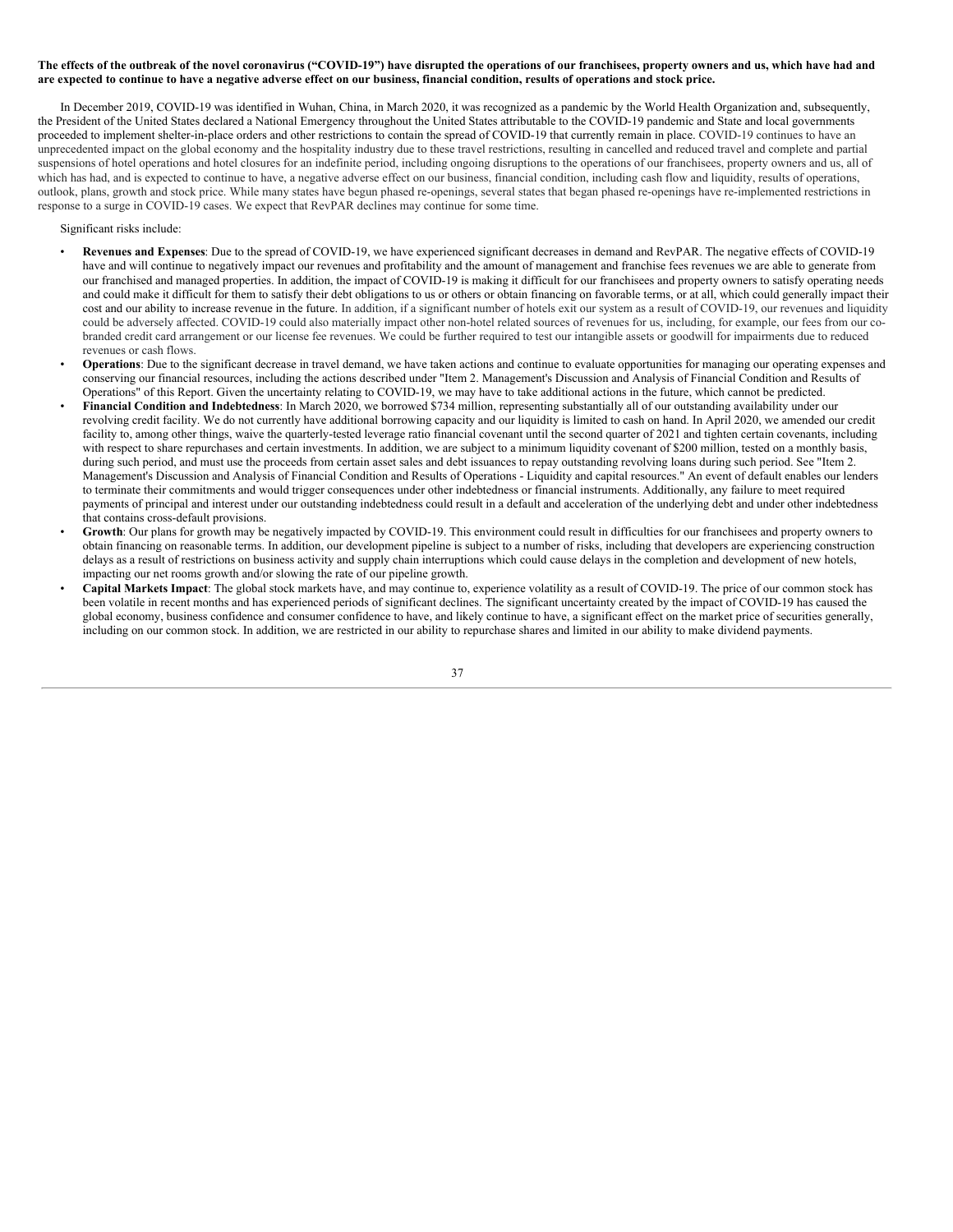**The effects of the outbreak of the novel coronavirus ("COVID-19") have disrupted the operations of our franchisees, property owners and us, which have had and are expected to continue to have a negative adverse effect on our business, financial condition, results of operations and stock price.**

In December 2019, COVID-19 was identified in Wuhan, China, in March 2020, it was recognized as a pandemic by the World Health Organization and, subsequently, the President of the United States declared a National Emergency throughout the United States attributable to the COVID-19 pandemic and State and local governments proceeded to implement shelter-in-place orders and other restrictions to contain the spread of COVID-19 that currently remain in place. COVID-19 continues to have an unprecedented impact on the global economy and the hospitality industry due to these travel restrictions, resulting in cancelled and reduced travel and complete and partial suspensions of hotel operations and hotel closures for an indefinite period, including ongoing disruptions to the operations of our franchisees, property owners and us, all of which has had, and is expected to continue to have, a negative adverse effect on our business, financial condition, including cash flow and liquidity, results of operations, outlook, plans, growth and stock price. While many states have begun phased re-openings, several states that began phased re-openings have re-implemented restrictions in response to a surge in COVID-19 cases. We expect that RevPAR declines may continue for some time.

Significant risks include:

- **Revenues and Expenses**: Due to the spread of COVID-19, we have experienced significant decreases in demand and RevPAR. The negative effects of COVID-19 have and will continue to negatively impact our revenues and profitability and the amount of management and franchise fees revenues we are able to generate from our franchised and managed properties. In addition, the impact of COVID-19 is making it difficult for our franchisees and property owners to satisfy operating needs and could make it difficult for them to satisfy their debt obligations to us or others or obtain financing on favorable terms, or at all, which could generally impact their cost and our ability to increase revenue in the future. In addition, if a significant number of hotels exit our system as a result of COVID-19, our revenues and liquidity could be adversely affected. COVID-19 could also materially impact other non-hotel related sources of revenues for us, including, for example, our fees from our co-branded credit card arrangement or our license fee revenues. We could be further required to test our intangible assets or goodwill for impairments due to reduced revenues or cash flows.
- **Operations**: Due to the significant decrease in travel demand, we have taken actions and continue to evaluate opportunities for managing our operating expenses and conserving our financial resources, including the actions described under "Item 2. Management's Discussion and Analysis of Financial Condition and Results of Operations" of this Report. Given the uncertainty relating to COVID-19, we may have to take additional actions in the future, which cannot be predicted.
- **Financial Condition and Indebtedness**: In March 2020, we borrowed $734 million, representing substantially all of our outstanding availability under our revolving credit facility. We do not currently have additional borrowing capacity and our liquidity is limited to cash on hand. In April 2020, we amended our credit facility to, among other things, waive the quarterly-tested leverage ratio financial covenant until the second quarter of 2021 and tighten certain covenants, including with respect to share repurchases and certain investments. In addition, we are subject to a minimum liquidity covenant of $200 million, tested on a monthly basis, during such period, and must use the proceeds from certain asset sales and debt issuances to repay outstanding revolving loans during such period. See "Item 2. Management's Discussion and Analysis of Financial Condition and Results of Operations - Liquidity and capital resources." An event of default enables our lenders to terminate their commitments and would trigger consequences under other indebtedness or financial instruments. Additionally, any failure to meet required payments of principal and interest under our outstanding indebtedness could result in a default and acceleration of the underlying debt and under other indebtedness that contains cross-default provisions.
- **Growth**: Our plans for growth may be negatively impacted by COVID-19. This environment could result in difficulties for our franchisees and property owners to obtain financing on reasonable terms. In addition, our development pipeline is subject to a number of risks, including that developers are experiencing construction delays as a result of restrictions on business activity and supply chain interruptions which could cause delays in the completion and development of new hotels, impacting our net rooms growth and/or slowing the rate of our pipeline growth.
- **Capital Markets Impact**: The global stock markets have, and may continue to, experience volatility as a result of COVID-19. The price of our common stock has been volatile in recent months and has experienced periods of significant declines. The significant uncertainty created by the impact of COVID-19 has caused the global economy, business confidence and consumer confidence to have, and likely continue to have, a significant effect on the market price of securities generally, including on our common stock. In addition, we are restricted in our ability to repurchase shares and limited in our ability to make dividend payments.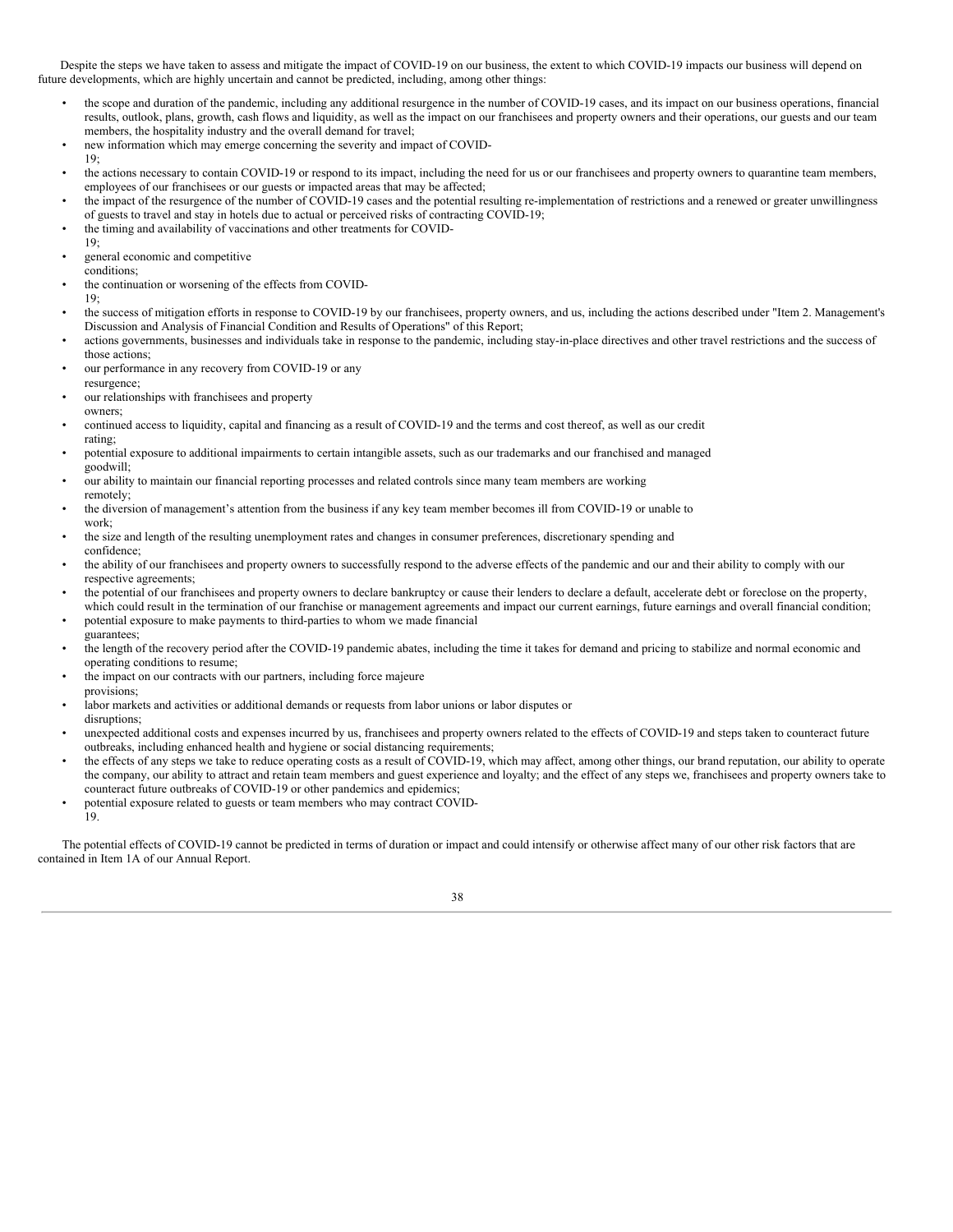Despite the steps we have taken to assess and mitigate the impact of COVID-19 on our business, the extent to which COVID-19 impacts our business will depend on future developments, which are highly uncertain and cannot be predicted, including, among other things:

- the scope and duration of the pandemic, including any additional resurgence in the number of COVID-19 cases, and its impact on our business operations, financial results, outlook, plans, growth, cash flows and liquidity, as well as the impact on our franchisees and property owners and their operations, our guests and our team members, the hospitality industry and the overall demand for travel;
- new information which may emerge concerning the severity and impact of COVID-19;
- the actions necessary to contain COVID-19 or respond to its impact, including the need for us or our franchisees and property owners to quarantine team members, employees of our franchisees or our guests or impacted areas that may be affected;
- the impact of the resurgence of the number of COVID-19 cases and the potential resulting re-implementation of restrictions and a renewed or greater unwillingness of guests to travel and stay in hotels due to actual or perceived risks of contracting COVID-19;
- the timing and availability of vaccinations and other treatments for COVID-19;
- general economic and competitive conditions;
- the continuation or worsening of the effects from COVID-19;
- the success of mitigation efforts in response to COVID-19 by our franchisees, property owners, and us, including the actions described under "Item 2. Management's Discussion and Analysis of Financial Condition and Results of Operations" of this Report;
- actions governments, businesses and individuals take in response to the pandemic, including stay-in-place directives and other travel restrictions and the success of those actions;
- our performance in any recovery from COVID-19 or any resurgence;
- our relationships with franchisees and property owners;
- continued access to liquidity, capital and financing as a result of COVID-19 and the terms and cost thereof, as well as our credit rating;
- potential exposure to additional impairments to certain intangible assets, such as our trademarks and our franchised and managed goodwill;
- our ability to maintain our financial reporting processes and related controls since many team members are working remotely;
- the diversion of management's attention from the business if any key team member becomes ill from COVID-19 or unable to work;
- the size and length of the resulting unemployment rates and changes in consumer preferences, discretionary spending and confidence;
- the ability of our franchisees and property owners to successfully respond to the adverse effects of the pandemic and our and their ability to comply with our respective agreements;
- the potential of our franchisees and property owners to declare bankruptcy or cause their lenders to declare a default, accelerate debt or foreclose on the property, which could result in the termination of our franchise or management agreements and impact our current earnings, future earnings and overall financial condition;
- potential exposure to make payments to third-parties to whom we made financial guarantees;
- the length of the recovery period after the COVID-19 pandemic abates, including the time it takes for demand and pricing to stabilize and normal economic and operating conditions to resume;
- the impact on our contracts with our partners, including force majeure provisions;
- labor markets and activities or additional demands or requests from labor unions or labor disputes or disruptions;
- unexpected additional costs and expenses incurred by us, franchisees and property owners related to the effects of COVID-19 and steps taken to counteract future outbreaks, including enhanced health and hygiene or social distancing requirements;
- the effects of any steps we take to reduce operating costs as a result of COVID-19, which may affect, among other things, our brand reputation, our ability to operate the company, our ability to attract and retain team members and guest experience and loyalty; and the effect of any steps we, franchisees and property owners take to counteract future outbreaks of COVID-19 or other pandemics and epidemics;
- potential exposure related to guests or team members who may contract COVID-19.

The potential effects of COVID-19 cannot be predicted in terms of duration or impact and could intensify or otherwise affect many of our other risk factors that are contained in Item 1A of our Annual Report.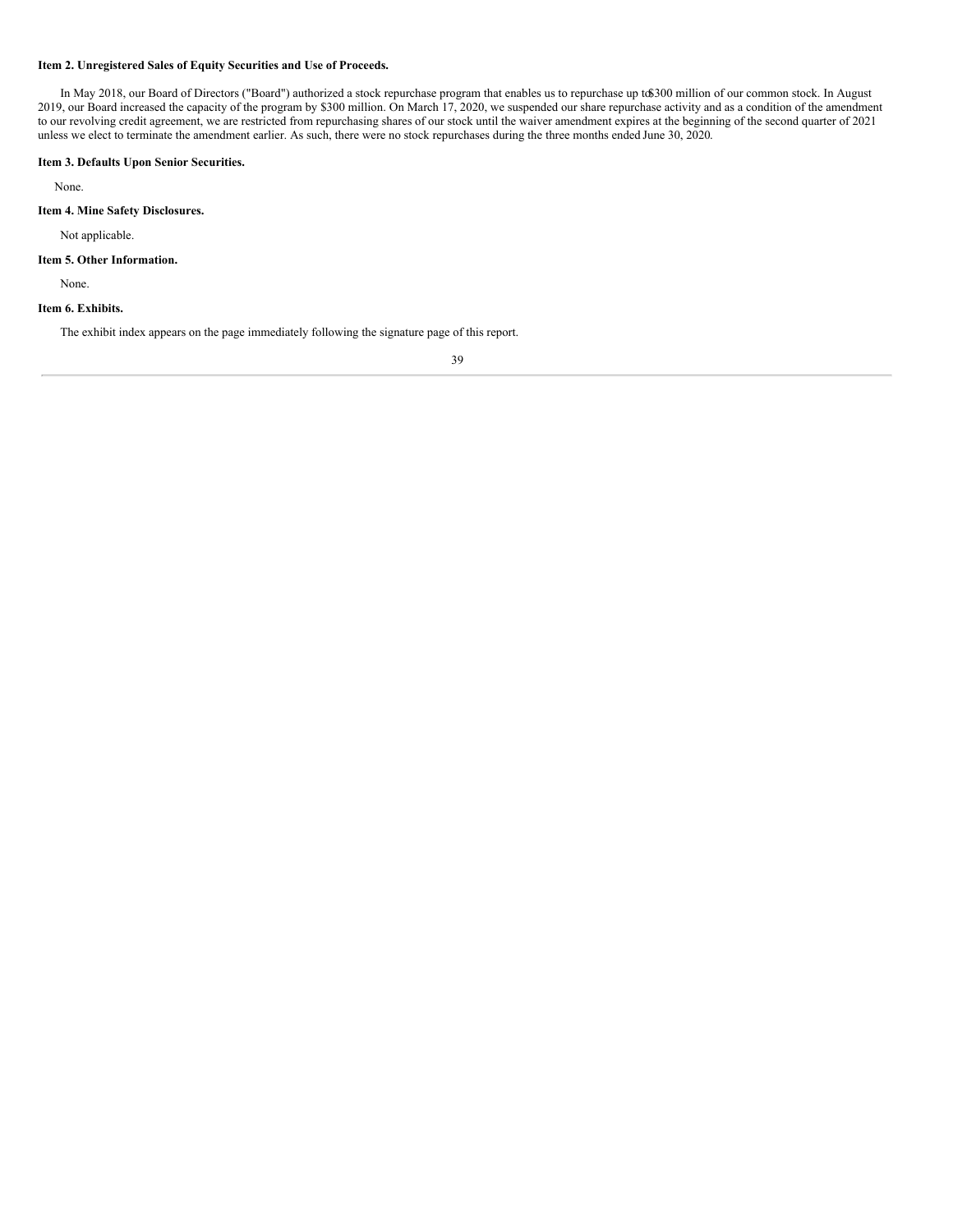**Item 2. Unregistered Sales of Equity Securities and Use of Proceeds.**

In May 2018, our Board of Directors ("Board") authorized a stock repurchase program that enables us to repurchase up to $300 million of our common stock. In August 2019, our Board increased the capacity of the program by $300 million. On March 17, 2020, we suspended our share repurchase activity and as a condition of the amendment to our revolving credit agreement, we are restricted from repurchasing shares of our stock until the waiver amendment expires at the beginning of the second quarter of 2021 unless we elect to terminate the amendment earlier. As such, there were no stock repurchases during the three months ended June 30, 2020.

**Item 3. Defaults Upon Senior Securities.**

None.

**Item 4. Mine Safety Disclosures.**

Not applicable.

**Item 5. Other Information.**

None.

**Item 6. Exhibits.**

The exhibit index appears on the page immediately following the signature page of this report.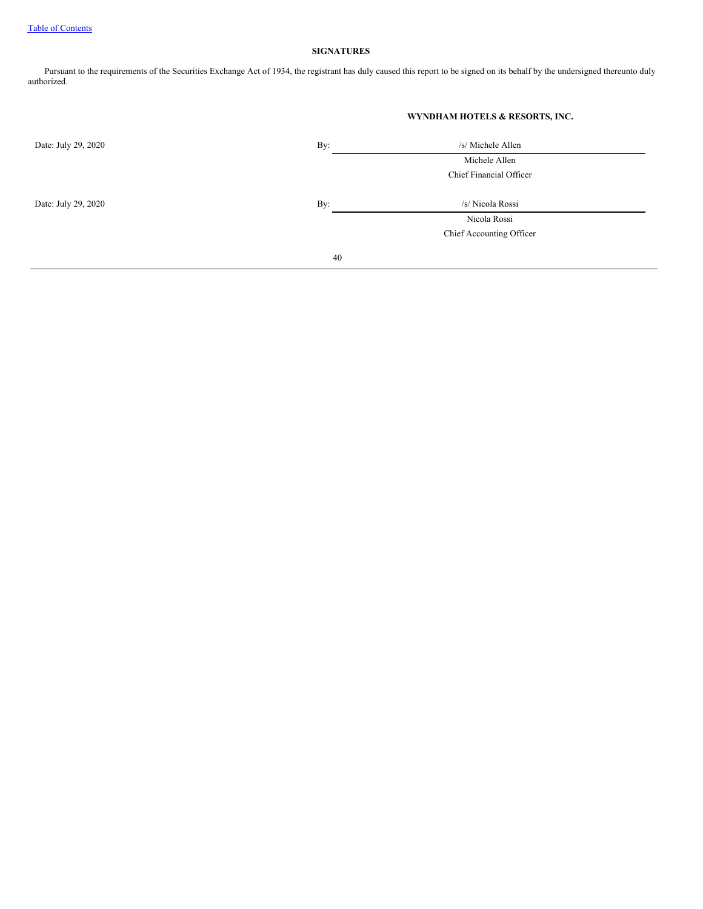## SIGNATURES

Pursuant to the requirements of the Securities Exchange Act of 1934, the registrant has duly caused this report to be signed on its behalf by the undersigned thereunto duly authorized.

**WYNDHAM HOTELS & RESORTS, INC.**

| | | |
|---|---|---|
| Date: July 29, 2020 | By: | /s/ Michele Allen |
| | | Michele Allen |
| | | Chief Financial Officer |
| Date: July 29, 2020 | By: | /s/ Nicola Rossi |
| | | Nicola Rossi |
| | | Chief Accounting Officer |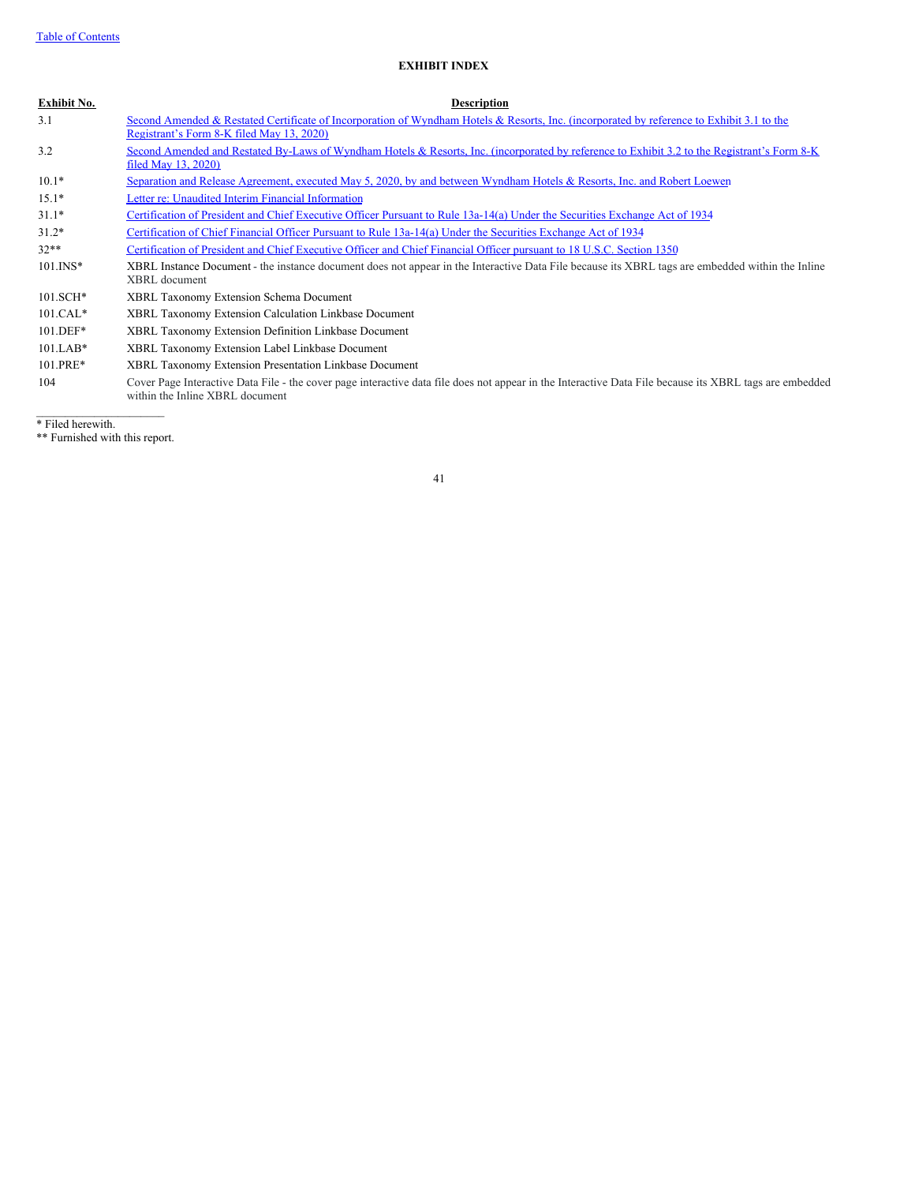## EXHIBIT INDEX

| Exhibit No. | Description |
| --- | --- |
| 3.1 | Second Amended & Restated Certificate of Incorporation of Wyndham Hotels & Resorts, Inc. (incorporated by reference to Exhibit 3.1 to the Registrant's Form 8-K filed May 13, 2020) |
| 3.2 | Second Amended and Restated By-Laws of Wyndham Hotels & Resorts, Inc. (incorporated by reference to Exhibit 3.2 to the Registrant's Form 8-K filed May 13, 2020) |
| 10.1* | Separation and Release Agreement, executed May 5, 2020, by and between Wyndham Hotels & Resorts, Inc. and Robert Loewen |
| 15.1* | Letter re: Unaudited Interim Financial Information |
| 31.1* | Certification of President and Chief Executive Officer Pursuant to Rule 13a-14(a) Under the Securities Exchange Act of 1934 |
| 31.2* | Certification of Chief Financial Officer Pursuant to Rule 13a-14(a) Under the Securities Exchange Act of 1934 |
| 32** | Certification of President and Chief Executive Officer and Chief Financial Officer pursuant to 18 U.S.C. Section 1350 |
| 101.INS* | XBRL Instance Document - the instance document does not appear in the Interactive Data File because its XBRL tags are embedded within the Inline XBRL document |
| 101.SCH* | XBRL Taxonomy Extension Schema Document |
| 101.CAL* | XBRL Taxonomy Extension Calculation Linkbase Document |
| 101.DEF* | XBRL Taxonomy Extension Definition Linkbase Document |
| 101.LAB* | XBRL Taxonomy Extension Label Linkbase Document |
| 101.PRE* | XBRL Taxonomy Extension Presentation Linkbase Document |
| 104 | Cover Page Interactive Data File - the cover page interactive data file does not appear in the Interactive Data File because its XBRL tags are embedded within the Inline XBRL document |

\* Filed herewith.

\*\* Furnished with this report.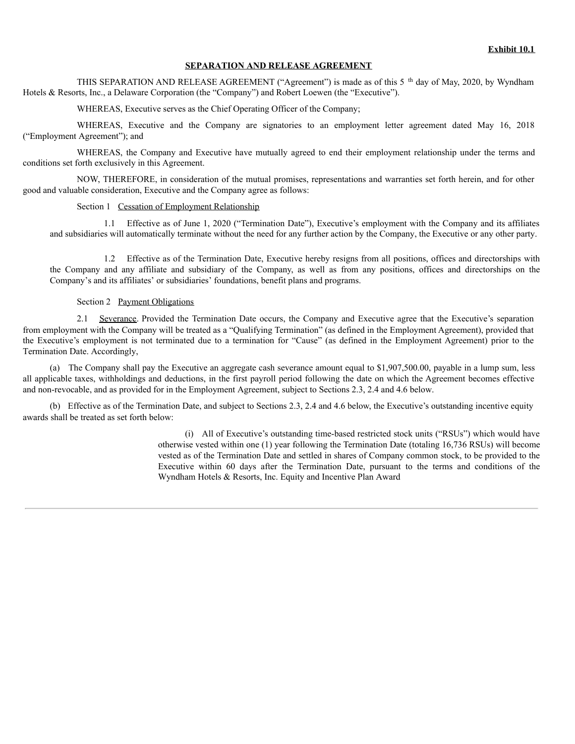**Exhibit 10.1**

**SEPARATION AND RELEASE AGREEMENT**

THIS SEPARATION AND RELEASE AGREEMENT ("Agreement") is made as of this 5th day of May, 2020, by Wyndham Hotels & Resorts, Inc., a Delaware Corporation (the "Company") and Robert Loewen (the "Executive").

WHEREAS, Executive serves as the Chief Operating Officer of the Company;

WHEREAS, Executive and the Company are signatories to an employment letter agreement dated May 16, 2018 ("Employment Agreement"); and

WHEREAS, the Company and Executive have mutually agreed to end their employment relationship under the terms and conditions set forth exclusively in this Agreement.

NOW, THEREFORE, in consideration of the mutual promises, representations and warranties set forth herein, and for other good and valuable consideration, Executive and the Company agree as follows:

Section 1 Cessation of Employment Relationship

1.1 Effective as of June 1, 2020 ("Termination Date"), Executive's employment with the Company and its affiliates and subsidiaries will automatically terminate without the need for any further action by the Company, the Executive or any other party.

1.2 Effective as of the Termination Date, Executive hereby resigns from all positions, offices and directorships with the Company and any affiliate and subsidiary of the Company, as well as from any positions, offices and directorships on the Company's and its affiliates' or subsidiaries' foundations, benefit plans and programs.

Section 2 Payment Obligations

2.1 Severance. Provided the Termination Date occurs, the Company and Executive agree that the Executive's separation from employment with the Company will be treated as a "Qualifying Termination" (as defined in the Employment Agreement), provided that the Executive's employment is not terminated due to a termination for "Cause" (as defined in the Employment Agreement) prior to the Termination Date. Accordingly,

(a) The Company shall pay the Executive an aggregate cash severance amount equal to $1,907,500.00, payable in a lump sum, less all applicable taxes, withholdings and deductions, in the first payroll period following the date on which the Agreement becomes effective and non-revocable, and as provided for in the Employment Agreement, subject to Sections 2.3, 2.4 and 4.6 below.

(b) Effective as of the Termination Date, and subject to Sections 2.3, 2.4 and 4.6 below, the Executive's outstanding incentive equity awards shall be treated as set forth below:

(i) All of Executive's outstanding time-based restricted stock units ("RSUs") which would have otherwise vested within one (1) year following the Termination Date (totaling 16,736 RSUs) will become vested as of the Termination Date and settled in shares of Company common stock, to be provided to the Executive within 60 days after the Termination Date, pursuant to the terms and conditions of the Wyndham Hotels & Resorts, Inc. Equity and Incentive Plan Award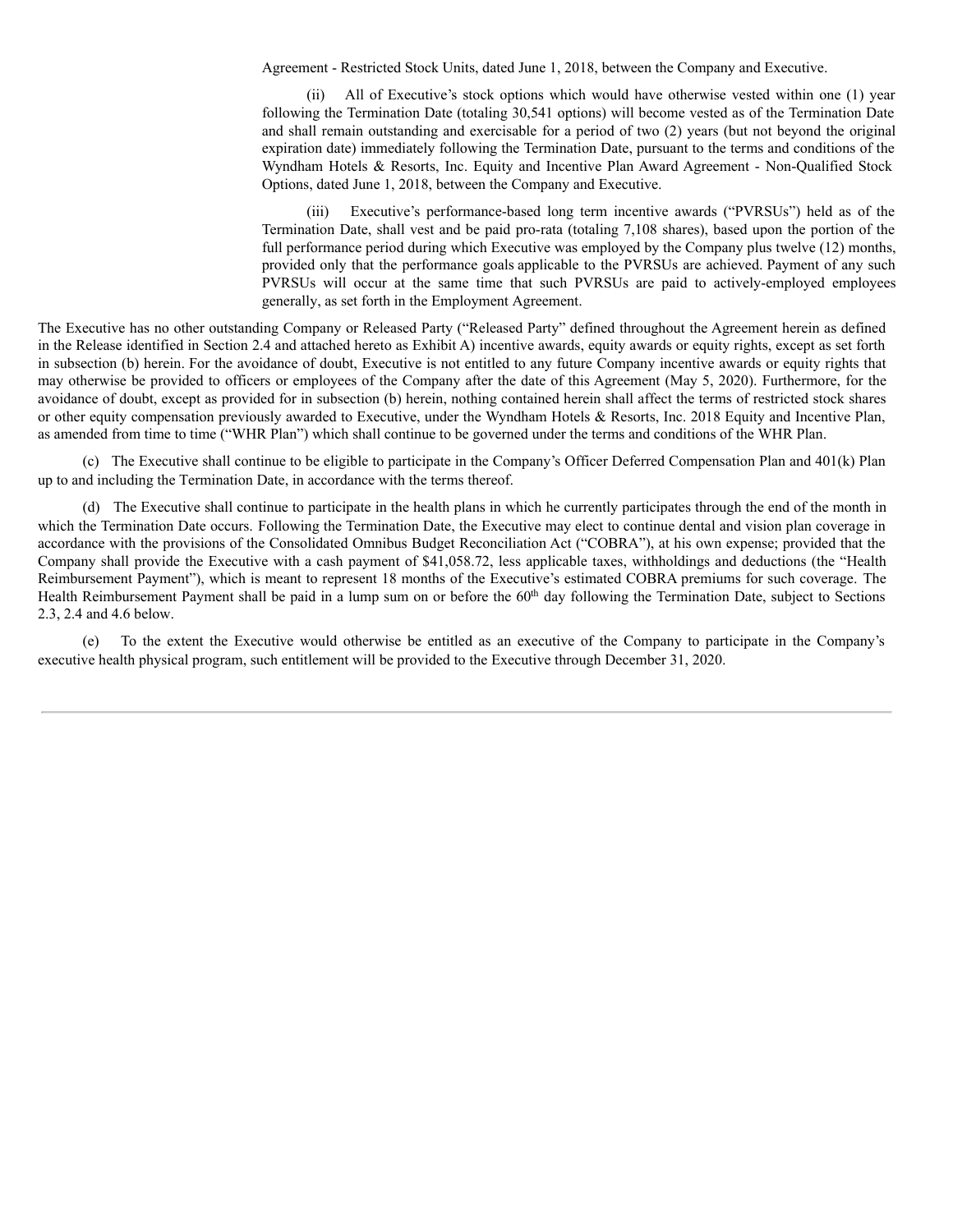Agreement - Restricted Stock Units, dated June 1, 2018, between the Company and Executive.

(ii) All of Executive's stock options which would have otherwise vested within one (1) year following the Termination Date (totaling 30,541 options) will become vested as of the Termination Date and shall remain outstanding and exercisable for a period of two (2) years (but not beyond the original expiration date) immediately following the Termination Date, pursuant to the terms and conditions of the Wyndham Hotels & Resorts, Inc. Equity and Incentive Plan Award Agreement - Non-Qualified Stock Options, dated June 1, 2018, between the Company and Executive.

(iii) Executive's performance-based long term incentive awards ("PVRSUs") held as of the Termination Date, shall vest and be paid pro-rata (totaling 7,108 shares), based upon the portion of the full performance period during which Executive was employed by the Company plus twelve (12) months, provided only that the performance goals applicable to the PVRSUs are achieved. Payment of any such PVRSUs will occur at the same time that such PVRSUs are paid to actively-employed employees generally, as set forth in the Employment Agreement.

The Executive has no other outstanding Company or Released Party ("Released Party" defined throughout the Agreement herein as defined in the Release identified in Section 2.4 and attached hereto as Exhibit A) incentive awards, equity awards or equity rights, except as set forth in subsection (b) herein. For the avoidance of doubt, Executive is not entitled to any future Company incentive awards or equity rights that may otherwise be provided to officers or employees of the Company after the date of this Agreement (May 5, 2020). Furthermore, for the avoidance of doubt, except as provided for in subsection (b) herein, nothing contained herein shall affect the terms of restricted stock shares or other equity compensation previously awarded to Executive, under the Wyndham Hotels & Resorts, Inc. 2018 Equity and Incentive Plan, as amended from time to time ("WHR Plan") which shall continue to be governed under the terms and conditions of the WHR Plan.

(c) The Executive shall continue to be eligible to participate in the Company's Officer Deferred Compensation Plan and 401(k) Plan up to and including the Termination Date, in accordance with the terms thereof.

(d) The Executive shall continue to participate in the health plans in which he currently participates through the end of the month in which the Termination Date occurs. Following the Termination Date, the Executive may elect to continue dental and vision plan coverage in accordance with the provisions of the Consolidated Omnibus Budget Reconciliation Act ("COBRA"), at his own expense; provided that the Company shall provide the Executive with a cash payment of $41,058.72, less applicable taxes, withholdings and deductions (the "Health Reimbursement Payment"), which is meant to represent 18 months of the Executive's estimated COBRA premiums for such coverage. The Health Reimbursement Payment shall be paid in a lump sum on or before the 60th day following the Termination Date, subject to Sections 2.3, 2.4 and 4.6 below.

(e) To the extent the Executive would otherwise be entitled as an executive of the Company to participate in the Company's executive health physical program, such entitlement will be provided to the Executive through December 31, 2020.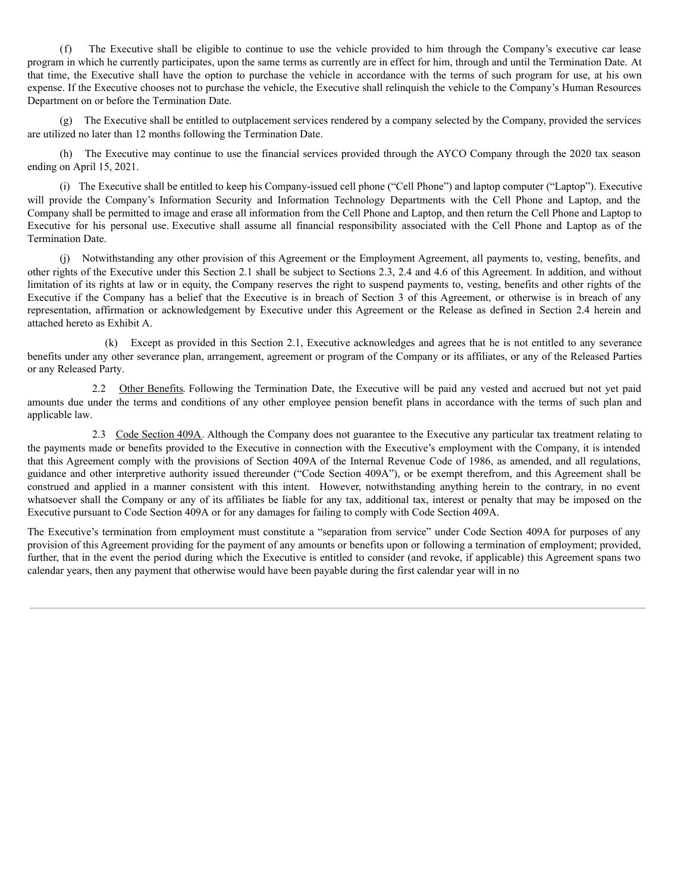(f) The Executive shall be eligible to continue to use the vehicle provided to him through the Company's executive car lease program in which he currently participates, upon the same terms as currently are in effect for him, through and until the Termination Date. At that time, the Executive shall have the option to purchase the vehicle in accordance with the terms of such program for use, at his own expense. If the Executive chooses not to purchase the vehicle, the Executive shall relinquish the vehicle to the Company's Human Resources Department on or before the Termination Date.

(g) The Executive shall be entitled to outplacement services rendered by a company selected by the Company, provided the services are utilized no later than 12 months following the Termination Date.

(h) The Executive may continue to use the financial services provided through the AYCO Company through the 2020 tax season ending on April 15, 2021.

(i) The Executive shall be entitled to keep his Company-issued cell phone ("Cell Phone") and laptop computer ("Laptop"). Executive will provide the Company's Information Security and Information Technology Departments with the Cell Phone and Laptop, and the Company shall be permitted to image and erase all information from the Cell Phone and Laptop, and then return the Cell Phone and Laptop to Executive for his personal use. Executive shall assume all financial responsibility associated with the Cell Phone and Laptop as of the Termination Date.

(j) Notwithstanding any other provision of this Agreement or the Employment Agreement, all payments to, vesting, benefits, and other rights of the Executive under this Section 2.1 shall be subject to Sections 2.3, 2.4 and 4.6 of this Agreement. In addition, and without limitation of its rights at law or in equity, the Company reserves the right to suspend payments to, vesting, benefits and other rights of the Executive if the Company has a belief that the Executive is in breach of Section 3 of this Agreement, or otherwise is in breach of any representation, affirmation or acknowledgement by Executive under this Agreement or the Release as defined in Section 2.4 herein and attached hereto as Exhibit A.

(k) Except as provided in this Section 2.1, Executive acknowledges and agrees that he is not entitled to any severance benefits under any other severance plan, arrangement, agreement or program of the Company or its affiliates, or any of the Released Parties or any Released Party.

2.2 Other Benefits. Following the Termination Date, the Executive will be paid any vested and accrued but not yet paid amounts due under the terms and conditions of any other employee pension benefit plans in accordance with the terms of such plan and applicable law.

2.3 Code Section 409A. Although the Company does not guarantee to the Executive any particular tax treatment relating to the payments made or benefits provided to the Executive in connection with the Executive's employment with the Company, it is intended that this Agreement comply with the provisions of Section 409A of the Internal Revenue Code of 1986, as amended, and all regulations, guidance and other interpretive authority issued thereunder ("Code Section 409A"), or be exempt therefrom, and this Agreement shall be construed and applied in a manner consistent with this intent. However, notwithstanding anything herein to the contrary, in no event whatsoever shall the Company or any of its affiliates be liable for any tax, additional tax, interest or penalty that may be imposed on the Executive pursuant to Code Section 409A or for any damages for failing to comply with Code Section 409A.

The Executive's termination from employment must constitute a "separation from service" under Code Section 409A for purposes of any provision of this Agreement providing for the payment of any amounts or benefits upon or following a termination of employment; provided, further, that in the event the period during which the Executive is entitled to consider (and revoke, if applicable) this Agreement spans two calendar years, then any payment that otherwise would have been payable during the first calendar year will in no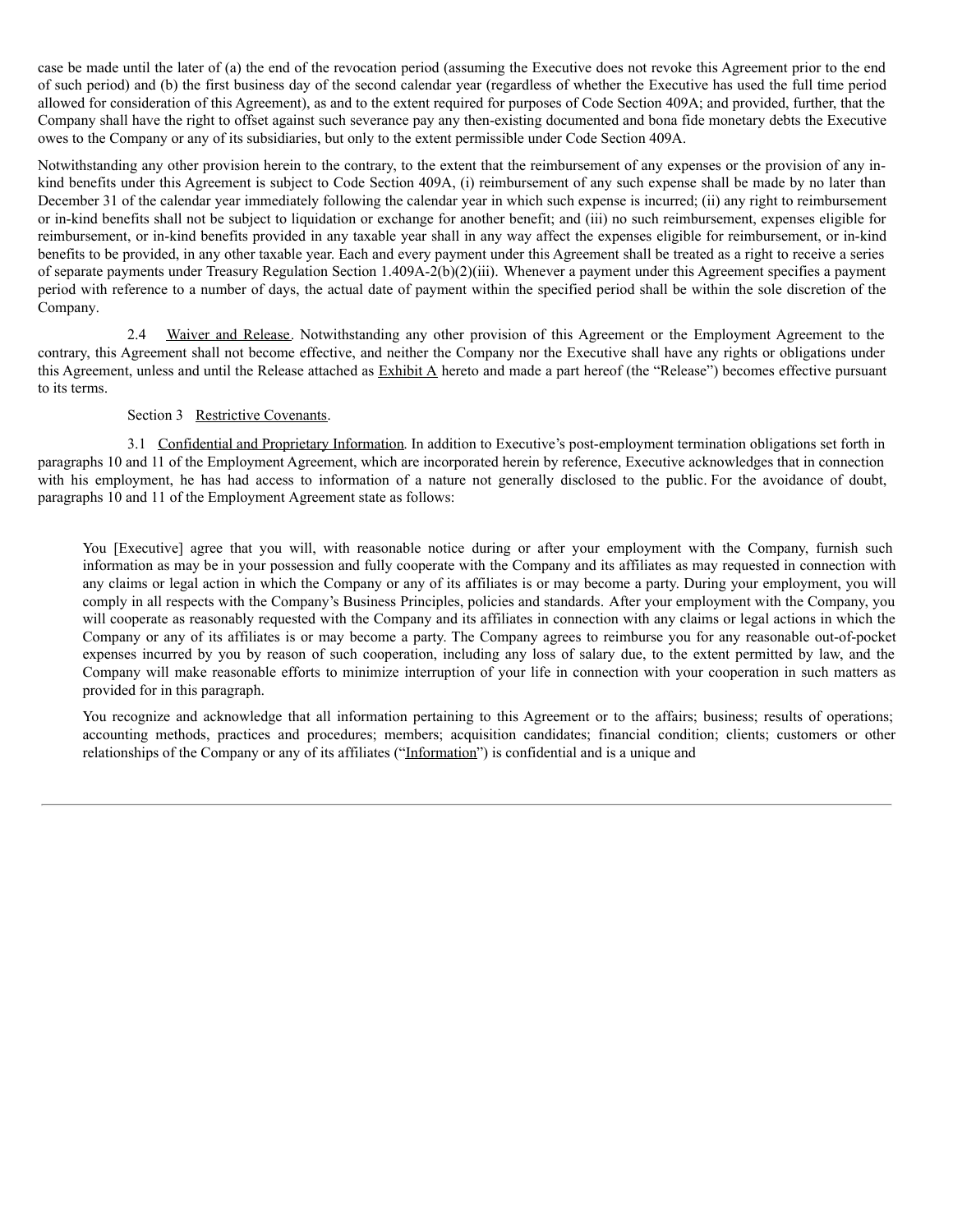case be made until the later of (a) the end of the revocation period (assuming the Executive does not revoke this Agreement prior to the end of such period) and (b) the first business day of the second calendar year (regardless of whether the Executive has used the full time period allowed for consideration of this Agreement), as and to the extent required for purposes of Code Section 409A; and provided, further, that the Company shall have the right to offset against such severance pay any then-existing documented and bona fide monetary debts the Executive owes to the Company or any of its subsidiaries, but only to the extent permissible under Code Section 409A.

Notwithstanding any other provision herein to the contrary, to the extent that the reimbursement of any expenses or the provision of any in-kind benefits under this Agreement is subject to Code Section 409A, (i) reimbursement of any such expense shall be made by no later than December 31 of the calendar year immediately following the calendar year in which such expense is incurred; (ii) any right to reimbursement or in-kind benefits shall not be subject to liquidation or exchange for another benefit; and (iii) no such reimbursement, expenses eligible for reimbursement, or in-kind benefits provided in any taxable year shall in any way affect the expenses eligible for reimbursement, or in-kind benefits to be provided, in any other taxable year. Each and every payment under this Agreement shall be treated as a right to receive a series of separate payments under Treasury Regulation Section 1.409A-2(b)(2)(iii). Whenever a payment under this Agreement specifies a payment period with reference to a number of days, the actual date of payment within the specified period shall be within the sole discretion of the Company.

2.4 Waiver and Release. Notwithstanding any other provision of this Agreement or the Employment Agreement to the contrary, this Agreement shall not become effective, and neither the Company nor the Executive shall have any rights or obligations under this Agreement, unless and until the Release attached as Exhibit A hereto and made a part hereof (the "Release") becomes effective pursuant to its terms.

Section 3 Restrictive Covenants.

3.1 Confidential and Proprietary Information. In addition to Executive's post-employment termination obligations set forth in paragraphs 10 and 11 of the Employment Agreement, which are incorporated herein by reference, Executive acknowledges that in connection with his employment, he has had access to information of a nature not generally disclosed to the public. For the avoidance of doubt, paragraphs 10 and 11 of the Employment Agreement state as follows:

> You [Executive] agree that you will, with reasonable notice during or after your employment with the Company, furnish such information as may be in your possession and fully cooperate with the Company and its affiliates as may requested in connection with any claims or legal action in which the Company or any of its affiliates is or may become a party. During your employment, you will comply in all respects with the Company's Business Principles, policies and standards. After your employment with the Company, you will cooperate as reasonably requested with the Company and its affiliates in connection with any claims or legal actions in which the Company or any of its affiliates is or may become a party. The Company agrees to reimburse you for any reasonable out-of-pocket expenses incurred by you by reason of such cooperation, including any loss of salary due, to the extent permitted by law, and the Company will make reasonable efforts to minimize interruption of your life in connection with your cooperation in such matters as provided for in this paragraph.
>
> You recognize and acknowledge that all information pertaining to this Agreement or to the affairs; business; results of operations; accounting methods, practices and procedures; members; acquisition candidates; financial condition; clients; customers or other relationships of the Company or any of its affiliates ("Information") is confidential and is a unique and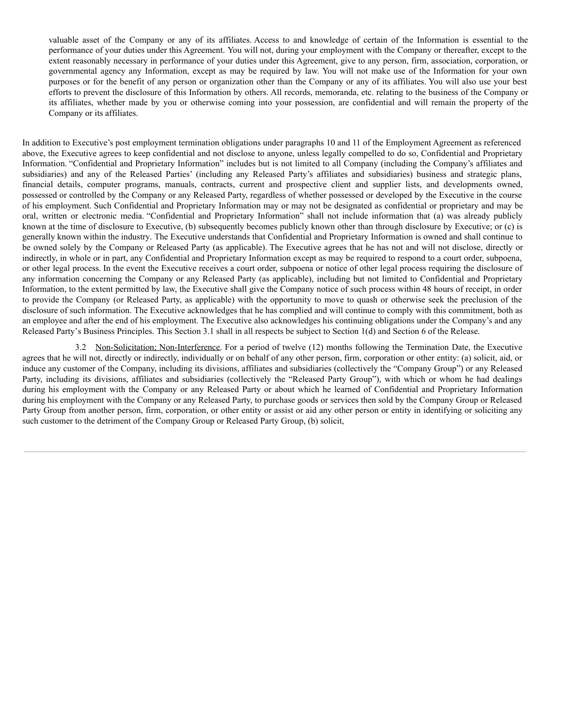valuable asset of the Company or any of its affiliates. Access to and knowledge of certain of the Information is essential to the performance of your duties under this Agreement. You will not, during your employment with the Company or thereafter, except to the extent reasonably necessary in performance of your duties under this Agreement, give to any person, firm, association, corporation, or governmental agency any Information, except as may be required by law. You will not make use of the Information for your own purposes or for the benefit of any person or organization other than the Company or any of its affiliates. You will also use your best efforts to prevent the disclosure of this Information by others. All records, memoranda, etc. relating to the business of the Company or its affiliates, whether made by you or otherwise coming into your possession, are confidential and will remain the property of the Company or its affiliates.

In addition to Executive's post employment termination obligations under paragraphs 10 and 11 of the Employment Agreement as referenced above, the Executive agrees to keep confidential and not disclose to anyone, unless legally compelled to do so, Confidential and Proprietary Information. "Confidential and Proprietary Information" includes but is not limited to all Company (including the Company's affiliates and subsidiaries) and any of the Released Parties' (including any Released Party's affiliates and subsidiaries) business and strategic plans, financial details, computer programs, manuals, contracts, current and prospective client and supplier lists, and developments owned, possessed or controlled by the Company or any Released Party, regardless of whether possessed or developed by the Executive in the course of his employment. Such Confidential and Proprietary Information may or may not be designated as confidential or proprietary and may be oral, written or electronic media. "Confidential and Proprietary Information" shall not include information that (a) was already publicly known at the time of disclosure to Executive, (b) subsequently becomes publicly known other than through disclosure by Executive; or (c) is generally known within the industry. The Executive understands that Confidential and Proprietary Information is owned and shall continue to be owned solely by the Company or Released Party (as applicable). The Executive agrees that he has not and will not disclose, directly or indirectly, in whole or in part, any Confidential and Proprietary Information except as may be required to respond to a court order, subpoena, or other legal process. In the event the Executive receives a court order, subpoena or notice of other legal process requiring the disclosure of any information concerning the Company or any Released Party (as applicable), including but not limited to Confidential and Proprietary Information, to the extent permitted by law, the Executive shall give the Company notice of such process within 48 hours of receipt, in order to provide the Company (or Released Party, as applicable) with the opportunity to move to quash or otherwise seek the preclusion of the disclosure of such information. The Executive acknowledges that he has complied and will continue to comply with this commitment, both as an employee and after the end of his employment. The Executive also acknowledges his continuing obligations under the Company's and any Released Party's Business Principles. This Section 3.1 shall in all respects be subject to Section 1(d) and Section 6 of the Release.

3.2 Non-Solicitation; Non-Interference. For a period of twelve (12) months following the Termination Date, the Executive agrees that he will not, directly or indirectly, individually or on behalf of any other person, firm, corporation or other entity: (a) solicit, aid, or induce any customer of the Company, including its divisions, affiliates and subsidiaries (collectively the "Company Group") or any Released Party, including its divisions, affiliates and subsidiaries (collectively the "Released Party Group"), with which or whom he had dealings during his employment with the Company or any Released Party or about which he learned of Confidential and Proprietary Information during his employment with the Company or any Released Party, to purchase goods or services then sold by the Company Group or Released Party Group from another person, firm, corporation, or other entity or assist or aid any other person or entity in identifying or soliciting any such customer to the detriment of the Company Group or Released Party Group, (b) solicit,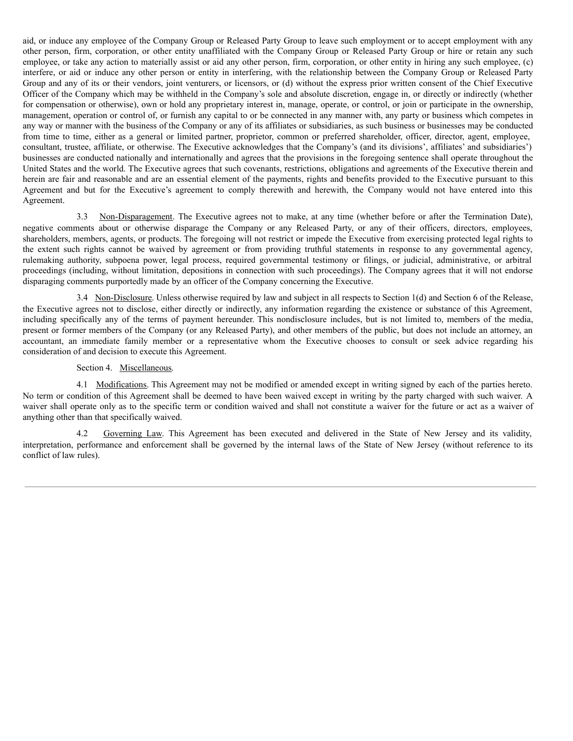aid, or induce any employee of the Company Group or Released Party Group to leave such employment or to accept employment with any other person, firm, corporation, or other entity unaffiliated with the Company Group or Released Party Group or hire or retain any such employee, or take any action to materially assist or aid any other person, firm, corporation, or other entity in hiring any such employee, (c) interfere, or aid or induce any other person or entity in interfering, with the relationship between the Company Group or Released Party Group and any of its or their vendors, joint venturers, or licensors, or (d) without the express prior written consent of the Chief Executive Officer of the Company which may be withheld in the Company's sole and absolute discretion, engage in, or directly or indirectly (whether for compensation or otherwise), own or hold any proprietary interest in, manage, operate, or control, or join or participate in the ownership, management, operation or control of, or furnish any capital to or be connected in any manner with, any party or business which competes in any way or manner with the business of the Company or any of its affiliates or subsidiaries, as such business or businesses may be conducted from time to time, either as a general or limited partner, proprietor, common or preferred shareholder, officer, director, agent, employee, consultant, trustee, affiliate, or otherwise. The Executive acknowledges that the Company's (and its divisions', affiliates' and subsidiaries') businesses are conducted nationally and internationally and agrees that the provisions in the foregoing sentence shall operate throughout the United States and the world. The Executive agrees that such covenants, restrictions, obligations and agreements of the Executive therein and herein are fair and reasonable and are an essential element of the payments, rights and benefits provided to the Executive pursuant to this Agreement and but for the Executive's agreement to comply therewith and herewith, the Company would not have entered into this Agreement.

3.3 Non-Disparagement. The Executive agrees not to make, at any time (whether before or after the Termination Date), negative comments about or otherwise disparage the Company or any Released Party, or any of their officers, directors, employees, shareholders, members, agents, or products. The foregoing will not restrict or impede the Executive from exercising protected legal rights to the extent such rights cannot be waived by agreement or from providing truthful statements in response to any governmental agency, rulemaking authority, subpoena power, legal process, required governmental testimony or filings, or judicial, administrative, or arbitral proceedings (including, without limitation, depositions in connection with such proceedings). The Company agrees that it will not endorse disparaging comments purportedly made by an officer of the Company concerning the Executive.

3.4 Non-Disclosure. Unless otherwise required by law and subject in all respects to Section 1(d) and Section 6 of the Release, the Executive agrees not to disclose, either directly or indirectly, any information regarding the existence or substance of this Agreement, including specifically any of the terms of payment hereunder. This nondisclosure includes, but is not limited to, members of the media, present or former members of the Company (or any Released Party), and other members of the public, but does not include an attorney, an accountant, an immediate family member or a representative whom the Executive chooses to consult or seek advice regarding his consideration of and decision to execute this Agreement.

Section 4. Miscellaneous.

4.1 Modifications. This Agreement may not be modified or amended except in writing signed by each of the parties hereto. No term or condition of this Agreement shall be deemed to have been waived except in writing by the party charged with such waiver. A waiver shall operate only as to the specific term or condition waived and shall not constitute a waiver for the future or act as a waiver of anything other than that specifically waived.

4.2 Governing Law. This Agreement has been executed and delivered in the State of New Jersey and its validity, interpretation, performance and enforcement shall be governed by the internal laws of the State of New Jersey (without reference to its conflict of law rules).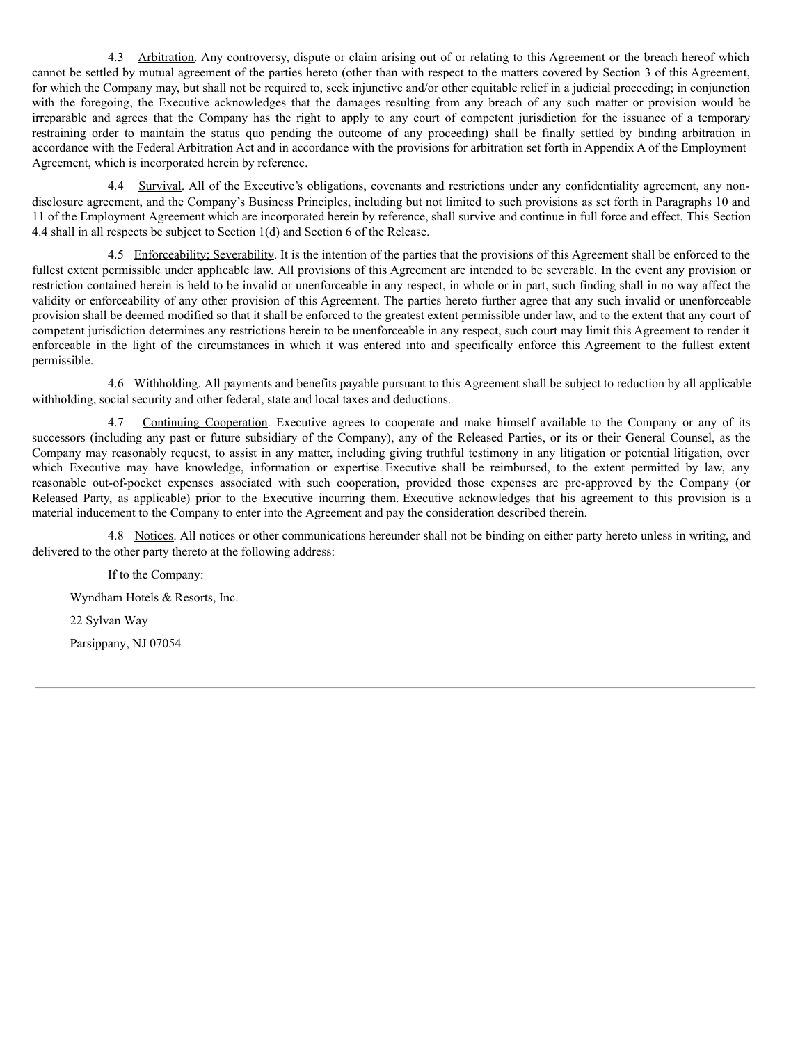4.3 Arbitration. Any controversy, dispute or claim arising out of or relating to this Agreement or the breach hereof which cannot be settled by mutual agreement of the parties hereto (other than with respect to the matters covered by Section 3 of this Agreement, for which the Company may, but shall not be required to, seek injunctive and/or other equitable relief in a judicial proceeding; in conjunction with the foregoing, the Executive acknowledges that the damages resulting from any breach of any such matter or provision would be irreparable and agrees that the Company has the right to apply to any court of competent jurisdiction for the issuance of a temporary restraining order to maintain the status quo pending the outcome of any proceeding) shall be finally settled by binding arbitration in accordance with the Federal Arbitration Act and in accordance with the provisions for arbitration set forth in Appendix A of the Employment Agreement, which is incorporated herein by reference.

4.4 Survival. All of the Executive's obligations, covenants and restrictions under any confidentiality agreement, any non-disclosure agreement, and the Company's Business Principles, including but not limited to such provisions as set forth in Paragraphs 10 and 11 of the Employment Agreement which are incorporated herein by reference, shall survive and continue in full force and effect. This Section 4.4 shall in all respects be subject to Section 1(d) and Section 6 of the Release.

4.5 Enforceability; Severability. It is the intention of the parties that the provisions of this Agreement shall be enforced to the fullest extent permissible under applicable law. All provisions of this Agreement are intended to be severable. In the event any provision or restriction contained herein is held to be invalid or unenforceable in any respect, in whole or in part, such finding shall in no way affect the validity or enforceability of any other provision of this Agreement. The parties hereto further agree that any such invalid or unenforceable provision shall be deemed modified so that it shall be enforced to the greatest extent permissible under law, and to the extent that any court of competent jurisdiction determines any restrictions herein to be unenforceable in any respect, such court may limit this Agreement to render it enforceable in the light of the circumstances in which it was entered into and specifically enforce this Agreement to the fullest extent permissible.

4.6 Withholding. All payments and benefits payable pursuant to this Agreement shall be subject to reduction by all applicable withholding, social security and other federal, state and local taxes and deductions.

4.7 Continuing Cooperation. Executive agrees to cooperate and make himself available to the Company or any of its successors (including any past or future subsidiary of the Company), any of the Released Parties, or its or their General Counsel, as the Company may reasonably request, to assist in any matter, including giving truthful testimony in any litigation or potential litigation, over which Executive may have knowledge, information or expertise. Executive shall be reimbursed, to the extent permitted by law, any reasonable out-of-pocket expenses associated with such cooperation, provided those expenses are pre-approved by the Company (or Released Party, as applicable) prior to the Executive incurring them. Executive acknowledges that his agreement to this provision is a material inducement to the Company to enter into the Agreement and pay the consideration described therein.

4.8 Notices. All notices or other communications hereunder shall not be binding on either party hereto unless in writing, and delivered to the other party thereto at the following address:

If to the Company:

Wyndham Hotels & Resorts, Inc.

22 Sylvan Way

Parsippany, NJ 07054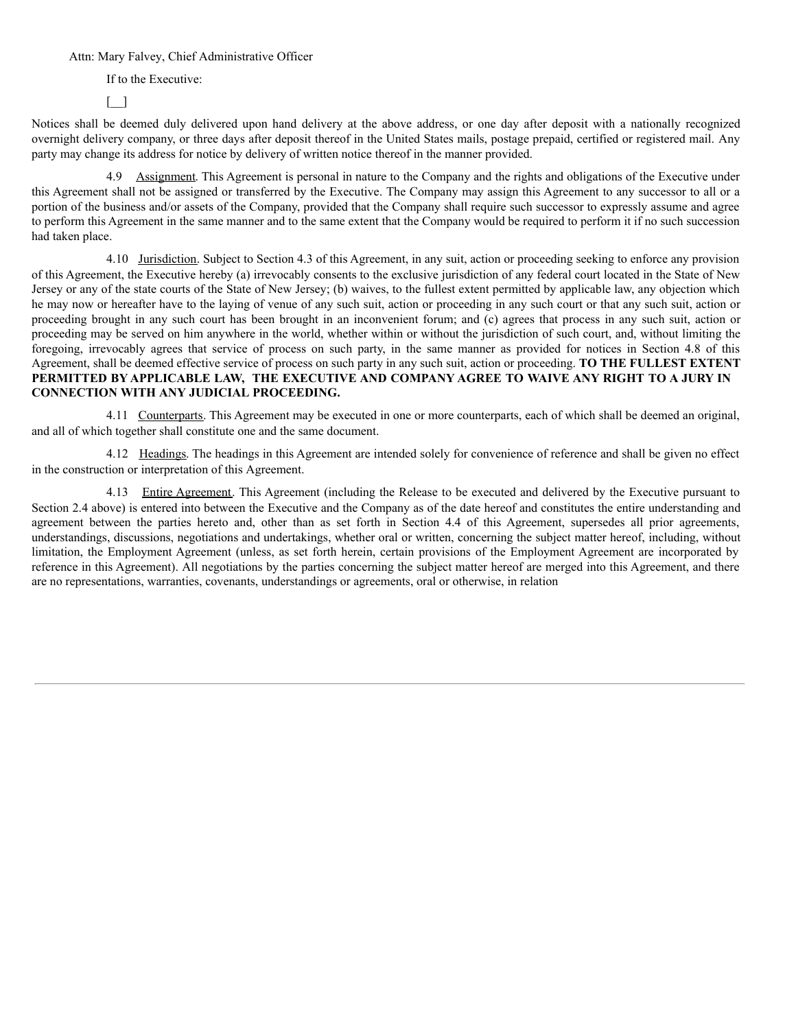Attn: Mary Falvey, Chief Administrative Officer

If to the Executive:

[__]

Notices shall be deemed duly delivered upon hand delivery at the above address, or one day after deposit with a nationally recognized overnight delivery company, or three days after deposit thereof in the United States mails, postage prepaid, certified or registered mail. Any party may change its address for notice by delivery of written notice thereof in the manner provided.

4.9 Assignment. This Agreement is personal in nature to the Company and the rights and obligations of the Executive under this Agreement shall not be assigned or transferred by the Executive. The Company may assign this Agreement to any successor to all or a portion of the business and/or assets of the Company, provided that the Company shall require such successor to expressly assume and agree to perform this Agreement in the same manner and to the same extent that the Company would be required to perform it if no such succession had taken place.

4.10 Jurisdiction. Subject to Section 4.3 of this Agreement, in any suit, action or proceeding seeking to enforce any provision of this Agreement, the Executive hereby (a) irrevocably consents to the exclusive jurisdiction of any federal court located in the State of New Jersey or any of the state courts of the State of New Jersey; (b) waives, to the fullest extent permitted by applicable law, any objection which he may now or hereafter have to the laying of venue of any such suit, action or proceeding in any such court or that any such suit, action or proceeding brought in any such court has been brought in an inconvenient forum; and (c) agrees that process in any such suit, action or proceeding may be served on him anywhere in the world, whether within or without the jurisdiction of such court, and, without limiting the foregoing, irrevocably agrees that service of process on such party, in the same manner as provided for notices in Section 4.8 of this Agreement, shall be deemed effective service of process on such party in any such suit, action or proceeding. **TO THE FULLEST EXTENT PERMITTED BY APPLICABLE LAW, THE EXECUTIVE AND COMPANY AGREE TO WAIVE ANY RIGHT TO A JURY IN CONNECTION WITH ANY JUDICIAL PROCEEDING.**

4.11 Counterparts. This Agreement may be executed in one or more counterparts, each of which shall be deemed an original, and all of which together shall constitute one and the same document.

4.12 Headings. The headings in this Agreement are intended solely for convenience of reference and shall be given no effect in the construction or interpretation of this Agreement.

4.13 Entire Agreement. This Agreement (including the Release to be executed and delivered by the Executive pursuant to Section 2.4 above) is entered into between the Executive and the Company as of the date hereof and constitutes the entire understanding and agreement between the parties hereto and, other than as set forth in Section 4.4 of this Agreement, supersedes all prior agreements, understandings, discussions, negotiations and undertakings, whether oral or written, concerning the subject matter hereof, including, without limitation, the Employment Agreement (unless, as set forth herein, certain provisions of the Employment Agreement are incorporated by reference in this Agreement). All negotiations by the parties concerning the subject matter hereof are merged into this Agreement, and there are no representations, warranties, covenants, understandings or agreements, oral or otherwise, in relation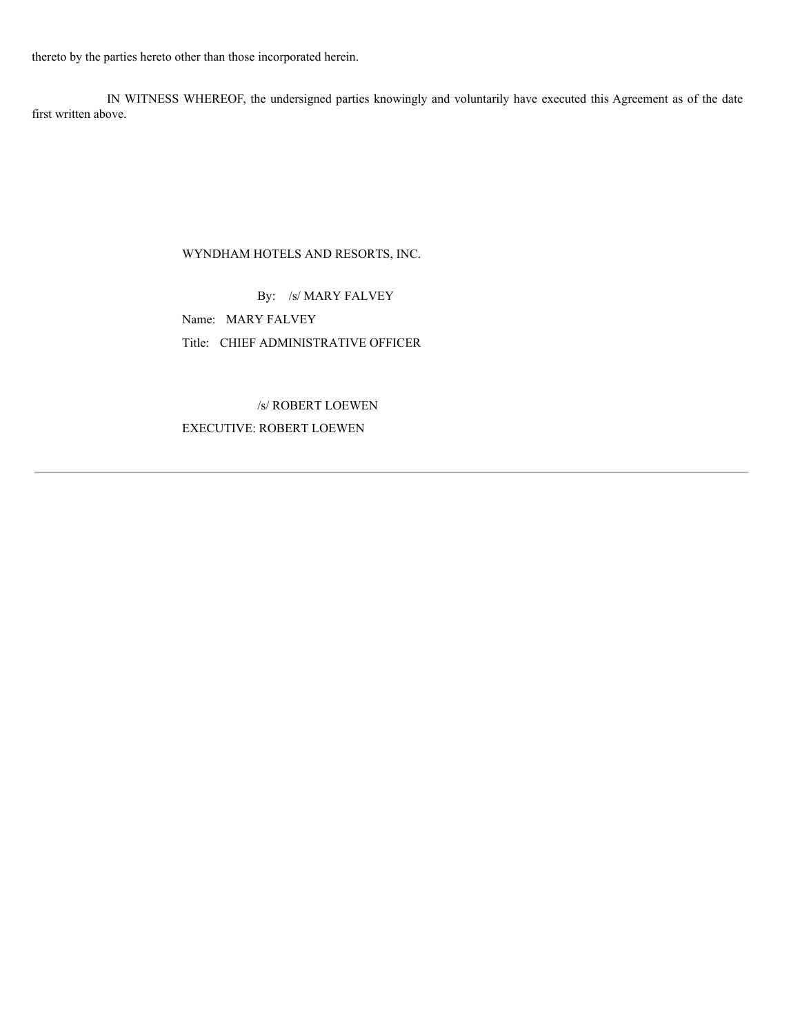thereto by the parties hereto other than those incorporated herein.

IN WITNESS WHEREOF, the undersigned parties knowingly and voluntarily have executed this Agreement as of the date first written above.

WYNDHAM HOTELS AND RESORTS, INC.

By: /s/ MARY FALVEY

Name: MARY FALVEY

Title: CHIEF ADMINISTRATIVE OFFICER

/s/ ROBERT LOEWEN

EXECUTIVE: ROBERT LOEWEN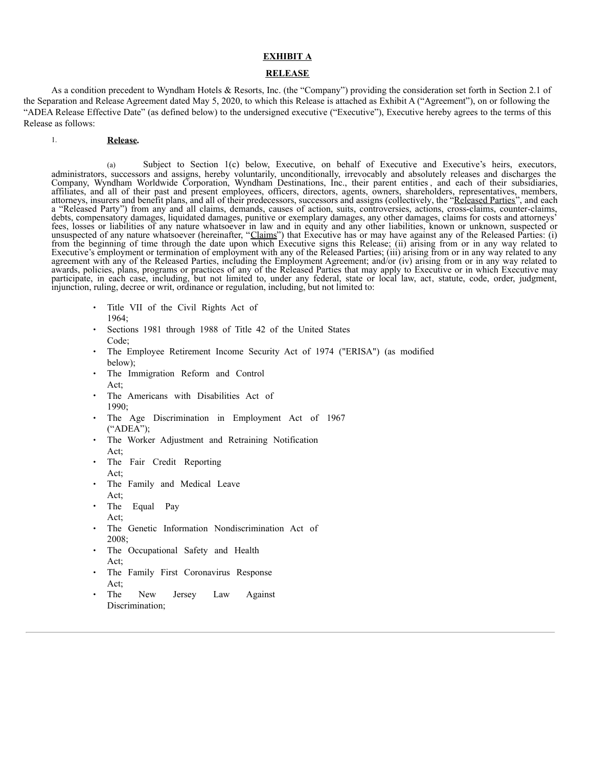**EXHIBIT A**

**RELEASE**

As a condition precedent to Wyndham Hotels & Resorts, Inc. (the "Company") providing the consideration set forth in Section 2.1 of the Separation and Release Agreement dated May 5, 2020, to which this Release is attached as Exhibit A ("Agreement"), on or following the "ADEA Release Effective Date" (as defined below) to the undersigned executive ("Executive"), Executive hereby agrees to the terms of this Release as follows:

1. **Release.**

(a) Subject to Section 1(c) below, Executive, on behalf of Executive and Executive's heirs, executors, administrators, successors and assigns, hereby voluntarily, unconditionally, irrevocably and absolutely releases and discharges the Company, Wyndham Worldwide Corporation, Wyndham Destinations, Inc., their parent entities, and each of their subsidiaries, affiliates, and all of their past and present employees, officers, directors, agents, owners, shareholders, representatives, members, attorneys, insurers and benefit plans, and all of their predecessors, successors and assigns (collectively, the "Released Parties", and each a "Released Party") from any and all claims, demands, causes of action, suits, controversies, actions, cross-claims, counter-claims, debts, compensatory damages, liquidated damages, punitive or exemplary damages, any other damages, claims for costs and attorneys' fees, losses or liabilities of any nature whatsoever in law and in equity and any other liabilities, known or unknown, suspected or unsuspected of any nature whatsoever (hereinafter, "Claims") that Executive has or may have against any of the Released Parties: (i) from the beginning of time through the date upon which Executive signs this Release; (ii) arising from or in any way related to Executive's employment or termination of employment with any of the Released Parties; (iii) arising from or in any way related to any agreement with any of the Released Parties, including the Employment Agreement; and/or (iv) arising from or in any way related to awards, policies, plans, programs or practices of any of the Released Parties that may apply to Executive or in which Executive may participate, in each case, including, but not limited to, under any federal, state or local law, act, statute, code, order, judgment, injunction, ruling, decree or writ, ordinance or regulation, including, but not limited to:

- Title VII of the Civil Rights Act of 1964;
- Sections 1981 through 1988 of Title 42 of the United States Code;
- The Employee Retirement Income Security Act of 1974 ("ERISA") (as modified below);
- The Immigration Reform and Control Act;
- The Americans with Disabilities Act of 1990;
- The Age Discrimination in Employment Act of 1967 ("ADEA");
- The Worker Adjustment and Retraining Notification Act;
- The Fair Credit Reporting Act;
- The Family and Medical Leave Act;
- The Equal Pay Act;
- The Genetic Information Nondiscrimination Act of 2008;
- The Occupational Safety and Health Act;
- The Family First Coronavirus Response Act;
- The New Jersey Law Against Discrimination;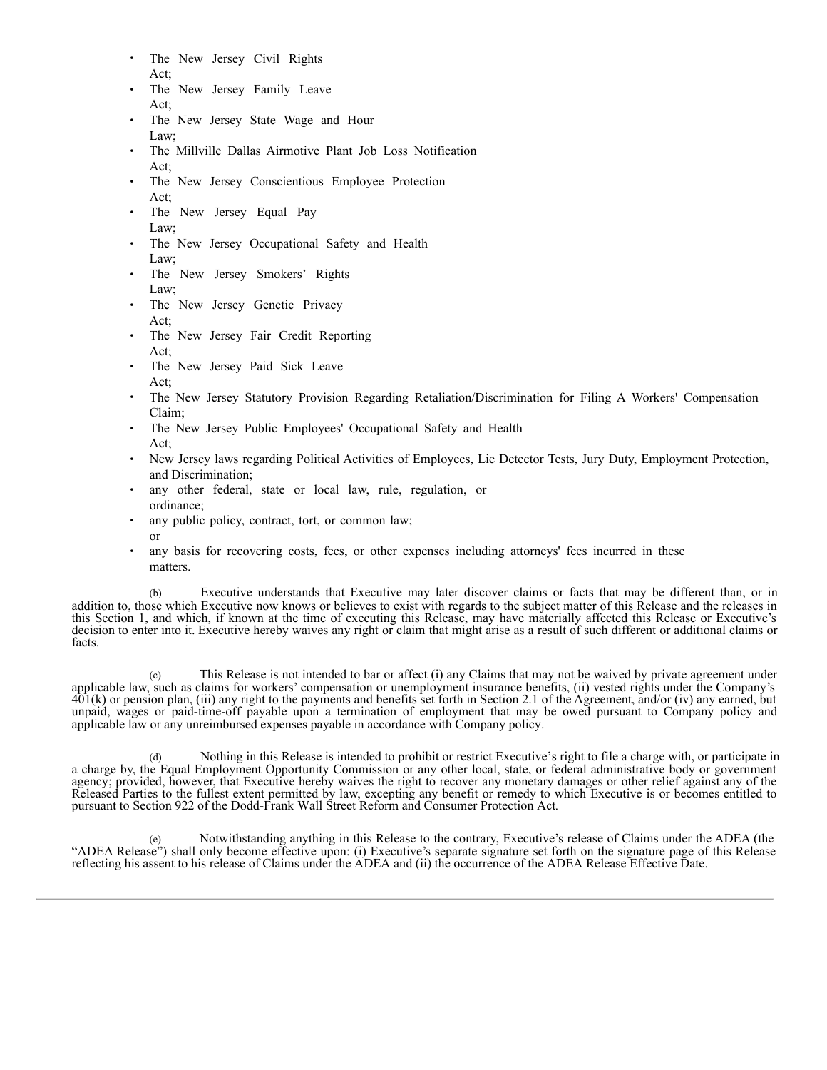- The New Jersey Civil Rights Act;
- The New Jersey Family Leave Act;
- The New Jersey State Wage and Hour Law;
- The Millville Dallas Airmotive Plant Job Loss Notification Act;
- The New Jersey Conscientious Employee Protection Act;
- The New Jersey Equal Pay Law;
- The New Jersey Occupational Safety and Health Law;
- The New Jersey Smokers' Rights Law;
- The New Jersey Genetic Privacy Act;
- The New Jersey Fair Credit Reporting Act;
- The New Jersey Paid Sick Leave Act;
- The New Jersey Statutory Provision Regarding Retaliation/Discrimination for Filing A Workers' Compensation Claim;
- The New Jersey Public Employees' Occupational Safety and Health Act;
- New Jersey laws regarding Political Activities of Employees, Lie Detector Tests, Jury Duty, Employment Protection, and Discrimination;
- any other federal, state or local law, rule, regulation, or ordinance;
- any public policy, contract, tort, or common law; or
- any basis for recovering costs, fees, or other expenses including attorneys' fees incurred in these matters.

(b) Executive understands that Executive may later discover claims or facts that may be different than, or in addition to, those which Executive now knows or believes to exist with regards to the subject matter of this Release and the releases in this Section 1, and which, if known at the time of executing this Release, may have materially affected this Release or Executive's decision to enter into it. Executive hereby waives any right or claim that might arise as a result of such different or additional claims or facts.

(c) This Release is not intended to bar or affect (i) any Claims that may not be waived by private agreement under applicable law, such as claims for workers' compensation or unemployment insurance benefits, (ii) vested rights under the Company's 401(k) or pension plan, (iii) any right to the payments and benefits set forth in Section 2.1 of the Agreement, and/or (iv) any earned, but unpaid, wages or paid-time-off payable upon a termination of employment that may be owed pursuant to Company policy and applicable law or any unreimbursed expenses payable in accordance with Company policy.

(d) Nothing in this Release is intended to prohibit or restrict Executive's right to file a charge with, or participate in a charge by, the Equal Employment Opportunity Commission or any other local, state, or federal administrative body or government agency; provided, however, that Executive hereby waives the right to recover any monetary damages or other relief against any of the Released Parties to the fullest extent permitted by law, excepting any benefit or remedy to which Executive is or becomes entitled to pursuant to Section 922 of the Dodd-Frank Wall Street Reform and Consumer Protection Act.

(e) Notwithstanding anything in this Release to the contrary, Executive's release of Claims under the ADEA (the "ADEA Release") shall only become effective upon: (i) Executive's separate signature set forth on the signature page of this Release reflecting his assent to his release of Claims under the ADEA and (ii) the occurrence of the ADEA Release Effective Date.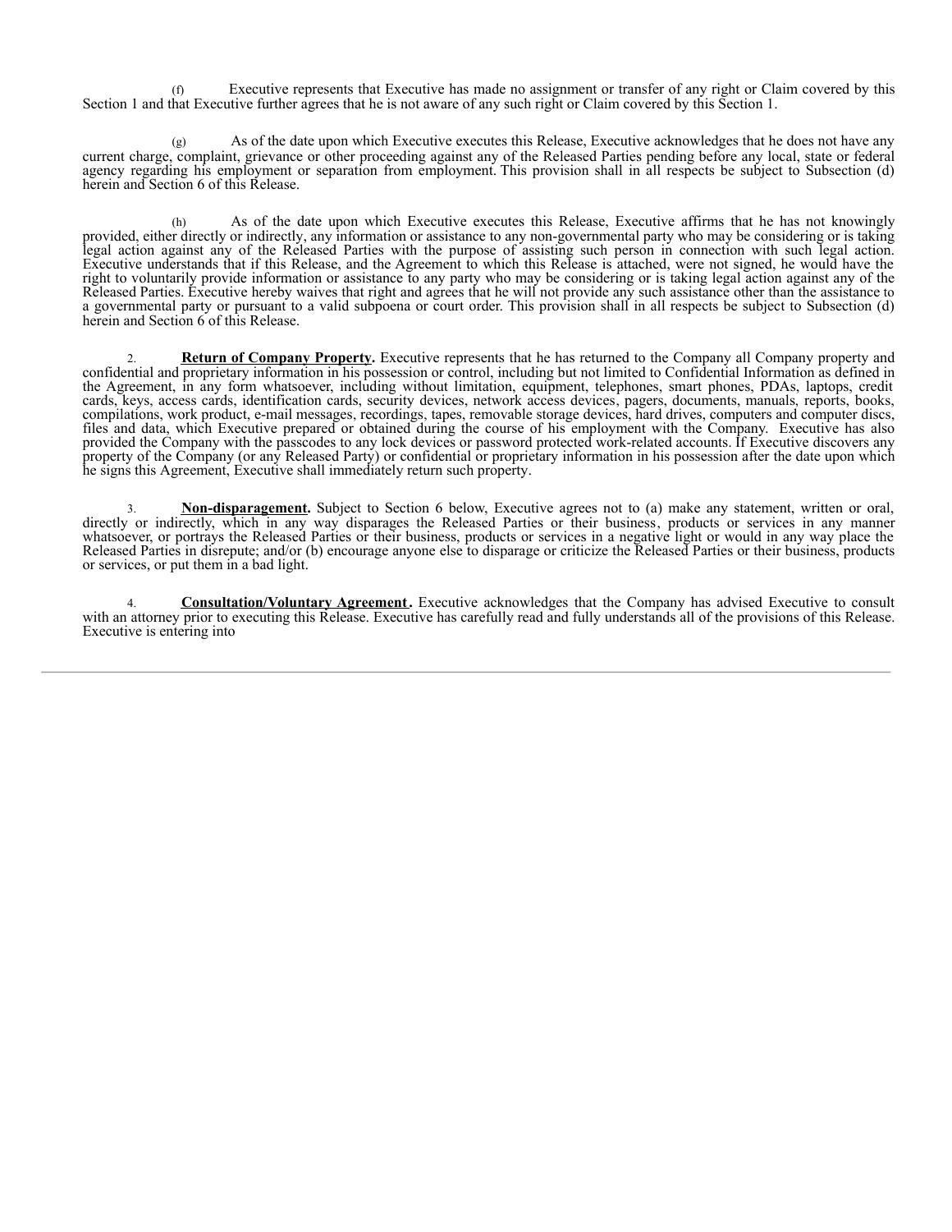(f) Executive represents that Executive has made no assignment or transfer of any right or Claim covered by this Section 1 and that Executive further agrees that he is not aware of any such right or Claim covered by this Section 1.

(g) As of the date upon which Executive executes this Release, Executive acknowledges that he does not have any current charge, complaint, grievance or other proceeding against any of the Released Parties pending before any local, state or federal agency regarding his employment or separation from employment. This provision shall in all respects be subject to Subsection (d) herein and Section 6 of this Release.

(h) As of the date upon which Executive executes this Release, Executive affirms that he has not knowingly provided, either directly or indirectly, any information or assistance to any non-governmental party who may be considering or is taking legal action against any of the Released Parties with the purpose of assisting such person in connection with such legal action. Executive understands that if this Release, and the Agreement to which this Release is attached, were not signed, he would have the right to voluntarily provide information or assistance to any party who may be considering or is taking legal action against any of the Released Parties. Executive hereby waives that right and agrees that he will not provide any such assistance other than the assistance to a governmental party or pursuant to a valid subpoena or court order. This provision shall in all respects be subject to Subsection (d) herein and Section 6 of this Release.

2. **Return of Company Property.** Executive represents that he has returned to the Company all Company property and confidential and proprietary information in his possession or control, including but not limited to Confidential Information as defined in the Agreement, in any form whatsoever, including without limitation, equipment, telephones, smart phones, PDAs, laptops, credit cards, keys, access cards, identification cards, security devices, network access devices, pagers, documents, manuals, reports, books, compilations, work product, e-mail messages, recordings, tapes, removable storage devices, hard drives, computers and computer discs, files and data, which Executive prepared or obtained during the course of his employment with the Company. Executive has also provided the Company with the passcodes to any lock devices or password protected work-related accounts. If Executive discovers any property of the Company (or any Released Party) or confidential or proprietary information in his possession after the date upon which he signs this Agreement, Executive shall immediately return such property.

3. **Non-disparagement.** Subject to Section 6 below, Executive agrees not to (a) make any statement, written or oral, directly or indirectly, which in any way disparages the Released Parties or their business, products or services in any manner whatsoever, or portrays the Released Parties or their business, products or services in a negative light or would in any way place the Released Parties in disrepute; and/or (b) encourage anyone else to disparage or criticize the Released Parties or their business, products or services, or put them in a bad light.

4. **Consultation/Voluntary Agreement.** Executive acknowledges that the Company has advised Executive to consult with an attorney prior to executing this Release. Executive has carefully read and fully understands all of the provisions of this Release. Executive is entering into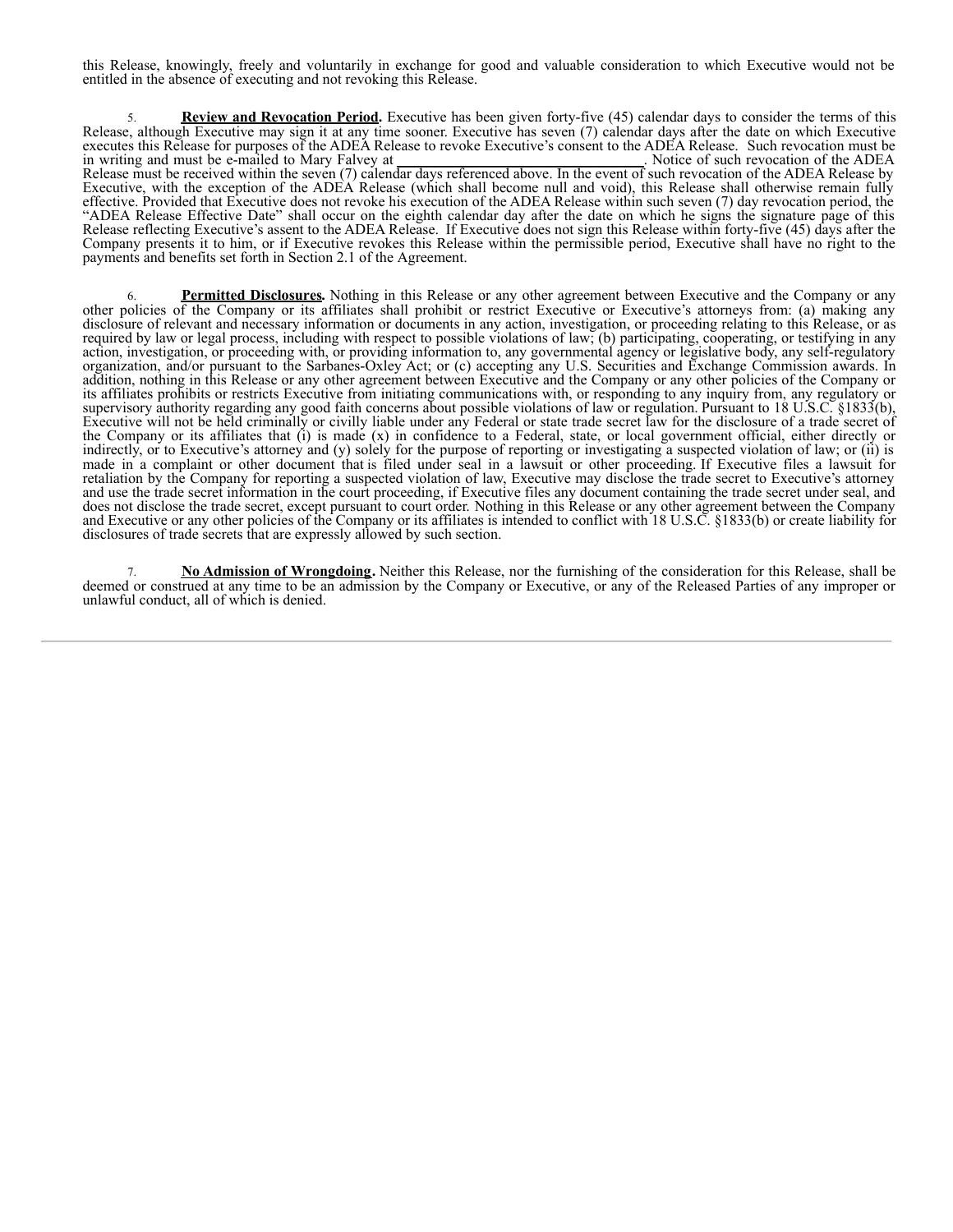this Release, knowingly, freely and voluntarily in exchange for good and valuable consideration to which Executive would not be entitled in the absence of executing and not revoking this Release.

5. **Review and Revocation Period.** Executive has been given forty-five (45) calendar days to consider the terms of this Release, although Executive may sign it at any time sooner. Executive has seven (7) calendar days after the date on which Executive executes this Release for purposes of the ADEA Release to revoke Executive's consent to the ADEA Release. Such revocation must be in writing and must be e-mailed to Mary Falvey at \_\_\_\_\_\_\_\_\_\_\_\_\_\_\_\_\_\_\_\_\_\_\_\_\_\_\_\_\_\_. Notice of such revocation of the ADEA Release must be received within the seven (7) calendar days referenced above. In the event of such revocation of the ADEA Release by Executive, with the exception of the ADEA Release (which shall become null and void), this Release shall otherwise remain fully effective. Provided that Executive does not revoke his execution of the ADEA Release within such seven (7) day revocation period, the "ADEA Release Effective Date" shall occur on the eighth calendar day after the date on which he signs the signature page of this Release reflecting Executive's assent to the ADEA Release. If Executive does not sign this Release within forty-five (45) days after the Company presents it to him, or if Executive revokes this Release within the permissible period, Executive shall have no right to the payments and benefits set forth in Section 2.1 of the Agreement.

6. **Permitted Disclosures.** Nothing in this Release or any other agreement between Executive and the Company or any other policies of the Company or its affiliates shall prohibit or restrict Executive or Executive's attorneys from: (a) making any disclosure of relevant and necessary information or documents in any action, investigation, or proceeding relating to this Release, or as required by law or legal process, including with respect to possible violations of law; (b) participating, cooperating, or testifying in any action, investigation, or proceeding with, or providing information to, any governmental agency or legislative body, any self-regulatory organization, and/or pursuant to the Sarbanes-Oxley Act; or (c) accepting any U.S. Securities and Exchange Commission awards. In addition, nothing in this Release or any other agreement between Executive and the Company or any other policies of the Company or its affiliates prohibits or restricts Executive from initiating communications with, or responding to any inquiry from, any regulatory or supervisory authority regarding any good faith concerns about possible violations of law or regulation. Pursuant to 18 U.S.C. §1833(b), Executive will not be held criminally or civilly liable under any Federal or state trade secret law for the disclosure of a trade secret of the Company or its affiliates that (i) is made (x) in confidence to a Federal, state, or local government official, either directly or indirectly, or to Executive's attorney and (y) solely for the purpose of reporting or investigating a suspected violation of law; or (ii) is made in a complaint or other document that is filed under seal in a lawsuit or other proceeding. If Executive files a lawsuit for retaliation by the Company for reporting a suspected violation of law, Executive may disclose the trade secret to Executive's attorney and use the trade secret information in the court proceeding, if Executive files any document containing the trade secret under seal, and does not disclose the trade secret, except pursuant to court order. Nothing in this Release or any other agreement between the Company and Executive or any other policies of the Company or its affiliates is intended to conflict with 18 U.S.C. §1833(b) or create liability for disclosures of trade secrets that are expressly allowed by such section.

7. **No Admission of Wrongdoing.** Neither this Release, nor the furnishing of the consideration for this Release, shall be deemed or construed at any time to be an admission by the Company or Executive, or any of the Released Parties of any improper or unlawful conduct, all of which is denied.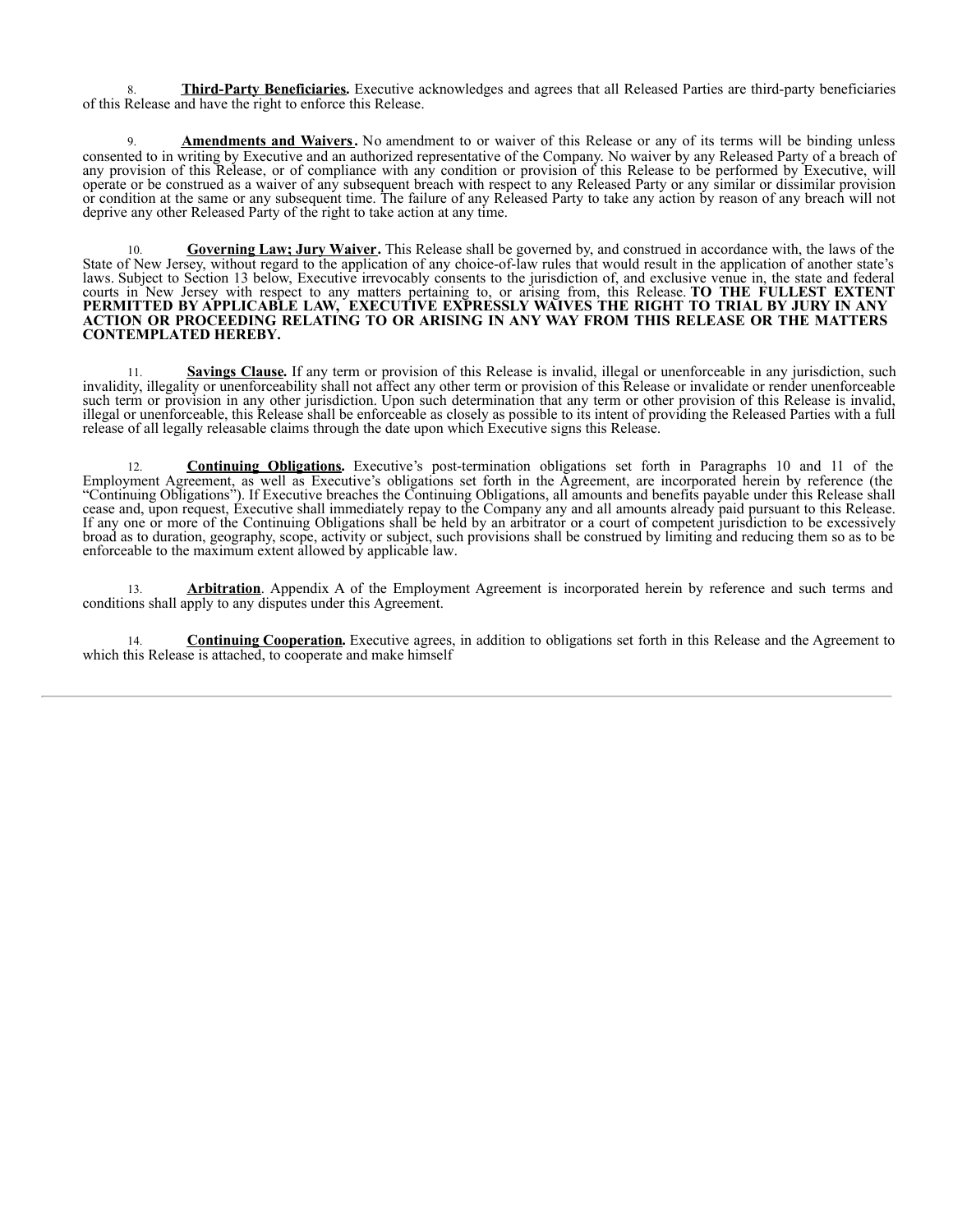8. **Third-Party Beneficiaries.** Executive acknowledges and agrees that all Released Parties are third-party beneficiaries of this Release and have the right to enforce this Release.

9. **Amendments and Waivers.** No amendment to or waiver of this Release or any of its terms will be binding unless consented to in writing by Executive and an authorized representative of the Company. No waiver by any Released Party of a breach of any provision of this Release, or of compliance with any condition or provision of this Release to be performed by Executive, will operate or be construed as a waiver of any subsequent breach with respect to any Released Party or any similar or dissimilar provision or condition at the same or any subsequent time. The failure of any Released Party to take any action by reason of any breach will not deprive any other Released Party of the right to take action at any time.

10. **Governing Law; Jury Waiver.** This Release shall be governed by, and construed in accordance with, the laws of the State of New Jersey, without regard to the application of any choice-of-law rules that would result in the application of another state's laws. Subject to Section 13 below, Executive irrevocably consents to the jurisdiction of, and exclusive venue in, the state and federal courts in New Jersey with respect to any matters pertaining to, or arising from, this Release. **TO THE FULLEST EXTENT PERMITTED BY APPLICABLE LAW, EXECUTIVE EXPRESSLY WAIVES THE RIGHT TO TRIAL BY JURY IN ANY ACTION OR PROCEEDING RELATING TO OR ARISING IN ANY WAY FROM THIS RELEASE OR THE MATTERS CONTEMPLATED HEREBY.**

11. **Savings Clause.** If any term or provision of this Release is invalid, illegal or unenforceable in any jurisdiction, such invalidity, illegality or unenforceability shall not affect any other term or provision of this Release or invalidate or render unenforceable such term or provision in any other jurisdiction. Upon such determination that any term or other provision of this Release is invalid, illegal or unenforceable, this Release shall be enforceable as closely as possible to its intent of providing the Released Parties with a full release of all legally releasable claims through the date upon which Executive signs this Release.

12. **Continuing Obligations.** Executive's post-termination obligations set forth in Paragraphs 10 and 11 of the Employment Agreement, as well as Executive's obligations set forth in the Agreement, are incorporated herein by reference (the "Continuing Obligations"). If Executive breaches the Continuing Obligations, all amounts and benefits payable under this Release shall cease and, upon request, Executive shall immediately repay to the Company any and all amounts already paid pursuant to this Release. If any one or more of the Continuing Obligations shall be held by an arbitrator or a court of competent jurisdiction to be excessively broad as to duration, geography, scope, activity or subject, such provisions shall be construed by limiting and reducing them so as to be enforceable to the maximum extent allowed by applicable law.

13. **Arbitration**. Appendix A of the Employment Agreement is incorporated herein by reference and such terms and conditions shall apply to any disputes under this Agreement.

14. **Continuing Cooperation.** Executive agrees, in addition to obligations set forth in this Release and the Agreement to which this Release is attached, to cooperate and make himself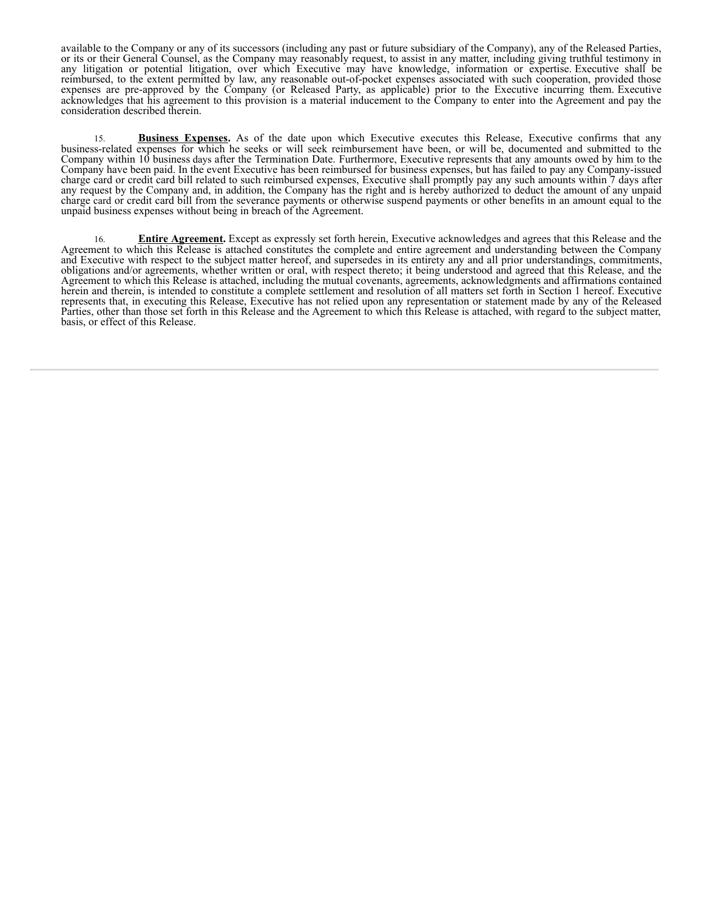available to the Company or any of its successors (including any past or future subsidiary of the Company), any of the Released Parties, or its or their General Counsel, as the Company may reasonably request, to assist in any matter, including giving truthful testimony in any litigation or potential litigation, over which Executive may have knowledge, information or expertise. Executive shall be reimbursed, to the extent permitted by law, any reasonable out-of-pocket expenses associated with such cooperation, provided those expenses are pre-approved by the Company (or Released Party, as applicable) prior to the Executive incurring them. Executive acknowledges that his agreement to this provision is a material inducement to the Company to enter into the Agreement and pay the consideration described therein.

15. **Business Expenses.** As of the date upon which Executive executes this Release, Executive confirms that any business-related expenses for which he seeks or will seek reimbursement have been, or will be, documented and submitted to the Company within 10 business days after the Termination Date. Furthermore, Executive represents that any amounts owed by him to the Company have been paid. In the event Executive has been reimbursed for business expenses, but has failed to pay any Company-issued charge card or credit card bill related to such reimbursed expenses, Executive shall promptly pay any such amounts within 7 days after any request by the Company and, in addition, the Company has the right and is hereby authorized to deduct the amount of any unpaid charge card or credit card bill from the severance payments or otherwise suspend payments or other benefits in an amount equal to the unpaid business expenses without being in breach of the Agreement.

16. **Entire Agreement.** Except as expressly set forth herein, Executive acknowledges and agrees that this Release and the Agreement to which this Release is attached constitutes the complete and entire agreement and understanding between the Company and Executive with respect to the subject matter hereof, and supersedes in its entirety any and all prior understandings, commitments, obligations and/or agreements, whether written or oral, with respect thereto; it being understood and agreed that this Release, and the Agreement to which this Release is attached, including the mutual covenants, agreements, acknowledgments and affirmations contained herein and therein, is intended to constitute a complete settlement and resolution of all matters set forth in Section 1 hereof. Executive represents that, in executing this Release, Executive has not relied upon any representation or statement made by any of the Released Parties, other than those set forth in this Release and the Agreement to which this Release is attached, with regard to the subject matter, basis, or effect of this Release.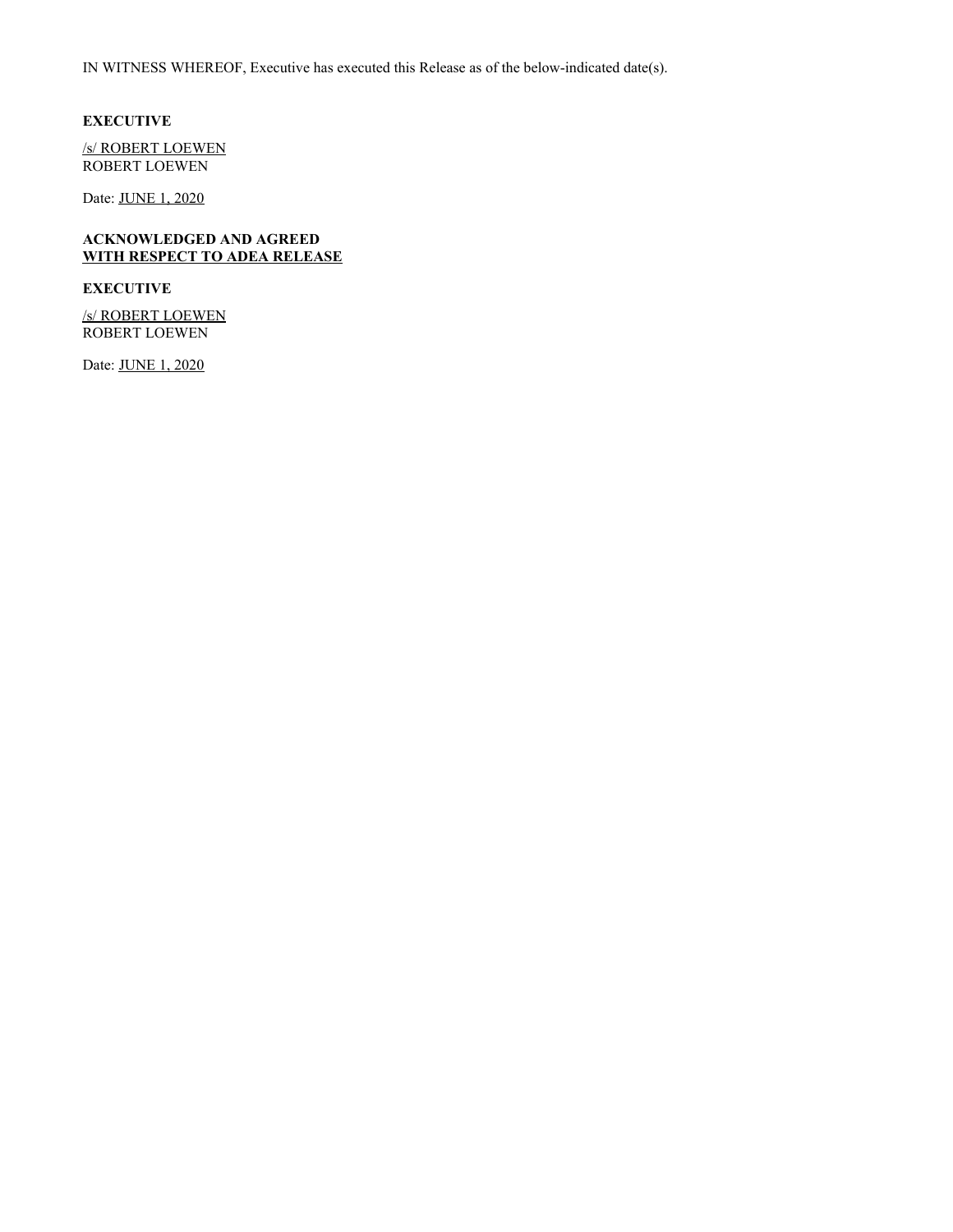IN WITNESS WHEREOF, Executive has executed this Release as of the below-indicated date(s).

**EXECUTIVE**

/s/ ROBERT LOEWEN
ROBERT LOEWEN

Date: JUNE 1, 2020

**ACKNOWLEDGED AND AGREED**
**WITH RESPECT TO ADEA RELEASE**

**EXECUTIVE**

/s/ ROBERT LOEWEN
ROBERT LOEWEN

Date: JUNE 1, 2020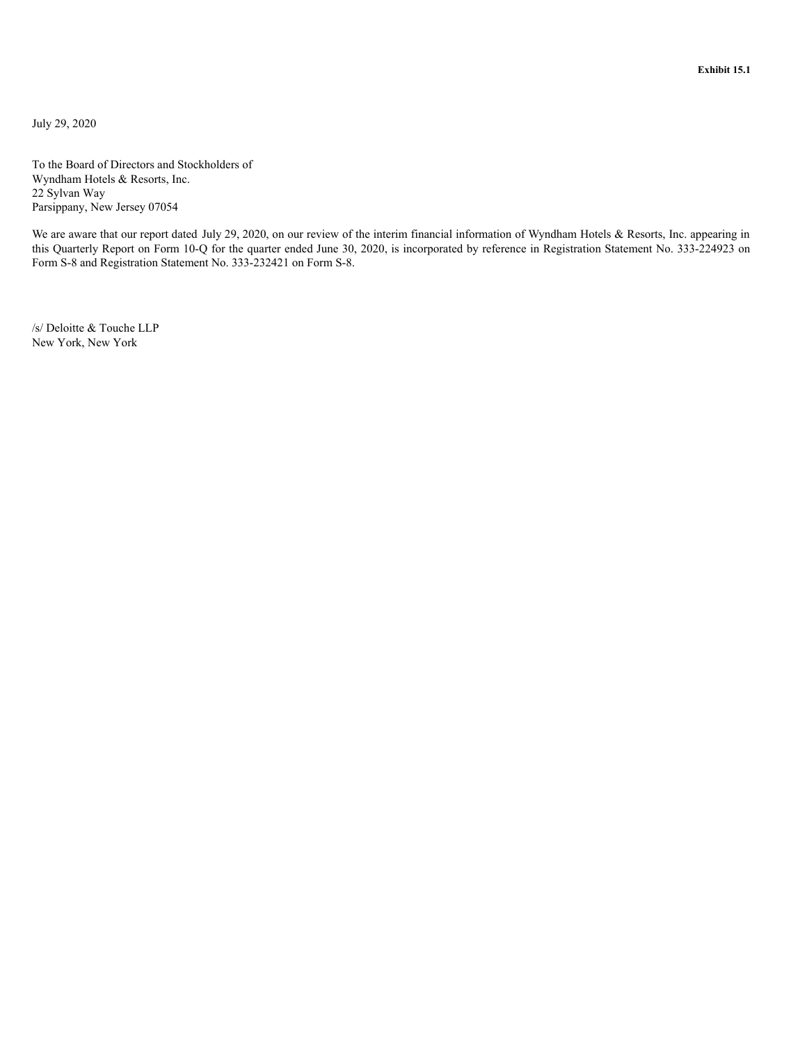**Exhibit 15.1**

July 29, 2020

To the Board of Directors and Stockholders of
Wyndham Hotels & Resorts, Inc.
22 Sylvan Way
Parsippany, New Jersey 07054

We are aware that our report dated July 29, 2020, on our review of the interim financial information of Wyndham Hotels & Resorts, Inc. appearing in this Quarterly Report on Form 10-Q for the quarter ended June 30, 2020, is incorporated by reference in Registration Statement No. 333-224923 on Form S-8 and Registration Statement No. 333-232421 on Form S-8.

/s/ Deloitte & Touche LLP
New York, New York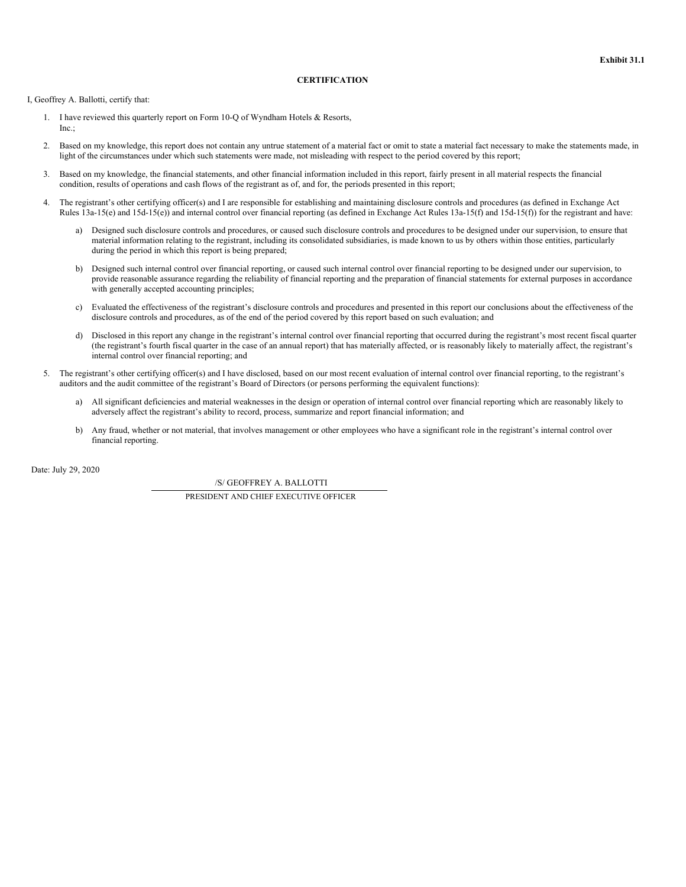**Exhibit 31.1**

**CERTIFICATION**

I, Geoffrey A. Ballotti, certify that:

1. I have reviewed this quarterly report on Form 10-Q of Wyndham Hotels & Resorts, Inc.;
2. Based on my knowledge, this report does not contain any untrue statement of a material fact or omit to state a material fact necessary to make the statements made, in light of the circumstances under which such statements were made, not misleading with respect to the period covered by this report;
3. Based on my knowledge, the financial statements, and other financial information included in this report, fairly present in all material respects the financial condition, results of operations and cash flows of the registrant as of, and for, the periods presented in this report;
4. The registrant's other certifying officer(s) and I are responsible for establishing and maintaining disclosure controls and procedures (as defined in Exchange Act Rules 13a-15(e) and 15d-15(e)) and internal control over financial reporting (as defined in Exchange Act Rules 13a-15(f) and 15d-15(f)) for the registrant and have:
   a) Designed such disclosure controls and procedures, or caused such disclosure controls and procedures to be designed under our supervision, to ensure that material information relating to the registrant, including its consolidated subsidiaries, is made known to us by others within those entities, particularly during the period in which this report is being prepared;
   b) Designed such internal control over financial reporting, or caused such internal control over financial reporting to be designed under our supervision, to provide reasonable assurance regarding the reliability of financial reporting and the preparation of financial statements for external purposes in accordance with generally accepted accounting principles;
   c) Evaluated the effectiveness of the registrant's disclosure controls and procedures and presented in this report our conclusions about the effectiveness of the disclosure controls and procedures, as of the end of the period covered by this report based on such evaluation; and
   d) Disclosed in this report any change in the registrant's internal control over financial reporting that occurred during the registrant's most recent fiscal quarter (the registrant's fourth fiscal quarter in the case of an annual report) that has materially affected, or is reasonably likely to materially affect, the registrant's internal control over financial reporting; and
5. The registrant's other certifying officer(s) and I have disclosed, based on our most recent evaluation of internal control over financial reporting, to the registrant's auditors and the audit committee of the registrant's Board of Directors (or persons performing the equivalent functions):
   a) All significant deficiencies and material weaknesses in the design or operation of internal control over financial reporting which are reasonably likely to adversely affect the registrant's ability to record, process, summarize and report financial information; and
   b) Any fraud, whether or not material, that involves management or other employees who have a significant role in the registrant's internal control over financial reporting.

Date: July 29, 2020

/S/ GEOFFREY A. BALLOTTI

PRESIDENT AND CHIEF EXECUTIVE OFFICER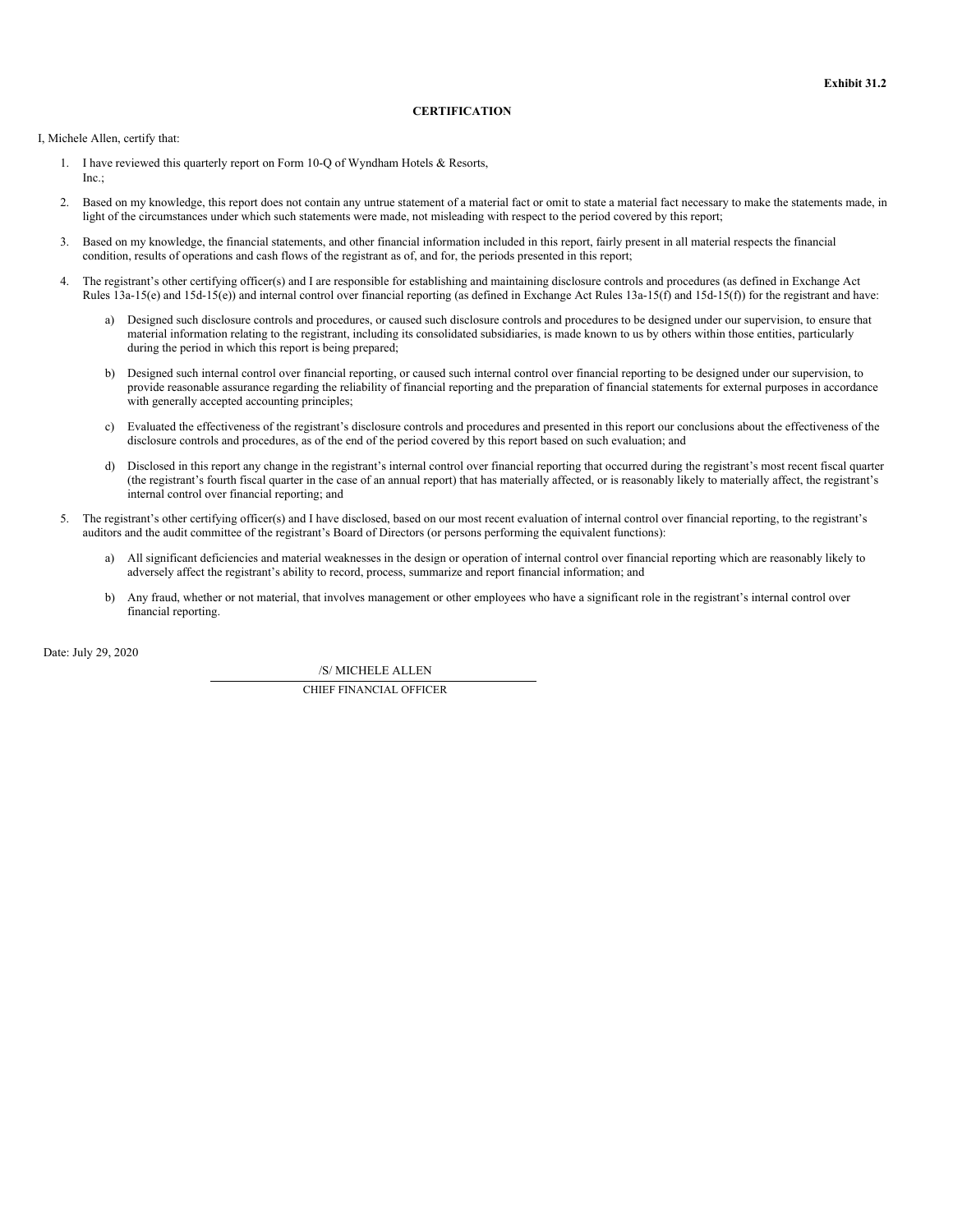**Exhibit 31.2**

**CERTIFICATION**

I, Michele Allen, certify that:

1. I have reviewed this quarterly report on Form 10-Q of Wyndham Hotels & Resorts, Inc.;
2. Based on my knowledge, this report does not contain any untrue statement of a material fact or omit to state a material fact necessary to make the statements made, in light of the circumstances under which such statements were made, not misleading with respect to the period covered by this report;
3. Based on my knowledge, the financial statements, and other financial information included in this report, fairly present in all material respects the financial condition, results of operations and cash flows of the registrant as of, and for, the periods presented in this report;
4. The registrant's other certifying officer(s) and I are responsible for establishing and maintaining disclosure controls and procedures (as defined in Exchange Act Rules 13a-15(e) and 15d-15(e)) and internal control over financial reporting (as defined in Exchange Act Rules 13a-15(f) and 15d-15(f)) for the registrant and have:
   a) Designed such disclosure controls and procedures, or caused such disclosure controls and procedures to be designed under our supervision, to ensure that material information relating to the registrant, including its consolidated subsidiaries, is made known to us by others within those entities, particularly during the period in which this report is being prepared;
   b) Designed such internal control over financial reporting, or caused such internal control over financial reporting to be designed under our supervision, to provide reasonable assurance regarding the reliability of financial reporting and the preparation of financial statements for external purposes in accordance with generally accepted accounting principles;
   c) Evaluated the effectiveness of the registrant's disclosure controls and procedures and presented in this report our conclusions about the effectiveness of the disclosure controls and procedures, as of the end of the period covered by this report based on such evaluation; and
   d) Disclosed in this report any change in the registrant's internal control over financial reporting that occurred during the registrant's most recent fiscal quarter (the registrant's fourth fiscal quarter in the case of an annual report) that has materially affected, or is reasonably likely to materially affect, the registrant's internal control over financial reporting; and
5. The registrant's other certifying officer(s) and I have disclosed, based on our most recent evaluation of internal control over financial reporting, to the registrant's auditors and the audit committee of the registrant's Board of Directors (or persons performing the equivalent functions):
   a) All significant deficiencies and material weaknesses in the design or operation of internal control over financial reporting which are reasonably likely to adversely affect the registrant's ability to record, process, summarize and report financial information; and
   b) Any fraud, whether or not material, that involves management or other employees who have a significant role in the registrant's internal control over financial reporting.

Date: July 29, 2020

/S/ MICHELE ALLEN

CHIEF FINANCIAL OFFICER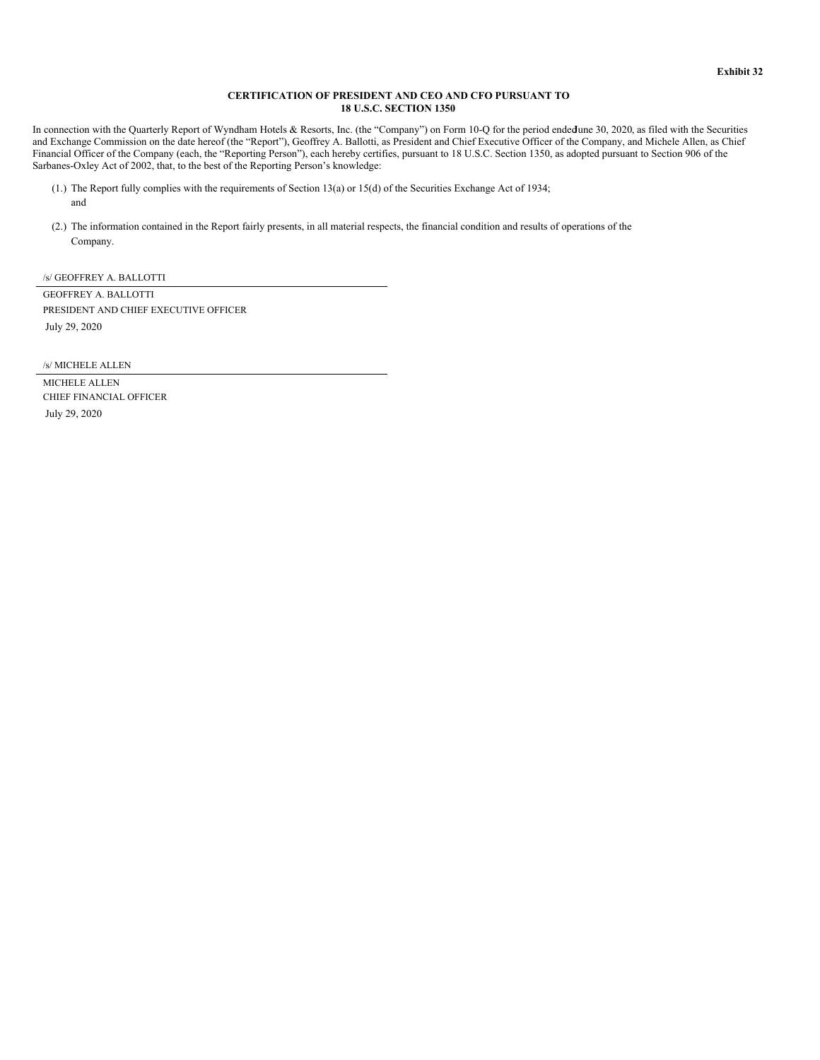**Exhibit 32**

**CERTIFICATION OF PRESIDENT AND CEO AND CFO PURSUANT TO**
**18 U.S.C. SECTION 1350**

In connection with the Quarterly Report of Wyndham Hotels & Resorts, Inc. (the "Company") on Form 10-Q for the period ended June 30, 2020, as filed with the Securities and Exchange Commission on the date hereof (the "Report"), Geoffrey A. Ballotti, as President and Chief Executive Officer of the Company, and Michele Allen, as Chief Financial Officer of the Company (each, the "Reporting Person"), each hereby certifies, pursuant to 18 U.S.C. Section 1350, as adopted pursuant to Section 906 of the Sarbanes-Oxley Act of 2002, that, to the best of the Reporting Person's knowledge:

(1.) The Report fully complies with the requirements of Section 13(a) or 15(d) of the Securities Exchange Act of 1934; and

(2.) The information contained in the Report fairly presents, in all material respects, the financial condition and results of operations of the Company.

/s/ GEOFFREY A. BALLOTTI

GEOFFREY A. BALLOTTI
PRESIDENT AND CHIEF EXECUTIVE OFFICER
July 29, 2020

/s/ MICHELE ALLEN

MICHELE ALLEN
CHIEF FINANCIAL OFFICER
July 29, 2020